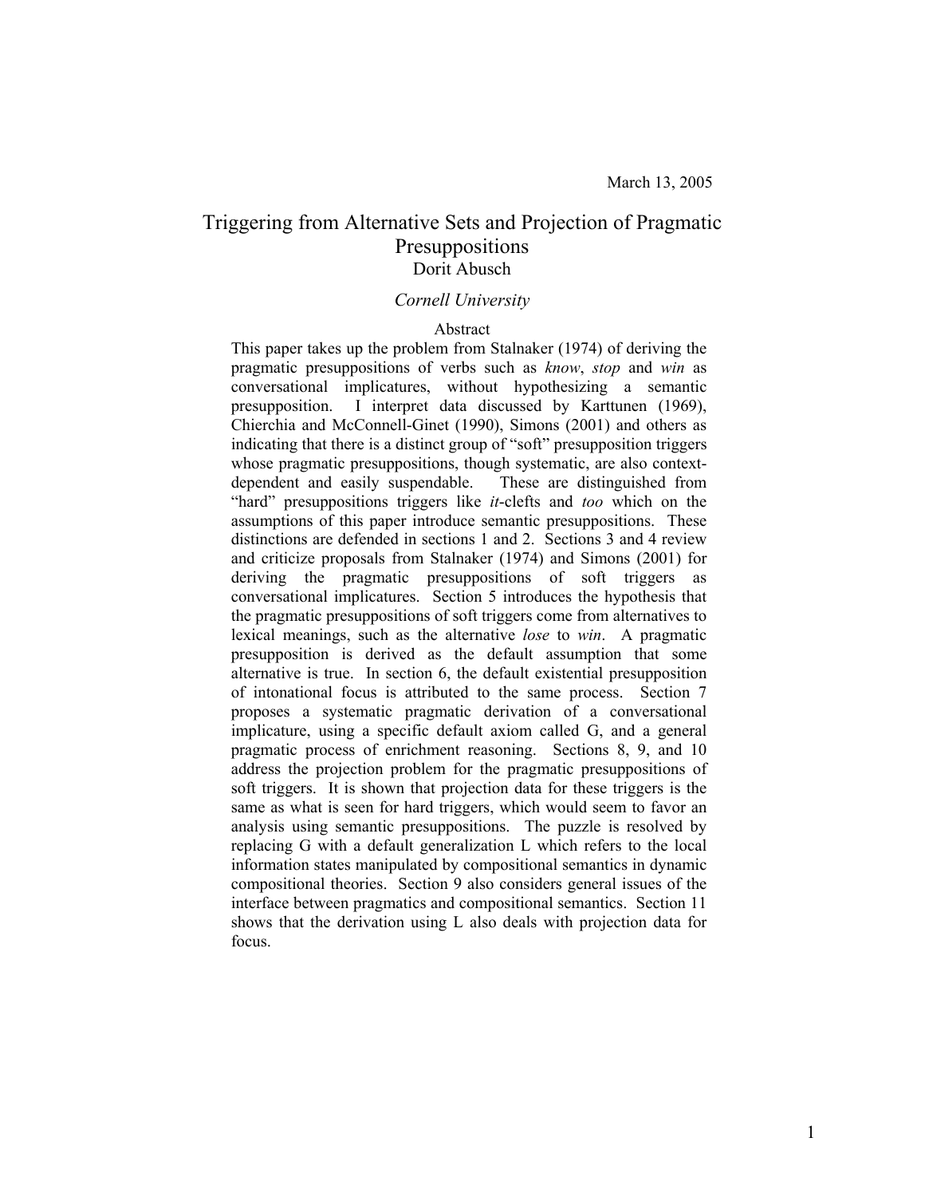March 13, 2005

# Triggering from Alternative Sets and Projection of Pragmatic Presuppositions

Dorit Abusch

*Cornell University*

## Abstract

This paper takes up the problem from Stalnaker (1974) of deriving the pragmatic presuppositions of verbs such as *know*, *stop* and *win* as conversational implicatures, without hypothesizing a semantic presupposition. I interpret data discussed by Karttunen (1969), Chierchia and McConnell-Ginet (1990), Simons (2001) and others as indicating that there is a distinct group of "soft" presupposition triggers whose pragmatic presuppositions, though systematic, are also context-dependent and easily suspendable. These are distinguished from "hard" presuppositions triggers like *it*-clefts and *too* which on the assumptions of this paper introduce semantic presuppositions. These distinctions are defended in sections 1 and 2. Sections 3 and 4 review and criticize proposals from Stalnaker (1974) and Simons (2001) for deriving the pragmatic presuppositions of soft triggers as conversational implicatures. Section 5 introduces the hypothesis that the pragmatic presuppositions of soft triggers come from alternatives to lexical meanings, such as the alternative *lose* to *win*. A pragmatic presupposition is derived as the default assumption that some alternative is true. In section 6, the default existential presupposition of intonational focus is attributed to the same process. Section 7 proposes a systematic pragmatic derivation of a conversational implicature, using a specific default axiom called G, and a general pragmatic process of enrichment reasoning. Sections 8, 9, and 10 address the projection problem for the pragmatic presuppositions of soft triggers. It is shown that projection data for these triggers is the same as what is seen for hard triggers, which would seem to favor an analysis using semantic presuppositions. The puzzle is resolved by replacing G with a default generalization L which refers to the local information states manipulated by compositional semantics in dynamic compositional theories. Section 9 also considers general issues of the interface between pragmatics and compositional semantics. Section 11 shows that the derivation using L also deals with projection data for focus.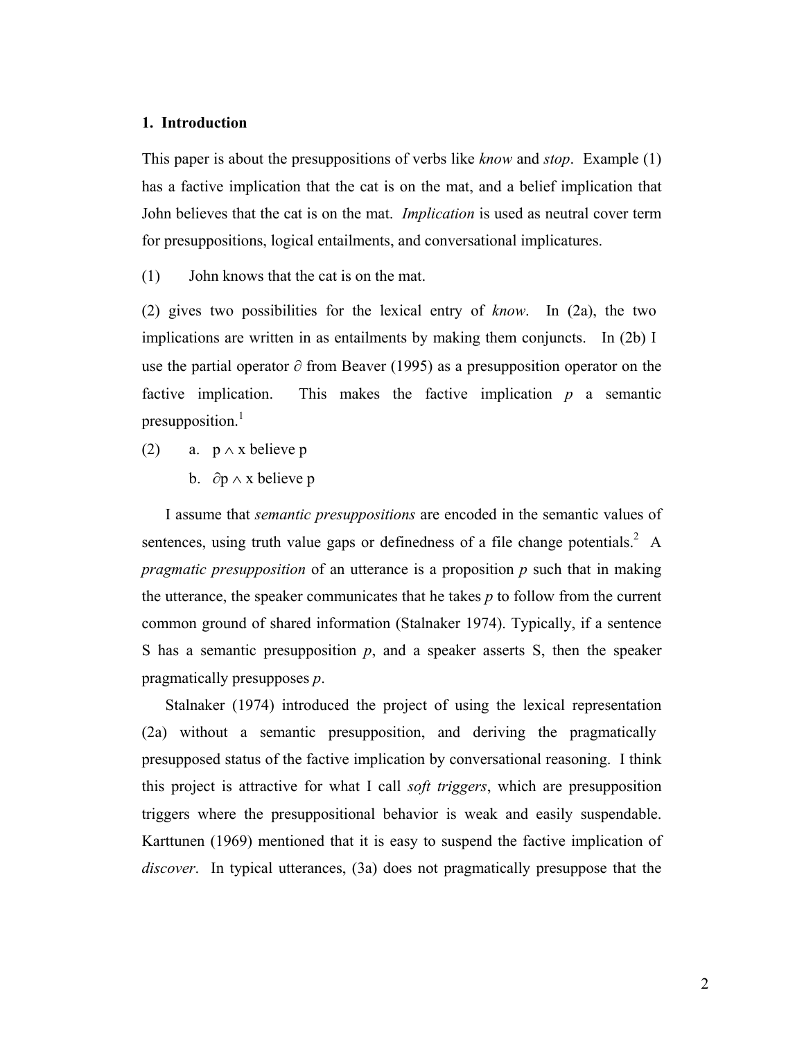## 1. Introduction

This paper is about the presuppositions of verbs like *know* and *stop*. Example (1) has a factive implication that the cat is on the mat, and a belief implication that John believes that the cat is on the mat. *Implication* is used as neutral cover term for presuppositions, logical entailments, and conversational implicatures.

(1) John knows that the cat is on the mat.

(2) gives two possibilities for the lexical entry of *know*. In (2a), the two implications are written in as entailments by making them conjuncts. In (2b) I use the partial operator $\partial$ from Beaver (1995) as a presupposition operator on the factive implication. This makes the factive implication *p* a semantic presupposition.[1]

(2) a. $p \wedge$ x believe p

b. $\partial p \wedge$ x believe p

I assume that *semantic presuppositions* are encoded in the semantic values of sentences, using truth value gaps or definedness of a file change potentials.[2] A *pragmatic presupposition* of an utterance is a proposition *p* such that in making the utterance, the speaker communicates that he takes *p* to follow from the current common ground of shared information (Stalnaker 1974). Typically, if a sentence S has a semantic presupposition *p*, and a speaker asserts S, then the speaker pragmatically presupposes *p*.

Stalnaker (1974) introduced the project of using the lexical representation (2a) without a semantic presupposition, and deriving the pragmatically presupposed status of the factive implication by conversational reasoning. I think this project is attractive for what I call *soft triggers*, which are presupposition triggers where the presuppositional behavior is weak and easily suspendable. Karttunen (1969) mentioned that it is easy to suspend the factive implication of *discover*. In typical utterances, (3a) does not pragmatically presuppose that the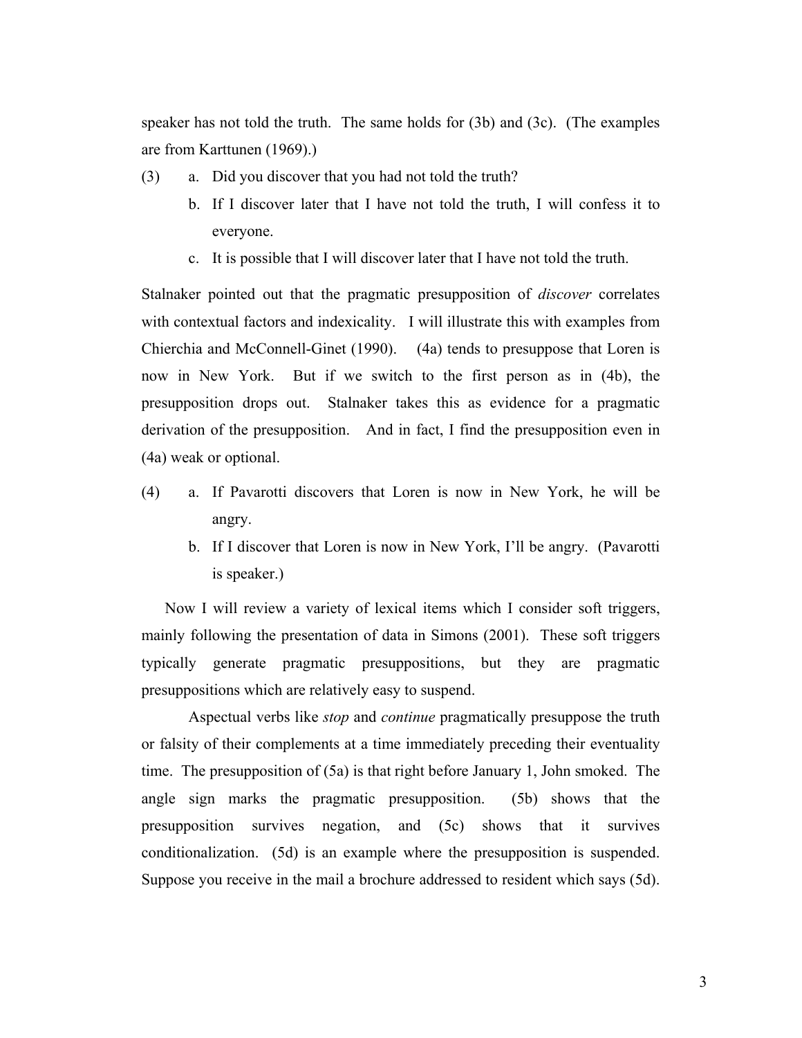speaker has not told the truth. The same holds for (3b) and (3c). (The examples are from Karttunen (1969).)

(3) a. Did you discover that you had not told the truth?

b. If I discover later that I have not told the truth, I will confess it to everyone.

c. It is possible that I will discover later that I have not told the truth.

Stalnaker pointed out that the pragmatic presupposition of *discover* correlates with contextual factors and indexicality. I will illustrate this with examples from Chierchia and McConnell-Ginet (1990). (4a) tends to presuppose that Loren is now in New York. But if we switch to the first person as in (4b), the presupposition drops out. Stalnaker takes this as evidence for a pragmatic derivation of the presupposition. And in fact, I find the presupposition even in (4a) weak or optional.

(4) a. If Pavarotti discovers that Loren is now in New York, he will be angry.

b. If I discover that Loren is now in New York, I'll be angry. (Pavarotti is speaker.)

Now I will review a variety of lexical items which I consider soft triggers, mainly following the presentation of data in Simons (2001). These soft triggers typically generate pragmatic presuppositions, but they are pragmatic presuppositions which are relatively easy to suspend.

Aspectual verbs like *stop* and *continue* pragmatically presuppose the truth or falsity of their complements at a time immediately preceding their eventuality time. The presupposition of (5a) is that right before January 1, John smoked. The angle sign marks the pragmatic presupposition. (5b) shows that the presupposition survives negation, and (5c) shows that it survives conditionalization. (5d) is an example where the presupposition is suspended. Suppose you receive in the mail a brochure addressed to resident which says (5d).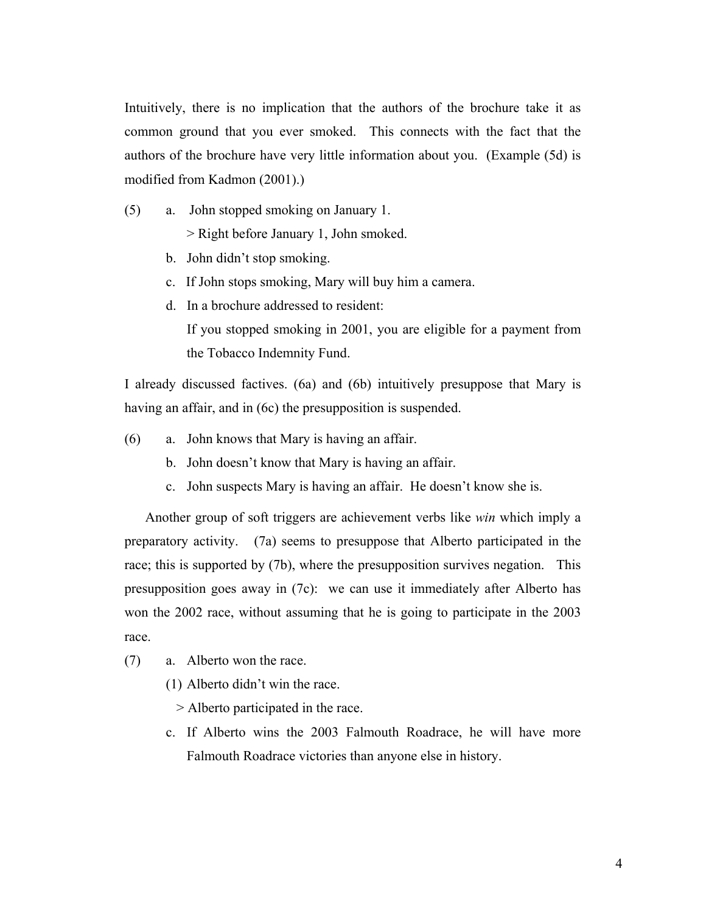Intuitively, there is no implication that the authors of the brochure take it as common ground that you ever smoked. This connects with the fact that the authors of the brochure have very little information about you. (Example (5d) is modified from Kadmon (2001).)

(5) a. John stopped smoking on January 1.
    > Right before January 1, John smoked.
  b. John didn't stop smoking.
  c. If John stops smoking, Mary will buy him a camera.
  d. In a brochure addressed to resident:
    If you stopped smoking in 2001, you are eligible for a payment from the Tobacco Indemnity Fund.

I already discussed factives. (6a) and (6b) intuitively presuppose that Mary is having an affair, and in (6c) the presupposition is suspended.

(6) a. John knows that Mary is having an affair.
  b. John doesn't know that Mary is having an affair.
  c. John suspects Mary is having an affair. He doesn't know she is.

Another group of soft triggers are achievement verbs like *win* which imply a preparatory activity. (7a) seems to presuppose that Alberto participated in the race; this is supported by (7b), where the presupposition survives negation. This presupposition goes away in (7c): we can use it immediately after Alberto has won the 2002 race, without assuming that he is going to participate in the 2003 race.

(7) a. Alberto won the race.
  (1) Alberto didn't win the race.
    > Alberto participated in the race.
  c. If Alberto wins the 2003 Falmouth Roadrace, he will have more Falmouth Roadrace victories than anyone else in history.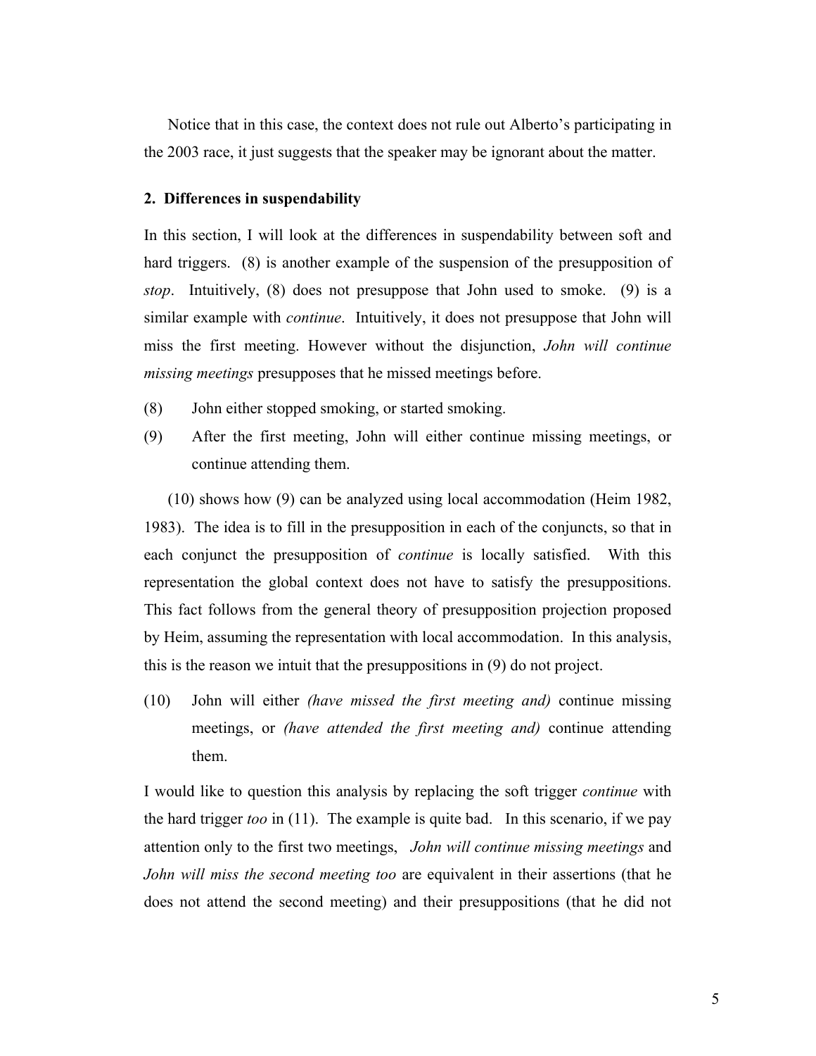Notice that in this case, the context does not rule out Alberto's participating in the 2003 race, it just suggests that the speaker may be ignorant about the matter.

## 2. Differences in suspendability

In this section, I will look at the differences in suspendability between soft and hard triggers. (8) is another example of the suspension of the presupposition of *stop*. Intuitively, (8) does not presuppose that John used to smoke. (9) is a similar example with *continue*. Intuitively, it does not presuppose that John will miss the first meeting. However without the disjunction, *John will continue missing meetings* presupposes that he missed meetings before.

(8) John either stopped smoking, or started smoking.

(9) After the first meeting, John will either continue missing meetings, or continue attending them.

(10) shows how (9) can be analyzed using local accommodation (Heim 1982, 1983). The idea is to fill in the presupposition in each of the conjuncts, so that in each conjunct the presupposition of *continue* is locally satisfied. With this representation the global context does not have to satisfy the presuppositions. This fact follows from the general theory of presupposition projection proposed by Heim, assuming the representation with local accommodation. In this analysis, this is the reason we intuit that the presuppositions in (9) do not project.

(10) John will either *(have missed the first meeting and)* continue missing meetings, or *(have attended the first meeting and)* continue attending them.

I would like to question this analysis by replacing the soft trigger *continue* with the hard trigger *too* in (11). The example is quite bad. In this scenario, if we pay attention only to the first two meetings, *John will continue missing meetings* and *John will miss the second meeting too* are equivalent in their assertions (that he does not attend the second meeting) and their presuppositions (that he did not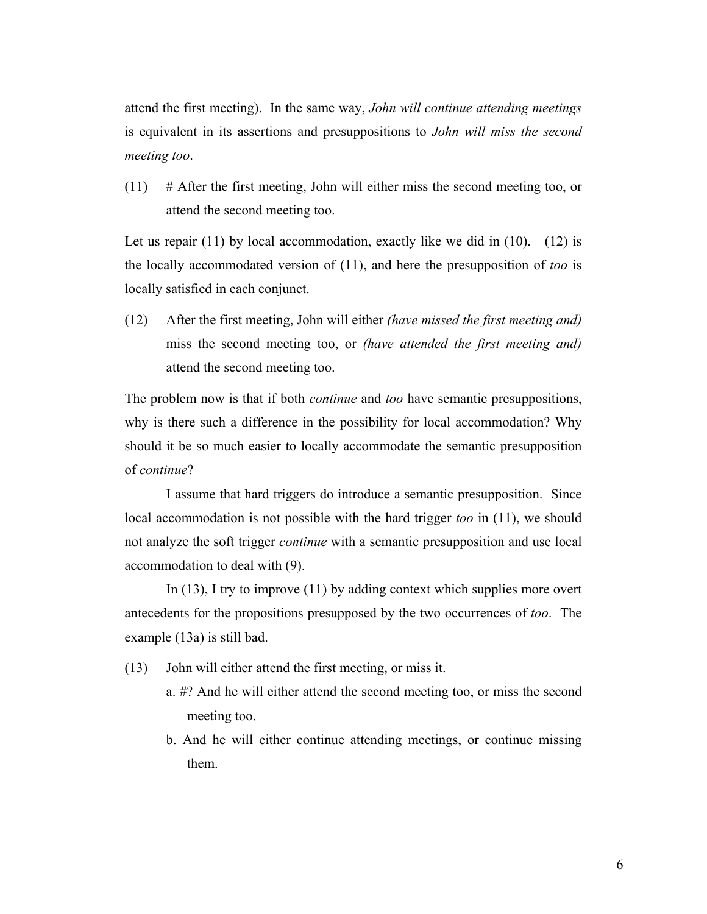attend the first meeting). In the same way, *John will continue attending meetings* is equivalent in its assertions and presuppositions to *John will miss the second meeting too*.

(11) # After the first meeting, John will either miss the second meeting too, or attend the second meeting too.

Let us repair (11) by local accommodation, exactly like we did in (10). (12) is the locally accommodated version of (11), and here the presupposition of *too* is locally satisfied in each conjunct.

(12) After the first meeting, John will either *(have missed the first meeting and)* miss the second meeting too, or *(have attended the first meeting and)* attend the second meeting too.

The problem now is that if both *continue* and *too* have semantic presuppositions, why is there such a difference in the possibility for local accommodation? Why should it be so much easier to locally accommodate the semantic presupposition of *continue*?

I assume that hard triggers do introduce a semantic presupposition. Since local accommodation is not possible with the hard trigger *too* in (11), we should not analyze the soft trigger *continue* with a semantic presupposition and use local accommodation to deal with (9).

In (13), I try to improve (11) by adding context which supplies more overt antecedents for the propositions presupposed by the two occurrences of *too*. The example (13a) is still bad.

(13) John will either attend the first meeting, or miss it.

a. #? And he will either attend the second meeting too, or miss the second meeting too.

b. And he will either continue attending meetings, or continue missing them.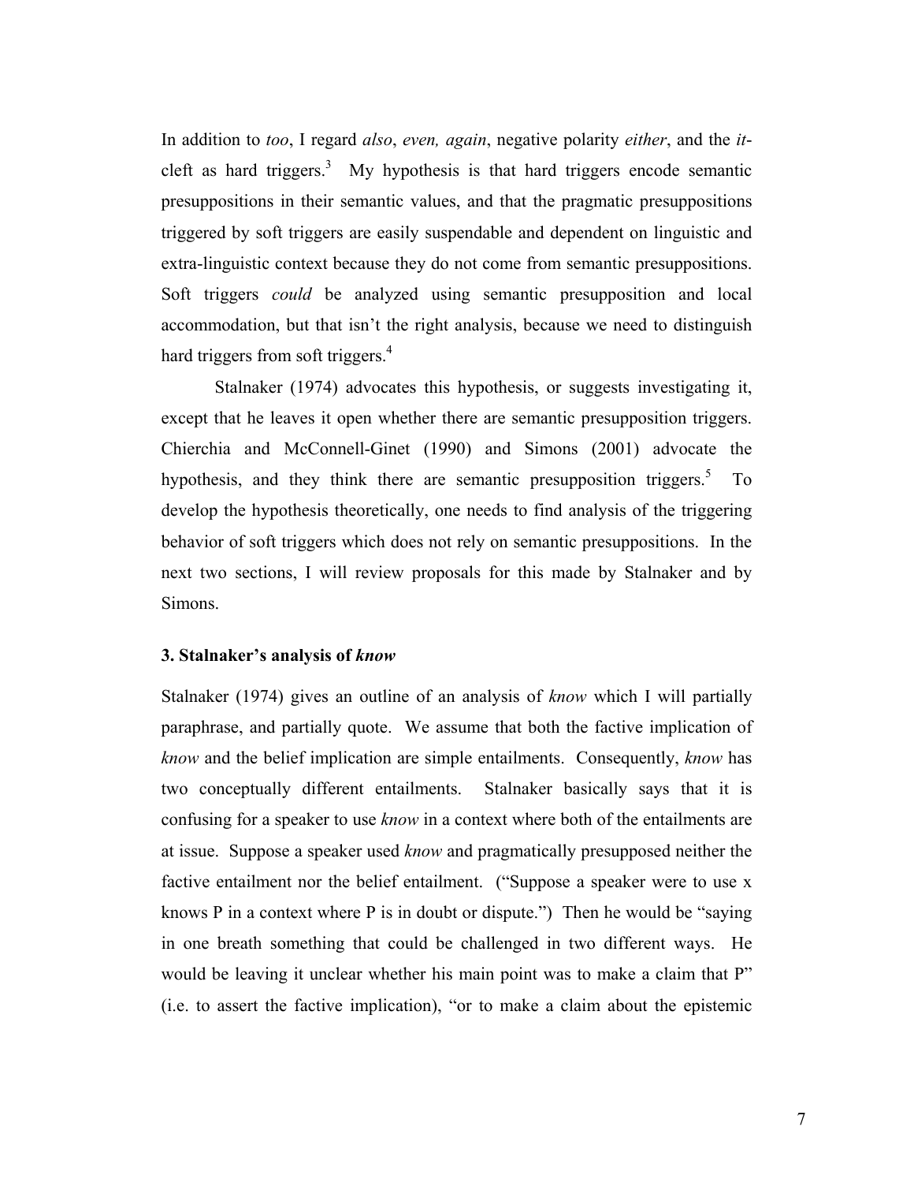In addition to *too*, I regard *also*, *even, again*, negative polarity *either*, and the *it*-cleft as hard triggers.[3] My hypothesis is that hard triggers encode semantic presuppositions in their semantic values, and that the pragmatic presuppositions triggered by soft triggers are easily suspendable and dependent on linguistic and extra-linguistic context because they do not come from semantic presuppositions. Soft triggers *could* be analyzed using semantic presupposition and local accommodation, but that isn't the right analysis, because we need to distinguish hard triggers from soft triggers.[4]

Stalnaker (1974) advocates this hypothesis, or suggests investigating it, except that he leaves it open whether there are semantic presupposition triggers. Chierchia and McConnell-Ginet (1990) and Simons (2001) advocate the hypothesis, and they think there are semantic presupposition triggers.[5] To develop the hypothesis theoretically, one needs to find analysis of the triggering behavior of soft triggers which does not rely on semantic presuppositions. In the next two sections, I will review proposals for this made by Stalnaker and by Simons.

### 3. Stalnaker's analysis of *know*

Stalnaker (1974) gives an outline of an analysis of *know* which I will partially paraphrase, and partially quote. We assume that both the factive implication of *know* and the belief implication are simple entailments. Consequently, *know* has two conceptually different entailments. Stalnaker basically says that it is confusing for a speaker to use *know* in a context where both of the entailments are at issue. Suppose a speaker used *know* and pragmatically presupposed neither the factive entailment nor the belief entailment. ("Suppose a speaker were to use x knows P in a context where P is in doubt or dispute.") Then he would be "saying in one breath something that could be challenged in two different ways. He would be leaving it unclear whether his main point was to make a claim that P" (i.e. to assert the factive implication), "or to make a claim about the epistemic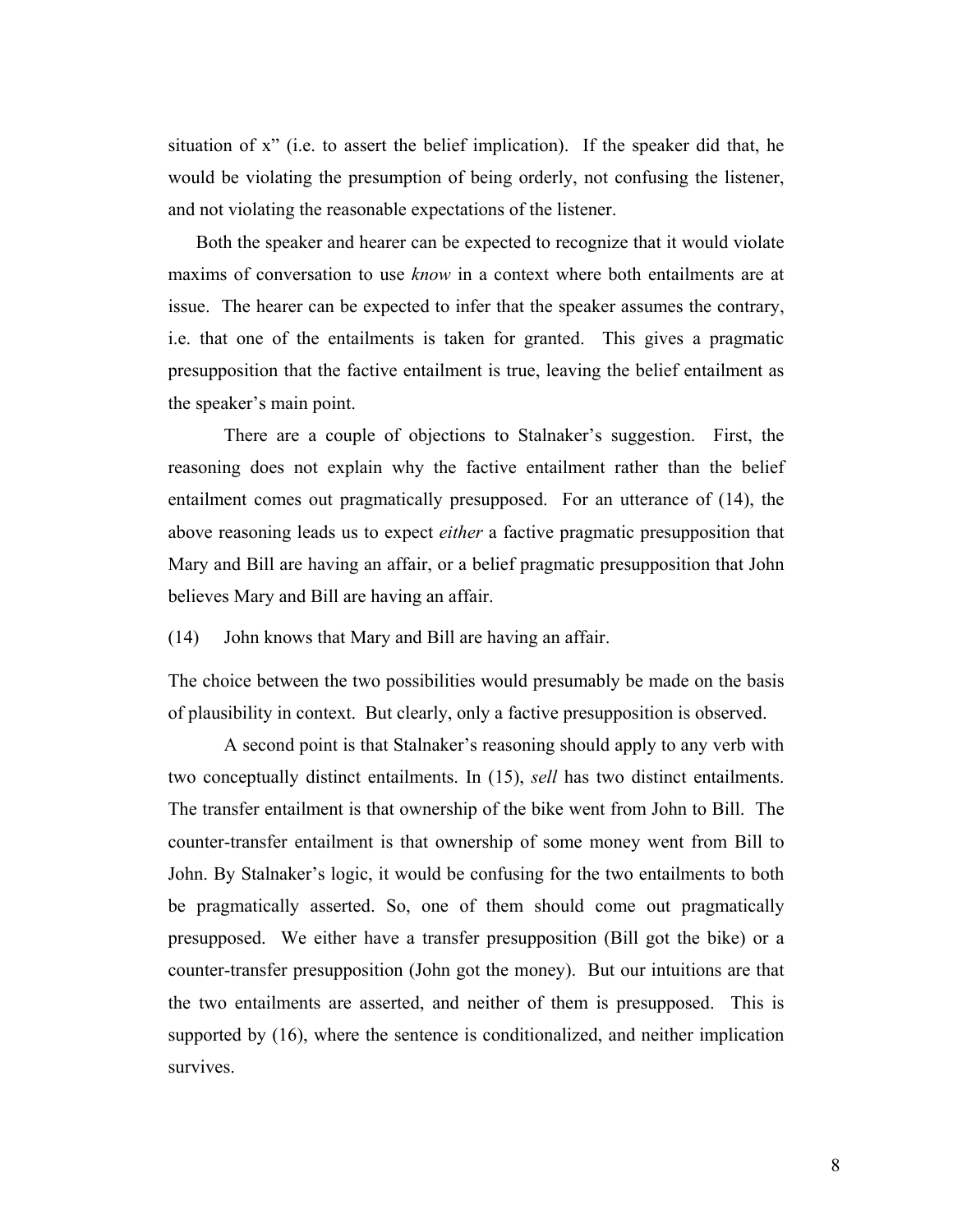situation of x" (i.e. to assert the belief implication). If the speaker did that, he would be violating the presumption of being orderly, not confusing the listener, and not violating the reasonable expectations of the listener.

Both the speaker and hearer can be expected to recognize that it would violate maxims of conversation to use *know* in a context where both entailments are at issue. The hearer can be expected to infer that the speaker assumes the contrary, i.e. that one of the entailments is taken for granted. This gives a pragmatic presupposition that the factive entailment is true, leaving the belief entailment as the speaker's main point.

There are a couple of objections to Stalnaker's suggestion. First, the reasoning does not explain why the factive entailment rather than the belief entailment comes out pragmatically presupposed. For an utterance of (14), the above reasoning leads us to expect *either* a factive pragmatic presupposition that Mary and Bill are having an affair, or a belief pragmatic presupposition that John believes Mary and Bill are having an affair.

(14) John knows that Mary and Bill are having an affair.

The choice between the two possibilities would presumably be made on the basis of plausibility in context. But clearly, only a factive presupposition is observed.

A second point is that Stalnaker's reasoning should apply to any verb with two conceptually distinct entailments. In (15), *sell* has two distinct entailments. The transfer entailment is that ownership of the bike went from John to Bill. The counter-transfer entailment is that ownership of some money went from Bill to John. By Stalnaker's logic, it would be confusing for the two entailments to both be pragmatically asserted. So, one of them should come out pragmatically presupposed. We either have a transfer presupposition (Bill got the bike) or a counter-transfer presupposition (John got the money). But our intuitions are that the two entailments are asserted, and neither of them is presupposed. This is supported by (16), where the sentence is conditionalized, and neither implication survives.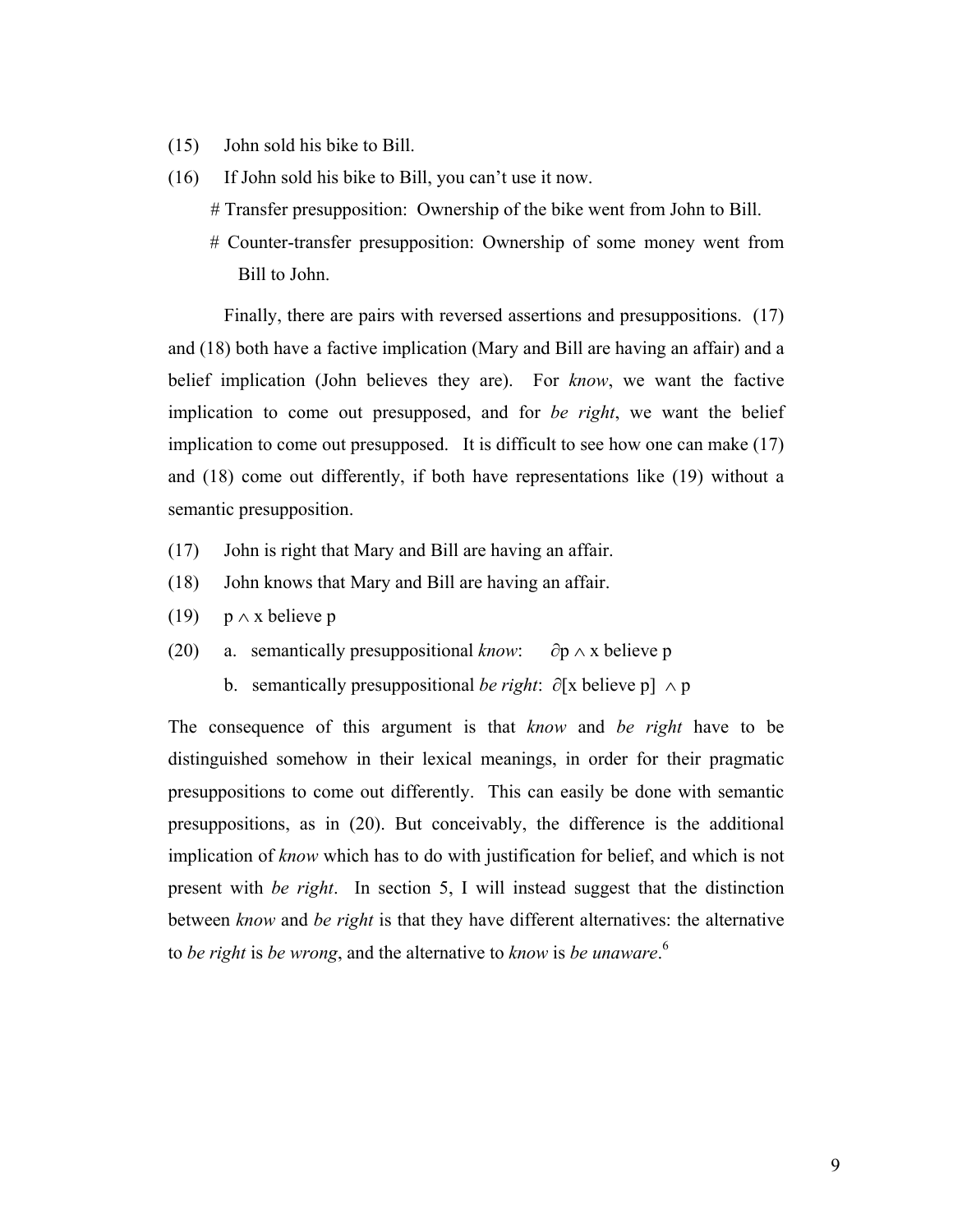(15) John sold his bike to Bill.

(16) If John sold his bike to Bill, you can't use it now.

 # Transfer presupposition: Ownership of the bike went from John to Bill.

 # Counter-transfer presupposition: Ownership of some money went from Bill to John.

Finally, there are pairs with reversed assertions and presuppositions. (17) and (18) both have a factive implication (Mary and Bill are having an affair) and a belief implication (John believes they are). For *know*, we want the factive implication to come out presupposed, and for *be right*, we want the belief implication to come out presupposed. It is difficult to see how one can make (17) and (18) come out differently, if both have representations like (19) without a semantic presupposition.

(17) John is right that Mary and Bill are having an affair.

(18) John knows that Mary and Bill are having an affair.

(19) $p \wedge$ x believe p

(20) a. semantically presuppositional *know*: $\partial p \wedge$ x believe p

 b. semantically presuppositional *be right*: $\partial$[x believe p] $\wedge$ p

The consequence of this argument is that *know* and *be right* have to be distinguished somehow in their lexical meanings, in order for their pragmatic presuppositions to come out differently. This can easily be done with semantic presuppositions, as in (20). But conceivably, the difference is the additional implication of *know* which has to do with justification for belief, and which is not present with *be right*. In section 5, I will instead suggest that the distinction between *know* and *be right* is that they have different alternatives: the alternative to *be right* is *be wrong*, and the alternative to *know* is *be unaware*.[6]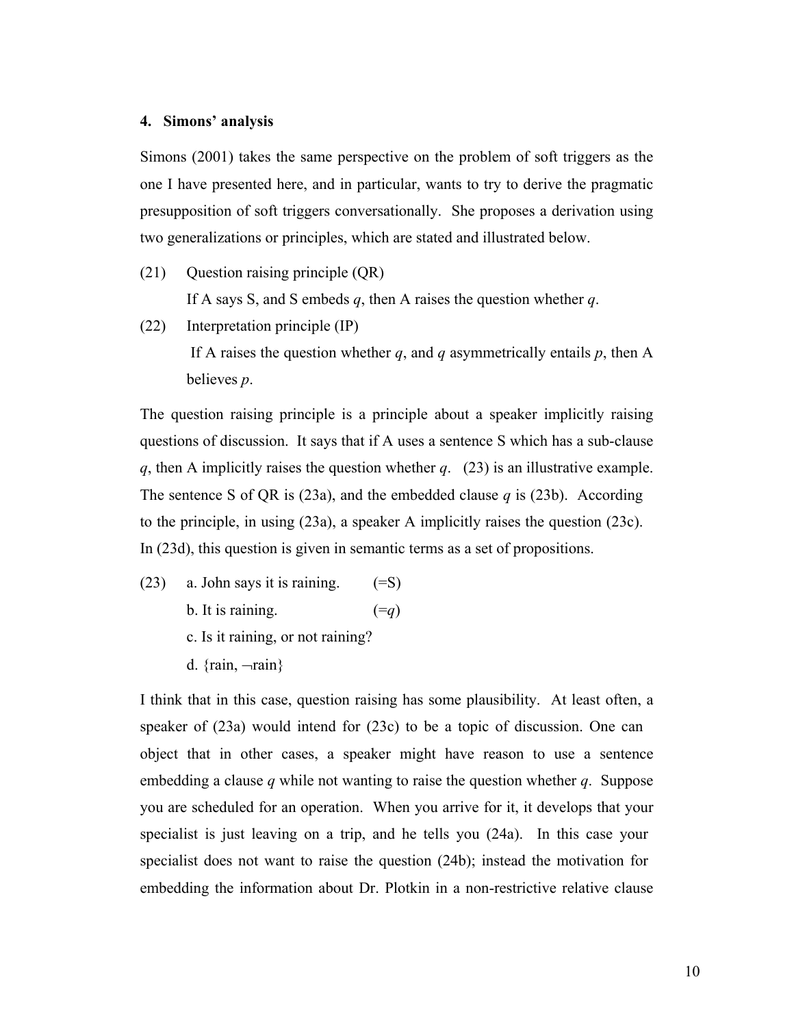## 4. Simons' analysis

Simons (2001) takes the same perspective on the problem of soft triggers as the one I have presented here, and in particular, wants to try to derive the pragmatic presupposition of soft triggers conversationally. She proposes a derivation using two generalizations or principles, which are stated and illustrated below.

(21) Question raising principle (QR)

If A says S, and S embeds *q*, then A raises the question whether *q*.

(22) Interpretation principle (IP)

If A raises the question whether *q*, and *q* asymmetrically entails *p*, then A believes *p*.

The question raising principle is a principle about a speaker implicitly raising questions of discussion. It says that if A uses a sentence S which has a sub-clause *q*, then A implicitly raises the question whether *q*. (23) is an illustrative example. The sentence S of QR is (23a), and the embedded clause *q* is (23b). According to the principle, in using (23a), a speaker A implicitly raises the question (23c). In (23d), this question is given in semantic terms as a set of propositions.

(23) a. John says it is raining. (=S)

b. It is raining. (=*q*)

c. Is it raining, or not raining?

d. {rain, $\neg$rain}

I think that in this case, question raising has some plausibility. At least often, a speaker of (23a) would intend for (23c) to be a topic of discussion. One can object that in other cases, a speaker might have reason to use a sentence embedding a clause *q* while not wanting to raise the question whether *q*. Suppose you are scheduled for an operation. When you arrive for it, it develops that your specialist is just leaving on a trip, and he tells you (24a). In this case your specialist does not want to raise the question (24b); instead the motivation for embedding the information about Dr. Plotkin in a non-restrictive relative clause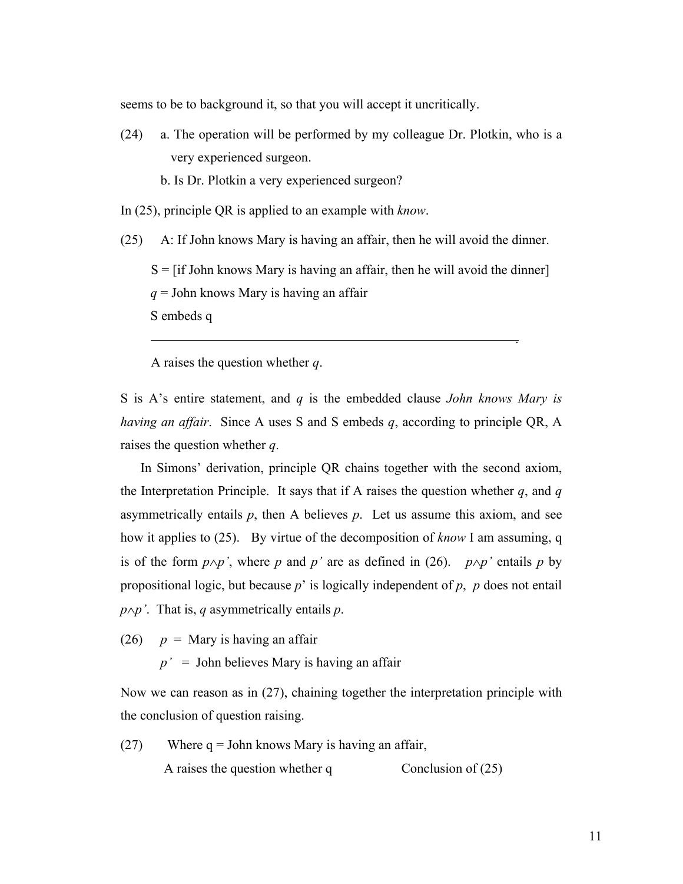seems to be to background it, so that you will accept it uncritically.

(24) a. The operation will be performed by my colleague Dr. Plotkin, who is a very experienced surgeon.

b. Is Dr. Plotkin a very experienced surgeon?

In (25), principle QR is applied to an example with *know*.

(25) A: If John knows Mary is having an affair, then he will avoid the dinner.

S = [if John knows Mary is having an affair, then he will avoid the dinner]
*q* = John knows Mary is having an affair
S embeds q

---

A raises the question whether *q*.

S is A's entire statement, and *q* is the embedded clause *John knows Mary is having an affair*. Since A uses S and S embeds *q*, according to principle QR, A raises the question whether *q*.

In Simons' derivation, principle QR chains together with the second axiom, the Interpretation Principle. It says that if A raises the question whether *q*, and *q* asymmetrically entails *p*, then A believes *p*. Let us assume this axiom, and see how it applies to (25). By virtue of the decomposition of *know* I am assuming, q is of the form $p \wedge p'$, where *p* and *p'* are as defined in (26). $p \wedge p'$ entails *p* by propositional logic, but because *p*' is logically independent of *p*, *p* does not entail $p \wedge p'$. That is, *q* asymmetrically entails *p*.

(26) *p* = Mary is having an affair
*p'* = John believes Mary is having an affair

Now we can reason as in (27), chaining together the interpretation principle with the conclusion of question raising.

(27) Where q = John knows Mary is having an affair,
A raises the question whether q        Conclusion of (25)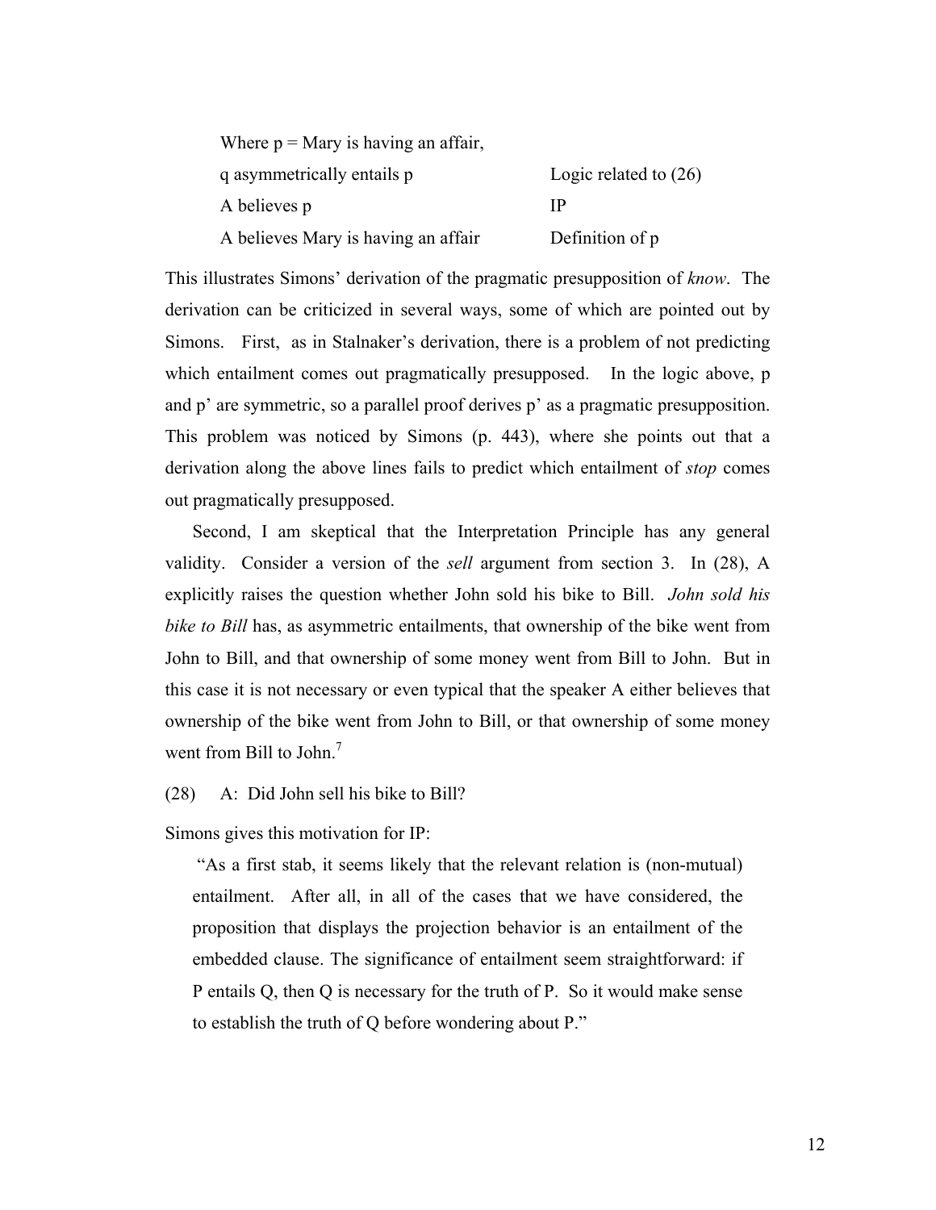| | |
|---|---|
| Where p = Mary is having an affair, | |
| q asymmetrically entails p | Logic related to (26) |
| A believes p | IP |
| A believes Mary is having an affair | Definition of p |

This illustrates Simons' derivation of the pragmatic presupposition of *know*. The derivation can be criticized in several ways, some of which are pointed out by Simons. First, as in Stalnaker's derivation, there is a problem of not predicting which entailment comes out pragmatically presupposed. In the logic above, p and p' are symmetric, so a parallel proof derives p' as a pragmatic presupposition. This problem was noticed by Simons (p. 443), where she points out that a derivation along the above lines fails to predict which entailment of *stop* comes out pragmatically presupposed.

Second, I am skeptical that the Interpretation Principle has any general validity. Consider a version of the *sell* argument from section 3. In (28), A explicitly raises the question whether John sold his bike to Bill. *John sold his bike to Bill* has, as asymmetric entailments, that ownership of the bike went from John to Bill, and that ownership of some money went from Bill to John. But in this case it is not necessary or even typical that the speaker A either believes that ownership of the bike went from John to Bill, or that ownership of some money went from Bill to John.[7]

(28) A: Did John sell his bike to Bill?

Simons gives this motivation for IP:

> "As a first stab, it seems likely that the relevant relation is (non-mutual) entailment. After all, in all of the cases that we have considered, the proposition that displays the projection behavior is an entailment of the embedded clause. The significance of entailment seem straightforward: if P entails Q, then Q is necessary for the truth of P. So it would make sense to establish the truth of Q before wondering about P."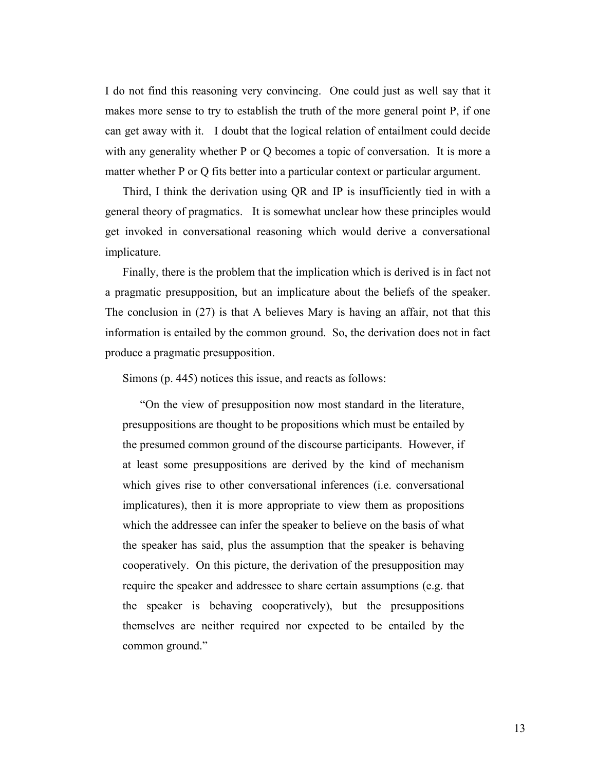I do not find this reasoning very convincing. One could just as well say that it makes more sense to try to establish the truth of the more general point P, if one can get away with it. I doubt that the logical relation of entailment could decide with any generality whether P or Q becomes a topic of conversation. It is more a matter whether P or Q fits better into a particular context or particular argument.

Third, I think the derivation using QR and IP is insufficiently tied in with a general theory of pragmatics. It is somewhat unclear how these principles would get invoked in conversational reasoning which would derive a conversational implicature.

Finally, there is the problem that the implication which is derived is in fact not a pragmatic presupposition, but an implicature about the beliefs of the speaker. The conclusion in (27) is that A believes Mary is having an affair, not that this information is entailed by the common ground. So, the derivation does not in fact produce a pragmatic presupposition.

Simons (p. 445) notices this issue, and reacts as follows:

> "On the view of presupposition now most standard in the literature, presuppositions are thought to be propositions which must be entailed by the presumed common ground of the discourse participants. However, if at least some presuppositions are derived by the kind of mechanism which gives rise to other conversational inferences (i.e. conversational implicatures), then it is more appropriate to view them as propositions which the addressee can infer the speaker to believe on the basis of what the speaker has said, plus the assumption that the speaker is behaving cooperatively. On this picture, the derivation of the presupposition may require the speaker and addressee to share certain assumptions (e.g. that the speaker is behaving cooperatively), but the presuppositions themselves are neither required nor expected to be entailed by the common ground."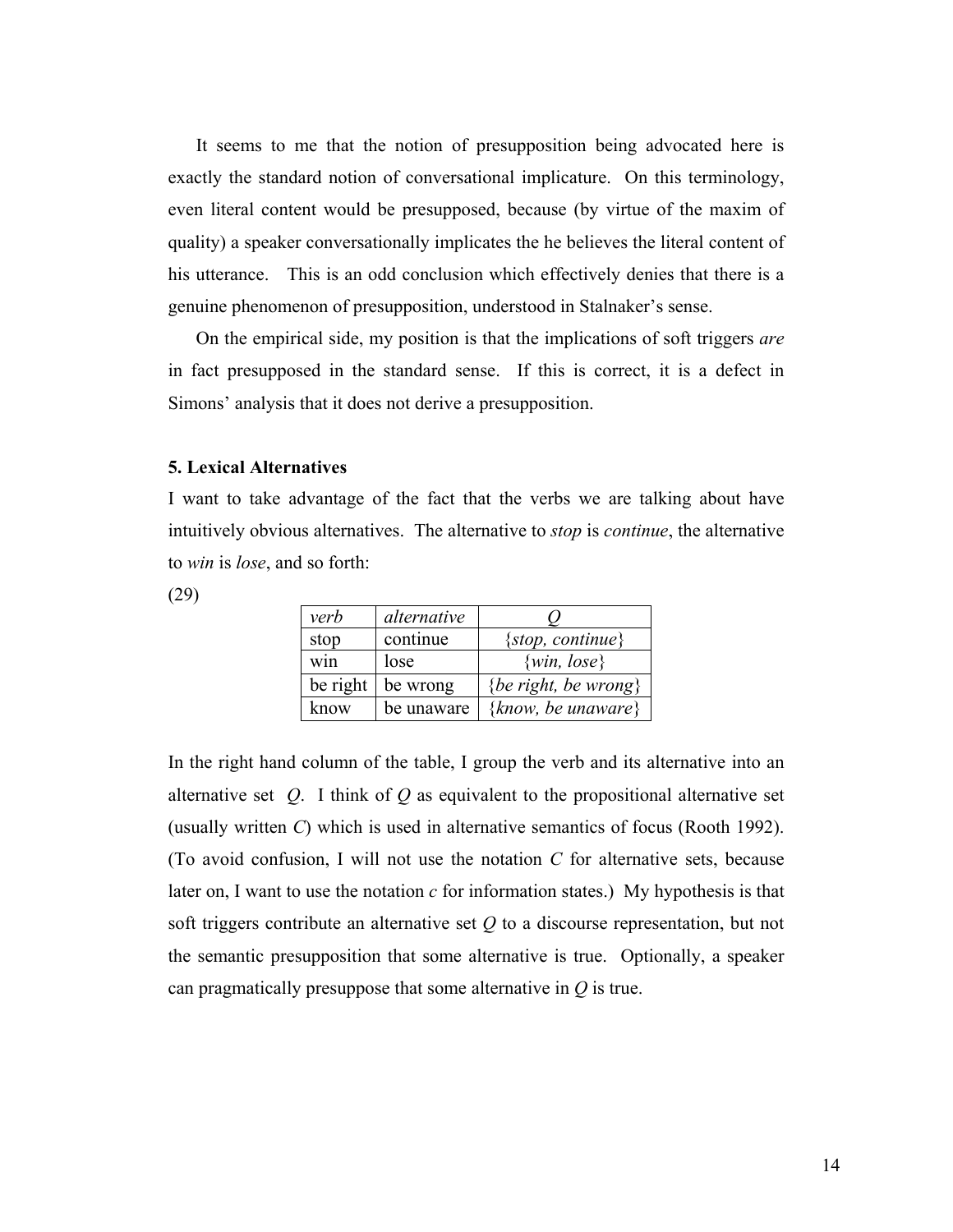It seems to me that the notion of presupposition being advocated here is exactly the standard notion of conversational implicature. On this terminology, even literal content would be presupposed, because (by virtue of the maxim of quality) a speaker conversationally implicates the he believes the literal content of his utterance. This is an odd conclusion which effectively denies that there is a genuine phenomenon of presupposition, understood in Stalnaker's sense.

On the empirical side, my position is that the implications of soft triggers *are* in fact presupposed in the standard sense. If this is correct, it is a defect in Simons' analysis that it does not derive a presupposition.

### 5. Lexical Alternatives

I want to take advantage of the fact that the verbs we are talking about have intuitively obvious alternatives. The alternative to *stop* is *continue*, the alternative to *win* is *lose*, and so forth:

(29)

| *verb* | *alternative* | *Q* |
|---|---|---|
| stop | continue | {*stop, continue*} |
| win | lose | {*win, lose*} |
| be right | be wrong | {*be right, be wrong*} |
| know | be unaware | {*know, be unaware*} |

In the right hand column of the table, I group the verb and its alternative into an alternative set *Q*. I think of *Q* as equivalent to the propositional alternative set (usually written *C*) which is used in alternative semantics of focus (Rooth 1992). (To avoid confusion, I will not use the notation *C* for alternative sets, because later on, I want to use the notation *c* for information states.) My hypothesis is that soft triggers contribute an alternative set *Q* to a discourse representation, but not the semantic presupposition that some alternative is true. Optionally, a speaker can pragmatically presuppose that some alternative in *Q* is true.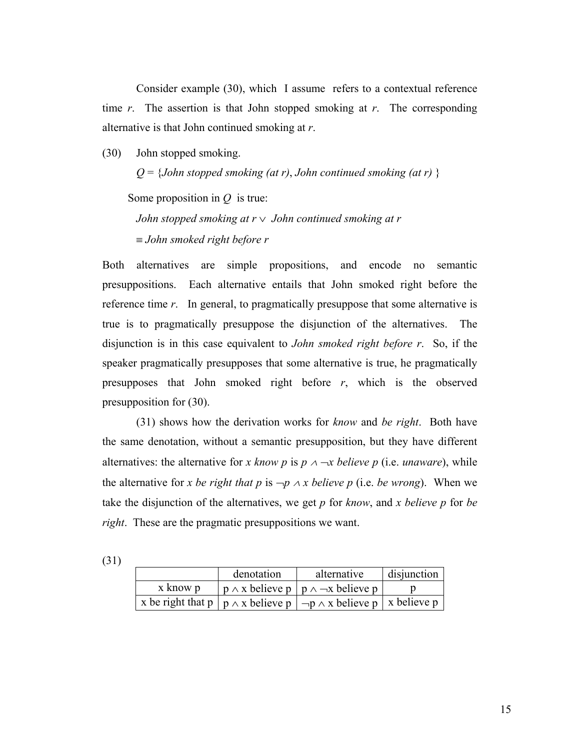Consider example (30), which I assume refers to a contextual reference time *r*. The assertion is that John stopped smoking at *r*. The corresponding alternative is that John continued smoking at *r*.

(30) John stopped smoking.

*Q* = {*John stopped smoking (at r)*, *John continued smoking (at r)* }

Some proposition in *Q* is true:

*John stopped smoking at r* $\vee$ *John continued smoking at r*

$\equiv$ *John smoked right before r*

Both alternatives are simple propositions, and encode no semantic presuppositions. Each alternative entails that John smoked right before the reference time *r*. In general, to pragmatically presuppose that some alternative is true is to pragmatically presuppose the disjunction of the alternatives. The disjunction is in this case equivalent to *John smoked right before r*. So, if the speaker pragmatically presupposes that some alternative is true, he pragmatically presupposes that John smoked right before *r*, which is the observed presupposition for (30).

(31) shows how the derivation works for *know* and *be right*. Both have the same denotation, without a semantic presupposition, but they have different alternatives: the alternative for *x know p* is $p \wedge \neg x$ *believe p* (i.e. *unaware*), while the alternative for *x be right that p* is $\neg p \wedge x$ *believe p* (i.e. *be wrong*). When we take the disjunction of the alternatives, we get *p* for *know*, and *x believe p* for *be right*. These are the pragmatic presuppositions we want.

(31)

| | denotation | alternative | disjunction |
|---|---|---|---|
| x know p | $p \wedge$ x believe p | $p \wedge \neg$x believe p | p |
| x be right that p | $p \wedge$ x believe p | $\neg p \wedge$ x believe p | x believe p |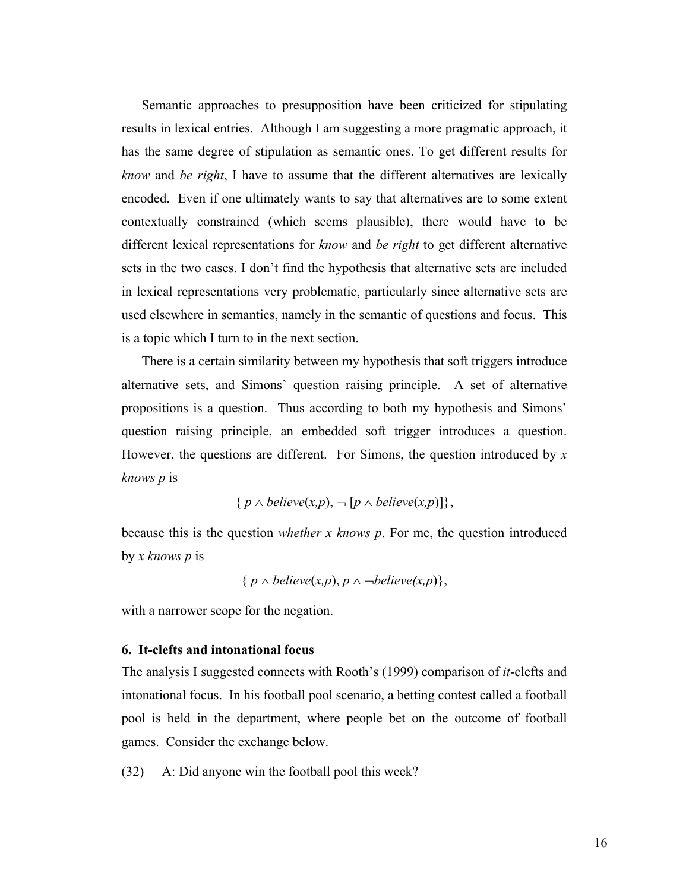Semantic approaches to presupposition have been criticized for stipulating results in lexical entries. Although I am suggesting a more pragmatic approach, it has the same degree of stipulation as semantic ones. To get different results for *know* and *be right*, I have to assume that the different alternatives are lexically encoded. Even if one ultimately wants to say that alternatives are to some extent contextually constrained (which seems plausible), there would have to be different lexical representations for *know* and *be right* to get different alternative sets in the two cases. I don't find the hypothesis that alternative sets are included in lexical representations very problematic, particularly since alternative sets are used elsewhere in semantics, namely in the semantic of questions and focus. This is a topic which I turn to in the next section.

There is a certain similarity between my hypothesis that soft triggers introduce alternative sets, and Simons' question raising principle. A set of alternative propositions is a question. Thus according to both my hypothesis and Simons' question raising principle, an embedded soft trigger introduces a question. However, the questions are different. For Simons, the question introduced by *x knows p* is

$$\{ p \wedge believe(x,p), \neg [p \wedge believe(x,p)]\},$$

because this is the question *whether x knows p*. For me, the question introduced by *x knows p* is

$$\{ p \wedge believe(x,p), p \wedge \neg believe(x,p)\},$$

with a narrower scope for the negation.

### 6. It-clefts and intonational focus

The analysis I suggested connects with Rooth's (1999) comparison of *it*-clefts and intonational focus. In his football pool scenario, a betting contest called a football pool is held in the department, where people bet on the outcome of football games. Consider the exchange below.

(32) A: Did anyone win the football pool this week?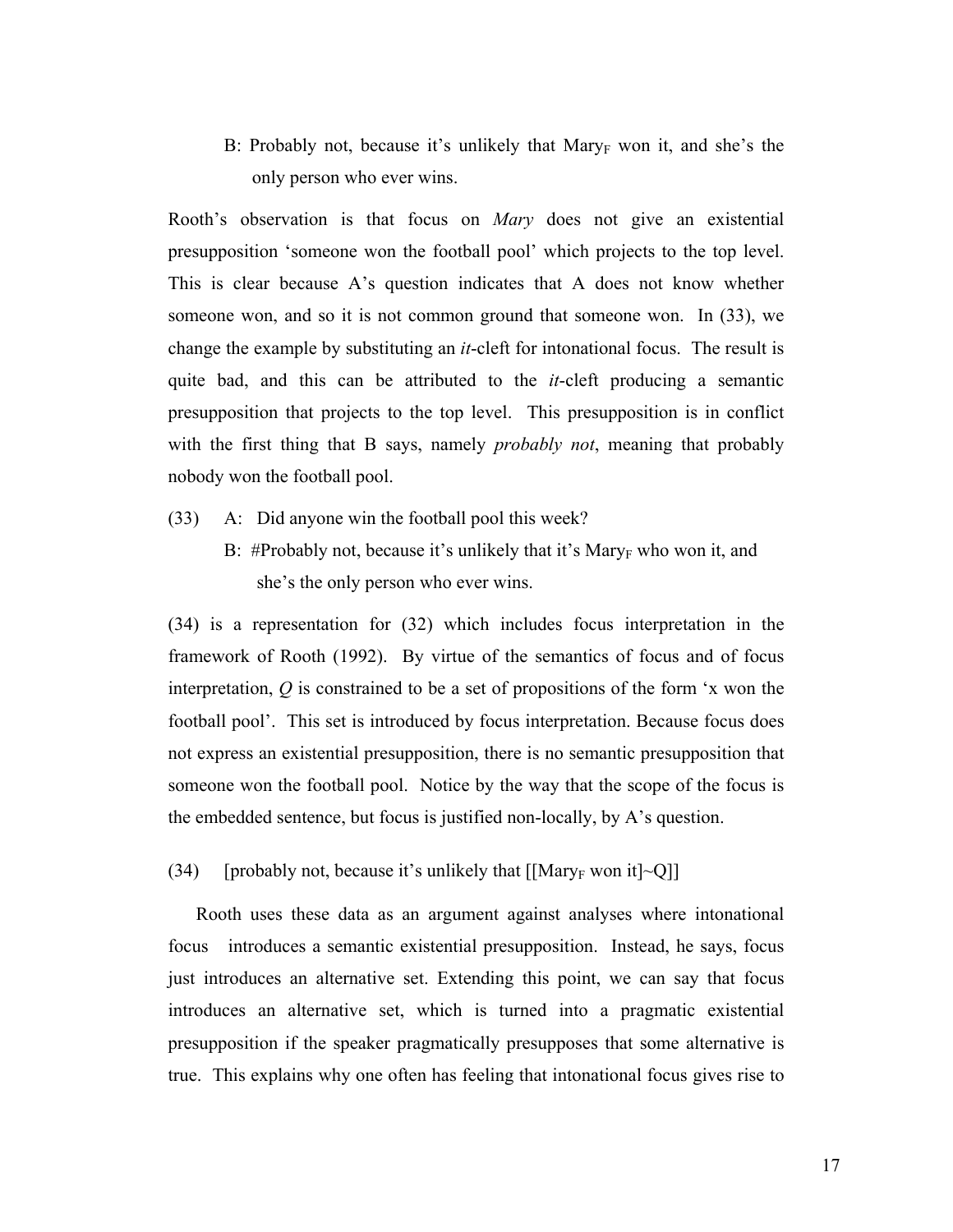B: Probably not, because it's unlikely that Mary$_F$ won it, and she's the only person who ever wins.

Rooth's observation is that focus on *Mary* does not give an existential presupposition 'someone won the football pool' which projects to the top level. This is clear because A's question indicates that A does not know whether someone won, and so it is not common ground that someone won. In (33), we change the example by substituting an *it*-cleft for intonational focus. The result is quite bad, and this can be attributed to the *it*-cleft producing a semantic presupposition that projects to the top level. This presupposition is in conflict with the first thing that B says, namely *probably not*, meaning that probably nobody won the football pool.

(33) A: Did anyone win the football pool this week?

B: #Probably not, because it's unlikely that it's Mary$_F$ who won it, and she's the only person who ever wins.

(34) is a representation for (32) which includes focus interpretation in the framework of Rooth (1992). By virtue of the semantics of focus and of focus interpretation, *Q* is constrained to be a set of propositions of the form 'x won the football pool'. This set is introduced by focus interpretation. Because focus does not express an existential presupposition, there is no semantic presupposition that someone won the football pool. Notice by the way that the scope of the focus is the embedded sentence, but focus is justified non-locally, by A's question.

(34) [probably not, because it's unlikely that [[Mary$_F$ won it]~Q]]

Rooth uses these data as an argument against analyses where intonational focus introduces a semantic existential presupposition. Instead, he says, focus just introduces an alternative set. Extending this point, we can say that focus introduces an alternative set, which is turned into a pragmatic existential presupposition if the speaker pragmatically presupposes that some alternative is true. This explains why one often has feeling that intonational focus gives rise to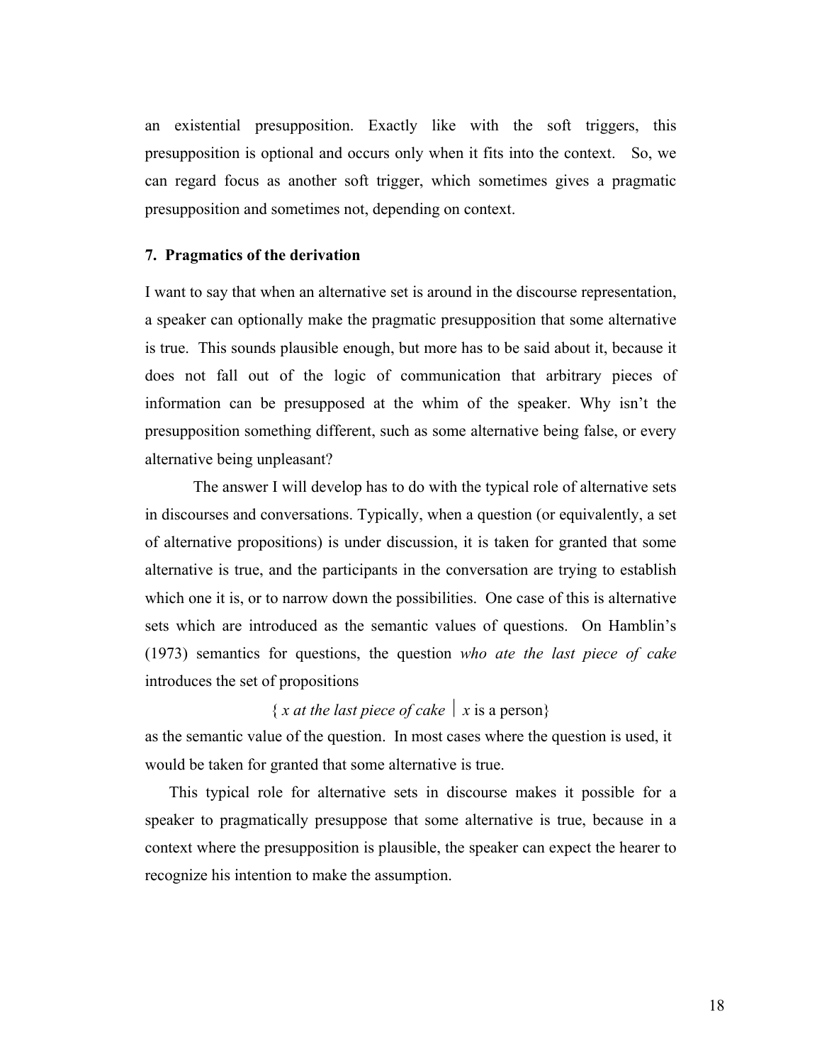an existential presupposition. Exactly like with the soft triggers, this presupposition is optional and occurs only when it fits into the context. So, we can regard focus as another soft trigger, which sometimes gives a pragmatic presupposition and sometimes not, depending on context.

## 7. Pragmatics of the derivation

I want to say that when an alternative set is around in the discourse representation, a speaker can optionally make the pragmatic presupposition that some alternative is true. This sounds plausible enough, but more has to be said about it, because it does not fall out of the logic of communication that arbitrary pieces of information can be presupposed at the whim of the speaker. Why isn't the presupposition something different, such as some alternative being false, or every alternative being unpleasant?

The answer I will develop has to do with the typical role of alternative sets in discourses and conversations. Typically, when a question (or equivalently, a set of alternative propositions) is under discussion, it is taken for granted that some alternative is true, and the participants in the conversation are trying to establish which one it is, or to narrow down the possibilities. One case of this is alternative sets which are introduced as the semantic values of questions. On Hamblin's (1973) semantics for questions, the question *who ate the last piece of cake* introduces the set of propositions

$$\{ \textit{x at the last piece of cake} \mid x \text{ is a person} \}$$

as the semantic value of the question. In most cases where the question is used, it would be taken for granted that some alternative is true.

This typical role for alternative sets in discourse makes it possible for a speaker to pragmatically presuppose that some alternative is true, because in a context where the presupposition is plausible, the speaker can expect the hearer to recognize his intention to make the assumption.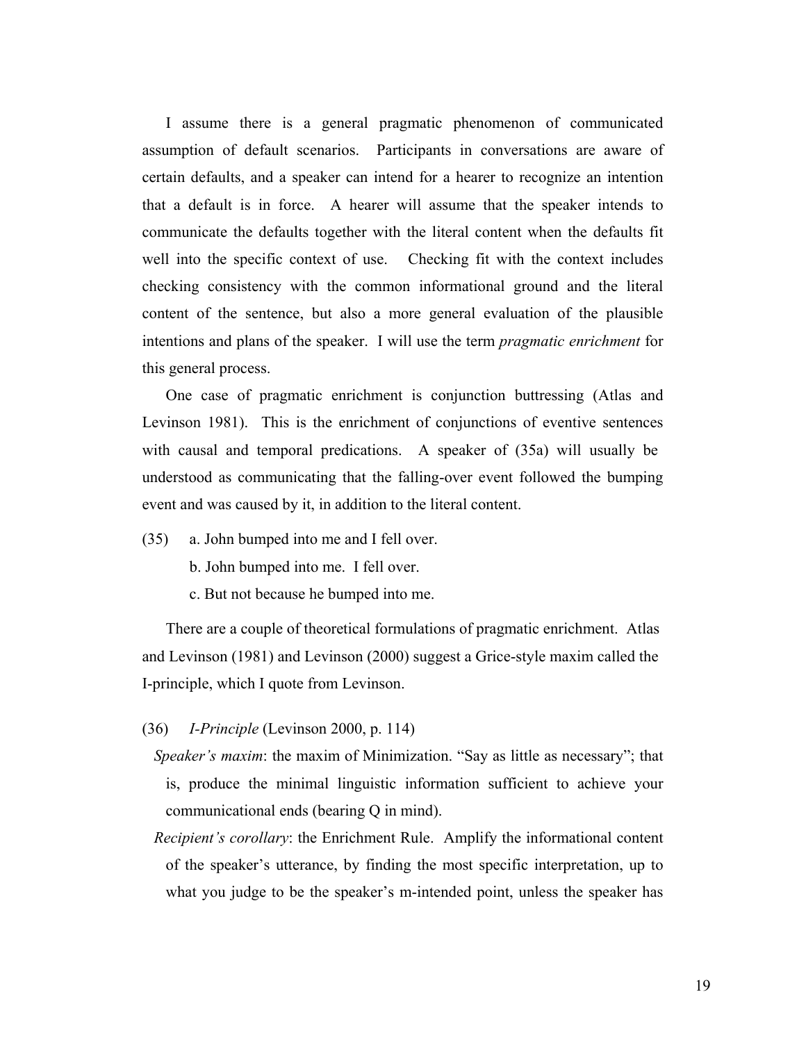I assume there is a general pragmatic phenomenon of communicated assumption of default scenarios. Participants in conversations are aware of certain defaults, and a speaker can intend for a hearer to recognize an intention that a default is in force. A hearer will assume that the speaker intends to communicate the defaults together with the literal content when the defaults fit well into the specific context of use. Checking fit with the context includes checking consistency with the common informational ground and the literal content of the sentence, but also a more general evaluation of the plausible intentions and plans of the speaker. I will use the term *pragmatic enrichment* for this general process.

One case of pragmatic enrichment is conjunction buttressing (Atlas and Levinson 1981). This is the enrichment of conjunctions of eventive sentences with causal and temporal predications. A speaker of (35a) will usually be understood as communicating that the falling-over event followed the bumping event and was caused by it, in addition to the literal content.

(35) a. John bumped into me and I fell over.
b. John bumped into me. I fell over.
c. But not because he bumped into me.

There are a couple of theoretical formulations of pragmatic enrichment. Atlas and Levinson (1981) and Levinson (2000) suggest a Grice-style maxim called the I-principle, which I quote from Levinson.

(36) *I-Principle* (Levinson 2000, p. 114)

*Speaker's maxim*: the maxim of Minimization. "Say as little as necessary"; that is, produce the minimal linguistic information sufficient to achieve your communicational ends (bearing Q in mind).

*Recipient's corollary*: the Enrichment Rule. Amplify the informational content of the speaker's utterance, by finding the most specific interpretation, up to what you judge to be the speaker's m-intended point, unless the speaker has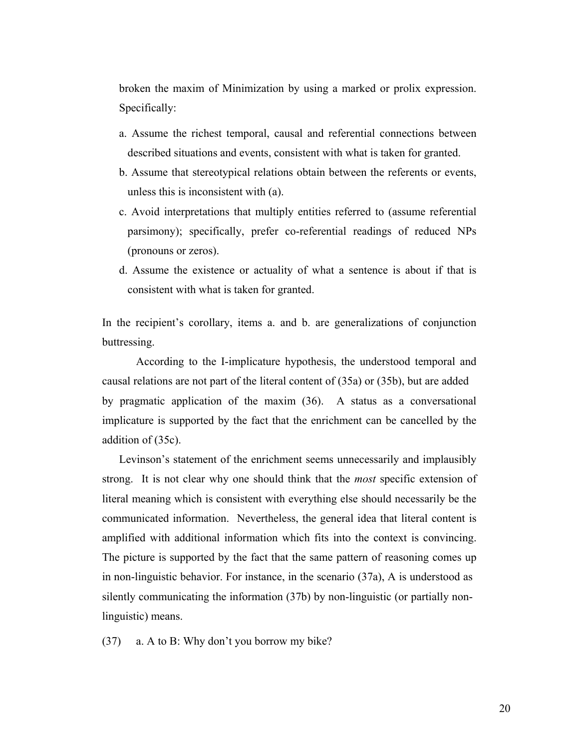broken the maxim of Minimization by using a marked or prolix expression. Specifically:

a. Assume the richest temporal, causal and referential connections between described situations and events, consistent with what is taken for granted.

b. Assume that stereotypical relations obtain between the referents or events, unless this is inconsistent with (a).

c. Avoid interpretations that multiply entities referred to (assume referential parsimony); specifically, prefer co-referential readings of reduced NPs (pronouns or zeros).

d. Assume the existence or actuality of what a sentence is about if that is consistent with what is taken for granted.

In the recipient's corollary, items a. and b. are generalizations of conjunction buttressing.

According to the I-implicature hypothesis, the understood temporal and causal relations are not part of the literal content of (35a) or (35b), but are added by pragmatic application of the maxim (36). A status as a conversational implicature is supported by the fact that the enrichment can be cancelled by the addition of (35c).

Levinson's statement of the enrichment seems unnecessarily and implausibly strong. It is not clear why one should think that the *most* specific extension of literal meaning which is consistent with everything else should necessarily be the communicated information. Nevertheless, the general idea that literal content is amplified with additional information which fits into the context is convincing. The picture is supported by the fact that the same pattern of reasoning comes up in non-linguistic behavior. For instance, in the scenario (37a), A is understood as silently communicating the information (37b) by non-linguistic (or partially non-linguistic) means.

(37) a. A to B: Why don't you borrow my bike?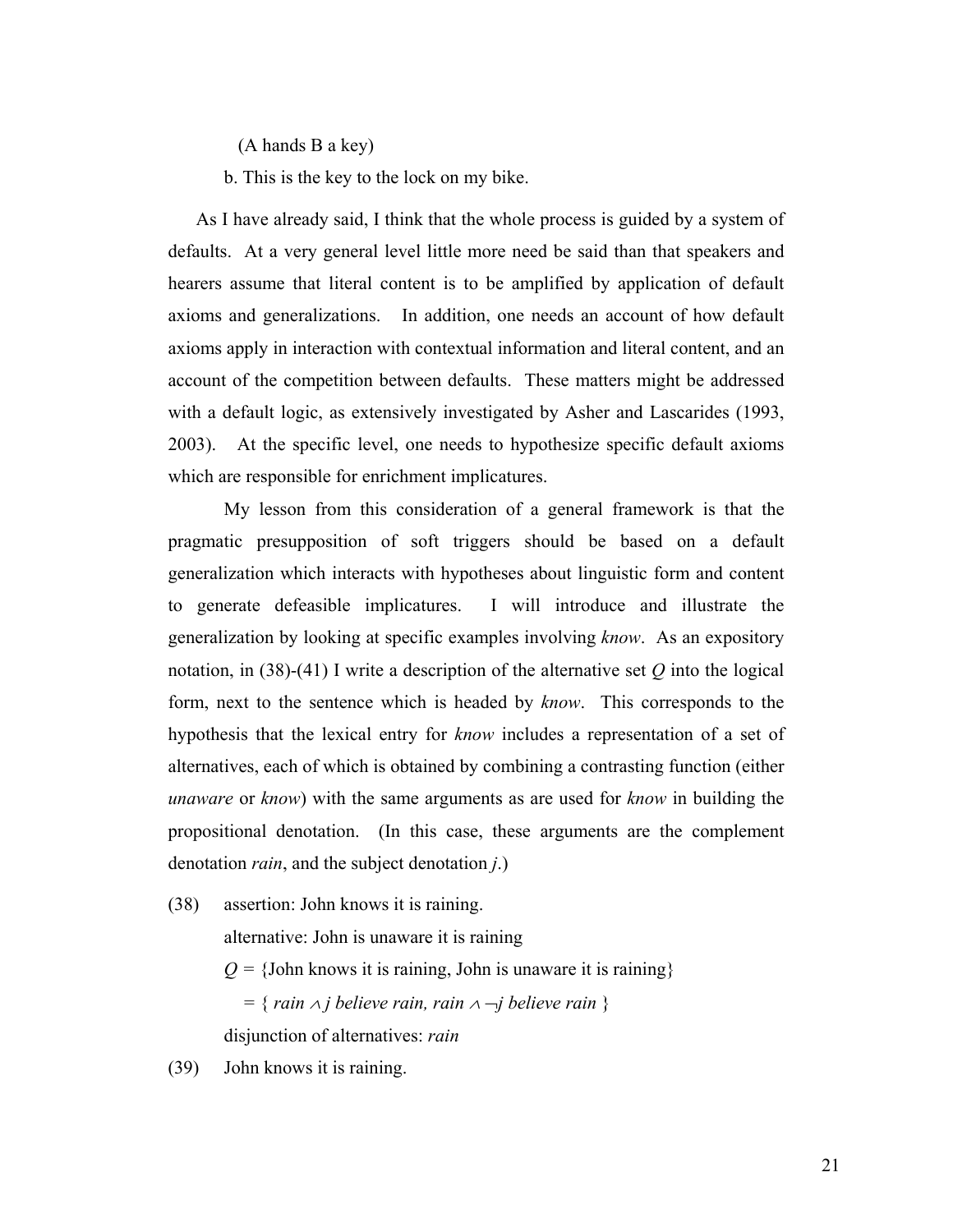(A hands B a key)

b. This is the key to the lock on my bike.

As I have already said, I think that the whole process is guided by a system of defaults. At a very general level little more need be said than that speakers and hearers assume that literal content is to be amplified by application of default axioms and generalizations. In addition, one needs an account of how default axioms apply in interaction with contextual information and literal content, and an account of the competition between defaults. These matters might be addressed with a default logic, as extensively investigated by Asher and Lascarides (1993, 2003). At the specific level, one needs to hypothesize specific default axioms which are responsible for enrichment implicatures.

My lesson from this consideration of a general framework is that the pragmatic presupposition of soft triggers should be based on a default generalization which interacts with hypotheses about linguistic form and content to generate defeasible implicatures. I will introduce and illustrate the generalization by looking at specific examples involving *know*. As an expository notation, in (38)-(41) I write a description of the alternative set *Q* into the logical form, next to the sentence which is headed by *know*. This corresponds to the hypothesis that the lexical entry for *know* includes a representation of a set of alternatives, each of which is obtained by combining a contrasting function (either *unaware* or *know*) with the same arguments as are used for *know* in building the propositional denotation. (In this case, these arguments are the complement denotation *rain*, and the subject denotation *j*.)

(38) assertion: John knows it is raining.

alternative: John is unaware it is raining

*Q* = {John knows it is raining, John is unaware it is raining}

= { $rain \wedge j\ believe\ rain,\ rain \wedge \neg j\ believe\ rain$ }

disjunction of alternatives: *rain*

(39) John knows it is raining.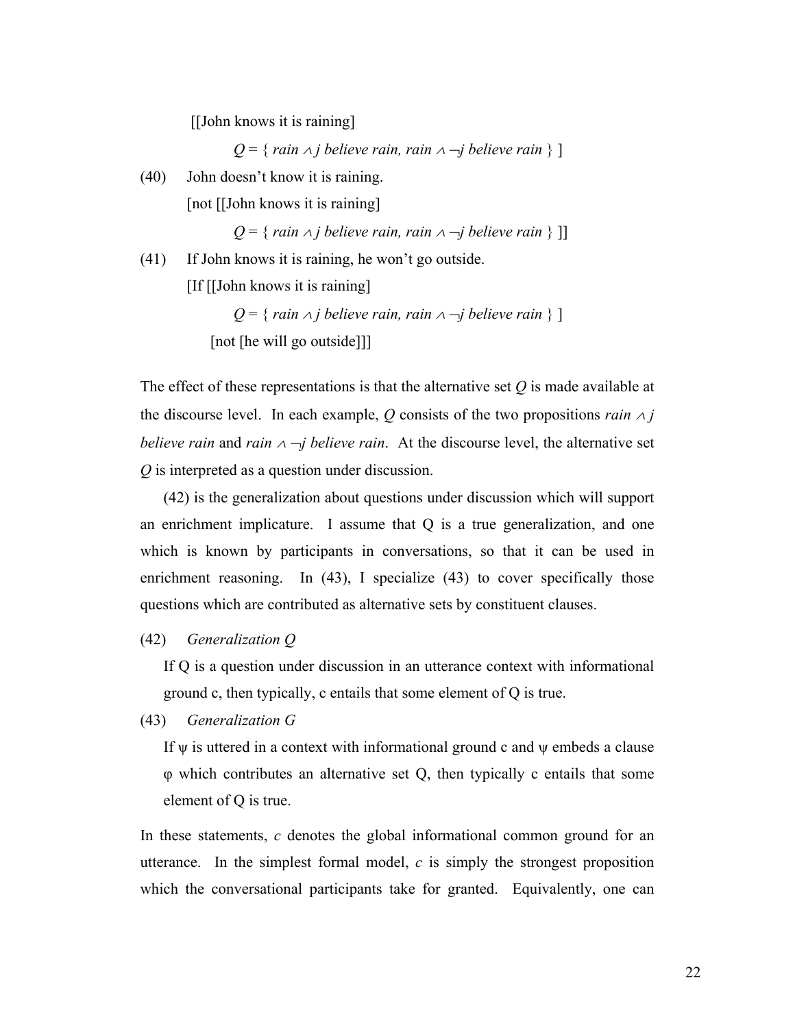[[John knows it is raining]

$Q = \{$ *rain* $\wedge$ *j believe rain, rain* $\wedge \neg$*j believe rain* $\}$ ]

(40) John doesn't know it is raining.

[not [[John knows it is raining]

$Q = \{$ *rain* $\wedge$ *j believe rain, rain* $\wedge \neg$*j believe rain* $\}$ ]]

(41) If John knows it is raining, he won't go outside.

[If [[John knows it is raining]

$Q = \{$ *rain* $\wedge$ *j believe rain, rain* $\wedge \neg$*j believe rain* $\}$ ]

[not [he will go outside]]]

The effect of these representations is that the alternative set *Q* is made available at the discourse level. In each example, *Q* consists of the two propositions *rain* $\wedge$ *j believe rain* and *rain* $\wedge \neg$*j believe rain*. At the discourse level, the alternative set *Q* is interpreted as a question under discussion.

(42) is the generalization about questions under discussion which will support an enrichment implicature. I assume that Q is a true generalization, and one which is known by participants in conversations, so that it can be used in enrichment reasoning. In (43), I specialize (43) to cover specifically those questions which are contributed as alternative sets by constituent clauses.

(42) *Generalization Q*

If Q is a question under discussion in an utterance context with informational ground c, then typically, c entails that some element of Q is true.

(43) *Generalization G*

If $\psi$ is uttered in a context with informational ground c and $\psi$ embeds a clause $\varphi$ which contributes an alternative set Q, then typically c entails that some element of Q is true.

In these statements, *c* denotes the global informational common ground for an utterance. In the simplest formal model, *c* is simply the strongest proposition which the conversational participants take for granted. Equivalently, one can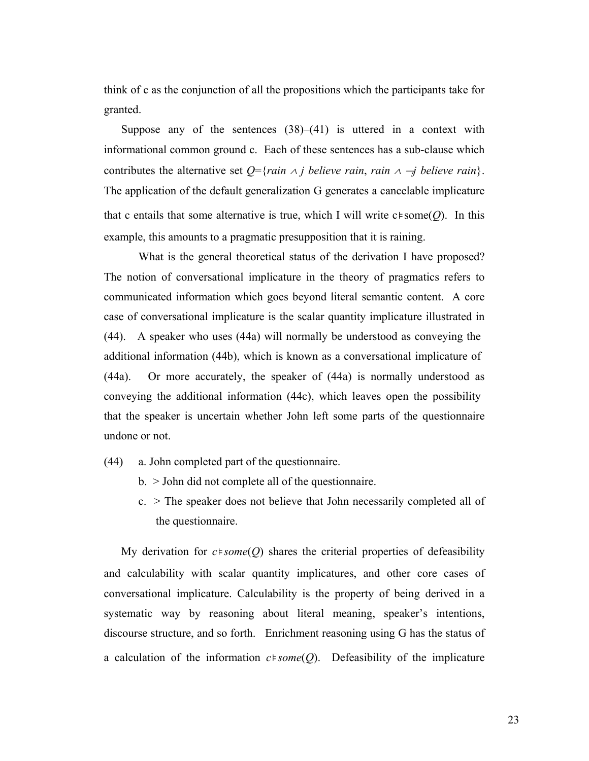think of c as the conjunction of all the propositions which the participants take for granted.

Suppose any of the sentences (38)–(41) is uttered in a context with informational common ground c. Each of these sentences has a sub-clause which contributes the alternative set $Q$={*rain* $\wedge$ *j believe rain*, *rain* $\wedge$ $\neg$*j believe rain*}. The application of the default generalization G generates a cancelable implicature that c entails that some alternative is true, which I will write c$\vDash$some($Q$). In this example, this amounts to a pragmatic presupposition that it is raining.

What is the general theoretical status of the derivation I have proposed? The notion of conversational implicature in the theory of pragmatics refers to communicated information which goes beyond literal semantic content. A core case of conversational implicature is the scalar quantity implicature illustrated in (44). A speaker who uses (44a) will normally be understood as conveying the additional information (44b), which is known as a conversational implicature of (44a). Or more accurately, the speaker of (44a) is normally understood as conveying the additional information (44c), which leaves open the possibility that the speaker is uncertain whether John left some parts of the questionnaire undone or not.

(44) a. John completed part of the questionnaire.
  b. > John did not complete all of the questionnaire.
  c. > The speaker does not believe that John necessarily completed all of the questionnaire.

My derivation for *c*$\vDash$*some*($Q$) shares the criterial properties of defeasibility and calculability with scalar quantity implicatures, and other core cases of conversational implicature. Calculability is the property of being derived in a systematic way by reasoning about literal meaning, speaker's intentions, discourse structure, and so forth. Enrichment reasoning using G has the status of a calculation of the information *c*$\vDash$*some*($Q$). Defeasibility of the implicature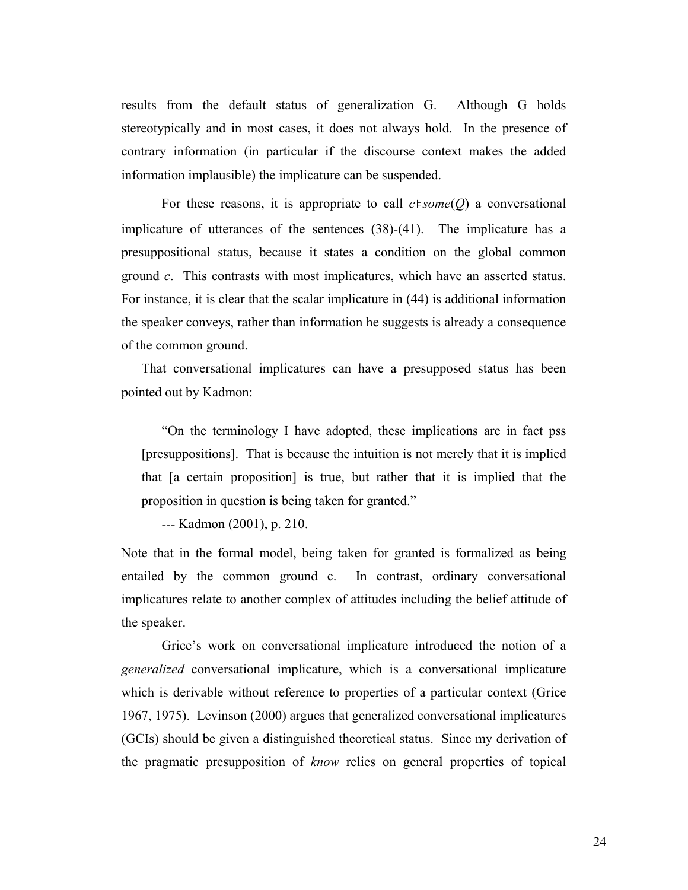results from the default status of generalization G. Although G holds stereotypically and in most cases, it does not always hold. In the presence of contrary information (in particular if the discourse context makes the added information implausible) the implicature can be suspended.

For these reasons, it is appropriate to call $c \vDash some(Q)$ a conversational implicature of utterances of the sentences (38)-(41). The implicature has a presuppositional status, because it states a condition on the global common ground *c*. This contrasts with most implicatures, which have an asserted status. For instance, it is clear that the scalar implicature in (44) is additional information the speaker conveys, rather than information he suggests is already a consequence of the common ground.

That conversational implicatures can have a presupposed status has been pointed out by Kadmon:

> "On the terminology I have adopted, these implications are in fact pss [presuppositions]. That is because the intuition is not merely that it is implied that [a certain proposition] is true, but rather that it is implied that the proposition in question is being taken for granted."
>
> --- Kadmon (2001), p. 210.

Note that in the formal model, being taken for granted is formalized as being entailed by the common ground c. In contrast, ordinary conversational implicatures relate to another complex of attitudes including the belief attitude of the speaker.

Grice's work on conversational implicature introduced the notion of a *generalized* conversational implicature, which is a conversational implicature which is derivable without reference to properties of a particular context (Grice 1967, 1975). Levinson (2000) argues that generalized conversational implicatures (GCIs) should be given a distinguished theoretical status. Since my derivation of the pragmatic presupposition of *know* relies on general properties of topical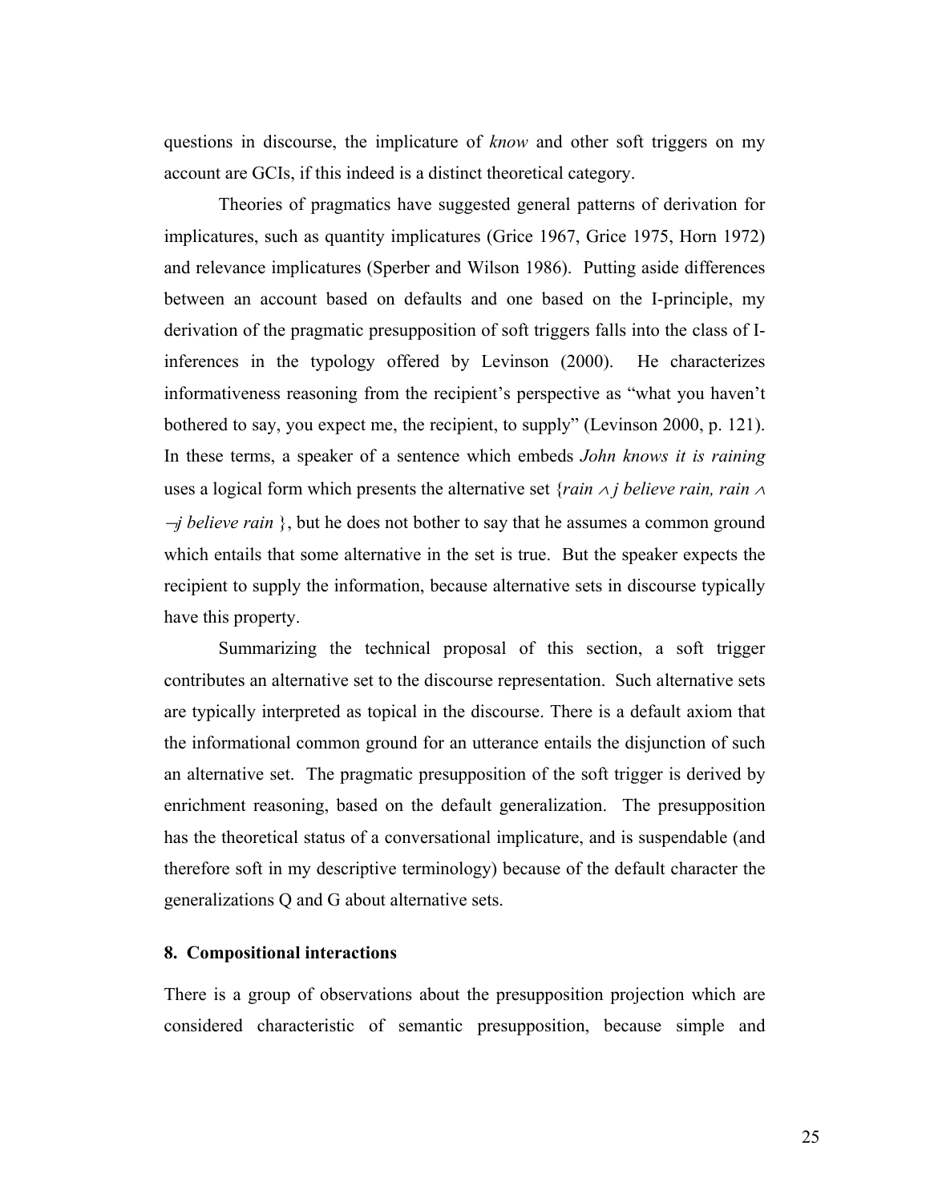questions in discourse, the implicature of *know* and other soft triggers on my account are GCIs, if this indeed is a distinct theoretical category.

Theories of pragmatics have suggested general patterns of derivation for implicatures, such as quantity implicatures (Grice 1967, Grice 1975, Horn 1972) and relevance implicatures (Sperber and Wilson 1986). Putting aside differences between an account based on defaults and one based on the I-principle, my derivation of the pragmatic presupposition of soft triggers falls into the class of I-inferences in the typology offered by Levinson (2000). He characterizes informativeness reasoning from the recipient's perspective as "what you haven't bothered to say, you expect me, the recipient, to supply" (Levinson 2000, p. 121). In these terms, a speaker of a sentence which embeds *John knows it is raining* uses a logical form which presents the alternative set {$rain \wedge j$ *believe rain*, $rain \wedge \neg j$ *believe rain* }, but he does not bother to say that he assumes a common ground which entails that some alternative in the set is true. But the speaker expects the recipient to supply the information, because alternative sets in discourse typically have this property.

Summarizing the technical proposal of this section, a soft trigger contributes an alternative set to the discourse representation. Such alternative sets are typically interpreted as topical in the discourse. There is a default axiom that the informational common ground for an utterance entails the disjunction of such an alternative set. The pragmatic presupposition of the soft trigger is derived by enrichment reasoning, based on the default generalization. The presupposition has the theoretical status of a conversational implicature, and is suspendable (and therefore soft in my descriptive terminology) because of the default character the generalizations Q and G about alternative sets.

## 8. Compositional interactions

There is a group of observations about the presupposition projection which are considered characteristic of semantic presupposition, because simple and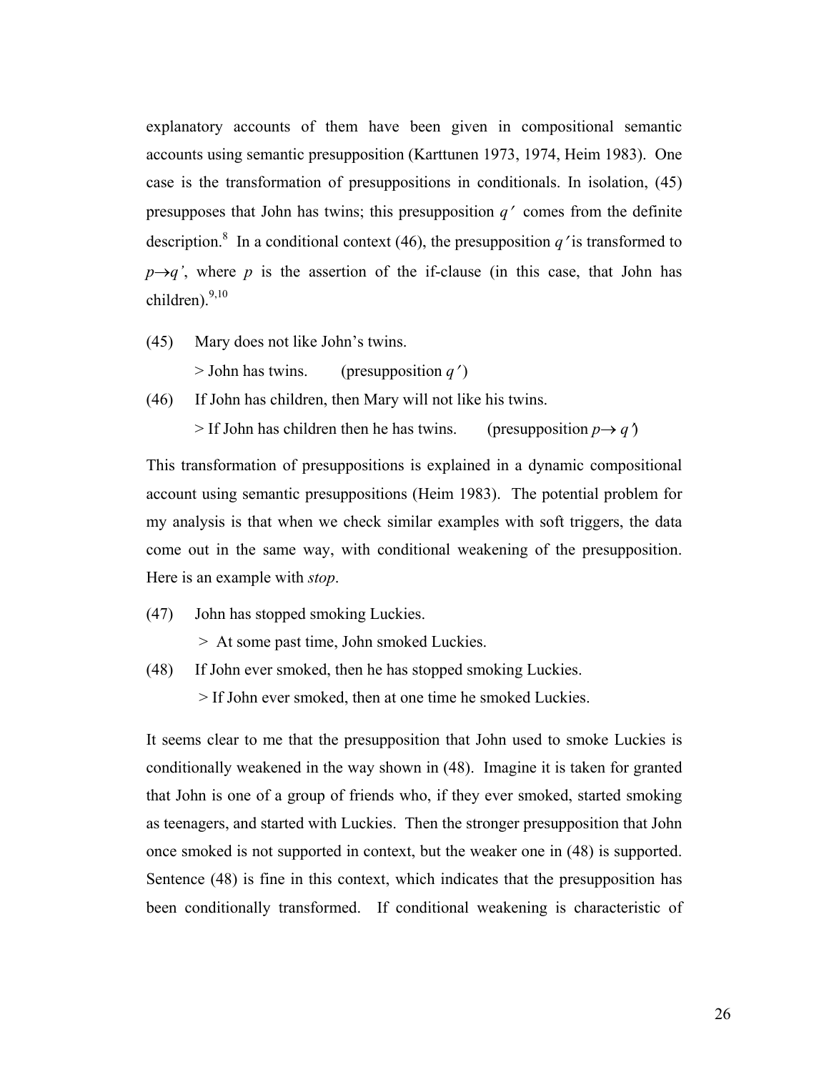explanatory accounts of them have been given in compositional semantic accounts using semantic presupposition (Karttunen 1973, 1974, Heim 1983). One case is the transformation of presuppositions in conditionals. In isolation, (45) presupposes that John has twins; this presupposition $q'$ comes from the definite description.[8] In a conditional context (46), the presupposition $q'$ is transformed to $p \rightarrow q'$, where $p$ is the assertion of the if-clause (in this case, that John has children).[9,10]

(45) Mary does not like John's twins.

> John has twins. (presupposition $q'$)

(46) If John has children, then Mary will not like his twins.

> If John has children then he has twins. (presupposition $p \rightarrow q'$)

This transformation of presuppositions is explained in a dynamic compositional account using semantic presuppositions (Heim 1983). The potential problem for my analysis is that when we check similar examples with soft triggers, the data come out in the same way, with conditional weakening of the presupposition. Here is an example with *stop*.

(47) John has stopped smoking Luckies.

> At some past time, John smoked Luckies.

(48) If John ever smoked, then he has stopped smoking Luckies.

> If John ever smoked, then at one time he smoked Luckies.

It seems clear to me that the presupposition that John used to smoke Luckies is conditionally weakened in the way shown in (48). Imagine it is taken for granted that John is one of a group of friends who, if they ever smoked, started smoking as teenagers, and started with Luckies. Then the stronger presupposition that John once smoked is not supported in context, but the weaker one in (48) is supported. Sentence (48) is fine in this context, which indicates that the presupposition has been conditionally transformed. If conditional weakening is characteristic of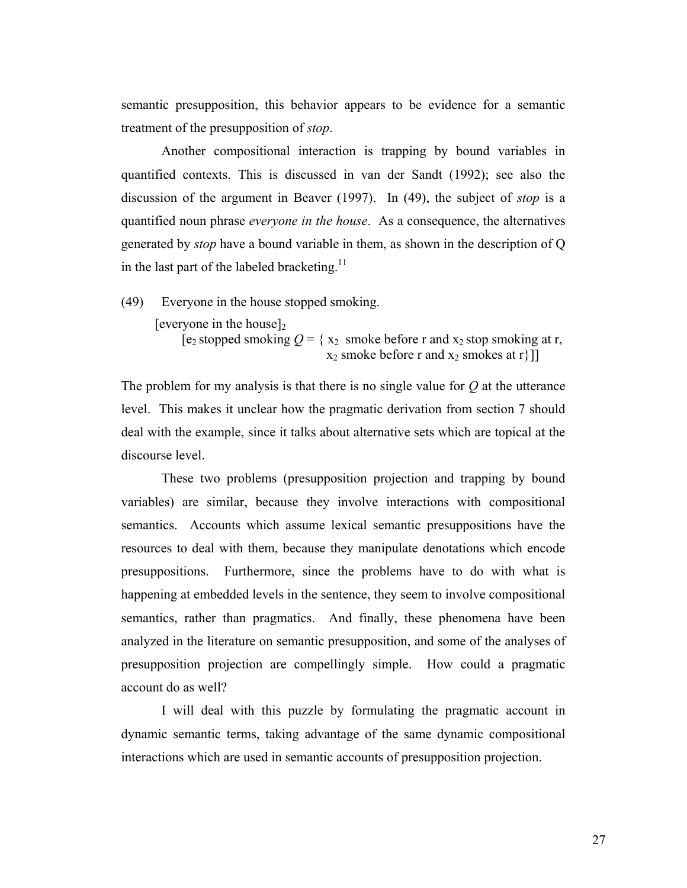semantic presupposition, this behavior appears to be evidence for a semantic treatment of the presupposition of *stop*.

Another compositional interaction is trapping by bound variables in quantified contexts. This is discussed in van der Sandt (1992); see also the discussion of the argument in Beaver (1997). In (49), the subject of *stop* is a quantified noun phrase *everyone in the house*. As a consequence, the alternatives generated by *stop* have a bound variable in them, as shown in the description of Q in the last part of the labeled bracketing.[11]

(49) Everyone in the house stopped smoking.

[everyone in the house]$_2$
  [$e_2$ stopped smoking $Q = \{$ $x_2$ smoke before r and $x_2$ stop smoking at r,
  $x_2$ smoke before r and $x_2$ smokes at r$\}$]]

The problem for my analysis is that there is no single value for *Q* at the utterance level. This makes it unclear how the pragmatic derivation from section 7 should deal with the example, since it talks about alternative sets which are topical at the discourse level.

These two problems (presupposition projection and trapping by bound variables) are similar, because they involve interactions with compositional semantics. Accounts which assume lexical semantic presuppositions have the resources to deal with them, because they manipulate denotations which encode presuppositions. Furthermore, since the problems have to do with what is happening at embedded levels in the sentence, they seem to involve compositional semantics, rather than pragmatics. And finally, these phenomena have been analyzed in the literature on semantic presupposition, and some of the analyses of presupposition projection are compellingly simple. How could a pragmatic account do as well?

I will deal with this puzzle by formulating the pragmatic account in dynamic semantic terms, taking advantage of the same dynamic compositional interactions which are used in semantic accounts of presupposition projection.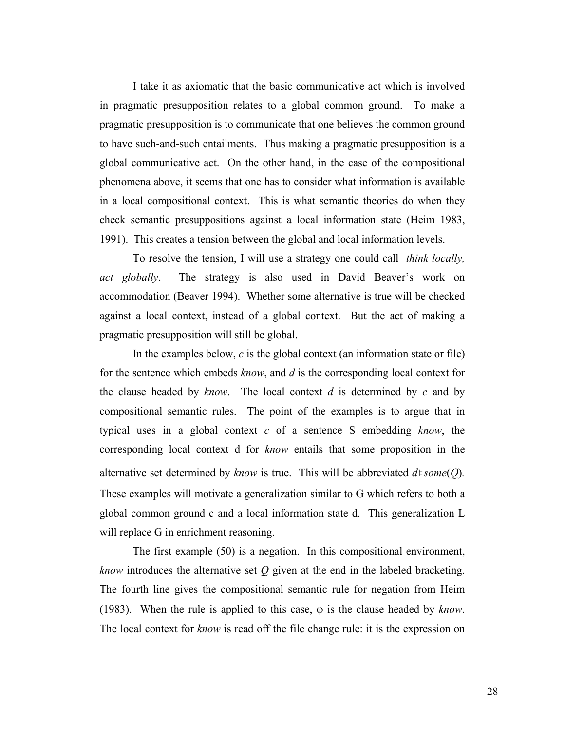I take it as axiomatic that the basic communicative act which is involved in pragmatic presupposition relates to a global common ground. To make a pragmatic presupposition is to communicate that one believes the common ground to have such-and-such entailments. Thus making a pragmatic presupposition is a global communicative act. On the other hand, in the case of the compositional phenomena above, it seems that one has to consider what information is available in a local compositional context. This is what semantic theories do when they check semantic presuppositions against a local information state (Heim 1983, 1991). This creates a tension between the global and local information levels.

To resolve the tension, I will use a strategy one could call *think locally, act globally*. The strategy is also used in David Beaver's work on accommodation (Beaver 1994). Whether some alternative is true will be checked against a local context, instead of a global context. But the act of making a pragmatic presupposition will still be global.

In the examples below, *c* is the global context (an information state or file) for the sentence which embeds *know*, and *d* is the corresponding local context for the clause headed by *know*. The local context *d* is determined by *c* and by compositional semantic rules. The point of the examples is to argue that in typical uses in a global context *c* of a sentence S embedding *know*, the corresponding local context d for *know* entails that some proposition in the alternative set determined by *know* is true. This will be abbreviated $d \vDash some(Q)$. These examples will motivate a generalization similar to G which refers to both a global common ground c and a local information state d. This generalization L will replace G in enrichment reasoning.

The first example (50) is a negation. In this compositional environment, *know* introduces the alternative set *Q* given at the end in the labeled bracketing. The fourth line gives the compositional semantic rule for negation from Heim (1983). When the rule is applied to this case, φ is the clause headed by *know*. The local context for *know* is read off the file change rule: it is the expression on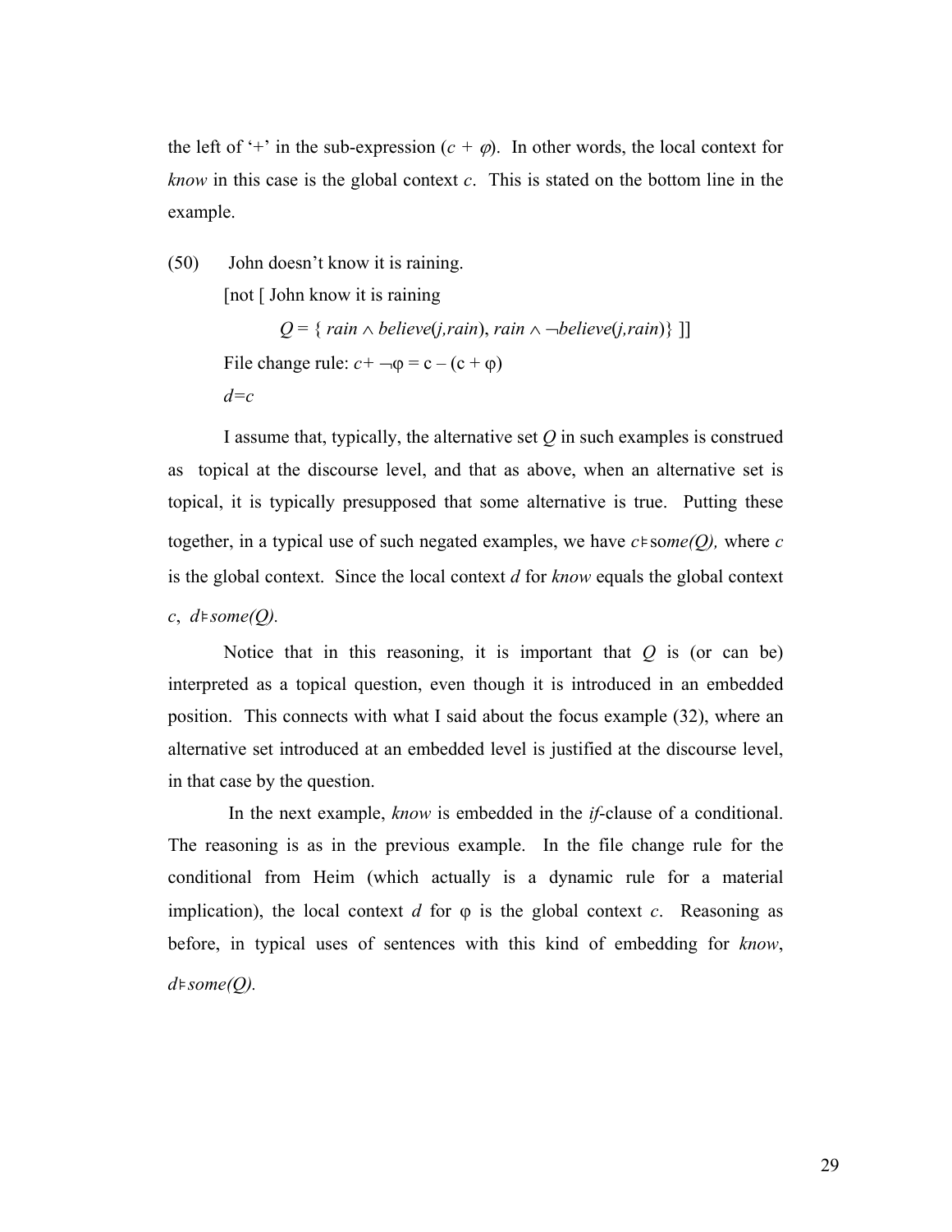the left of '+' in the sub-expression ($c + \varphi$). In other words, the local context for *know* in this case is the global context $c$. This is stated on the bottom line in the example.

(50) John doesn't know it is raining.

[not [ John know it is raining

$Q = \{ rain \wedge believe(j,rain), rain \wedge \neg believe(j,rain)\}$ ]]

File change rule: $c + \neg\varphi = c - (c + \varphi)$

$d{=}c$

I assume that, typically, the alternative set $Q$ in such examples is construed as topical at the discourse level, and that as above, when an alternative set is topical, it is typically presupposed that some alternative is true. Putting these together, in a typical use of such negated examples, we have $c \vDash some(Q)$, where $c$ is the global context. Since the local context $d$ for *know* equals the global context $c$, $d \vDash some(Q)$.

Notice that in this reasoning, it is important that $Q$ is (or can be) interpreted as a topical question, even though it is introduced in an embedded position. This connects with what I said about the focus example (32), where an alternative set introduced at an embedded level is justified at the discourse level, in that case by the question.

In the next example, *know* is embedded in the *if*-clause of a conditional. The reasoning is as in the previous example. In the file change rule for the conditional from Heim (which actually is a dynamic rule for a material implication), the local context $d$ for $\varphi$ is the global context $c$. Reasoning as before, in typical uses of sentences with this kind of embedding for *know*, $d \vDash some(Q)$.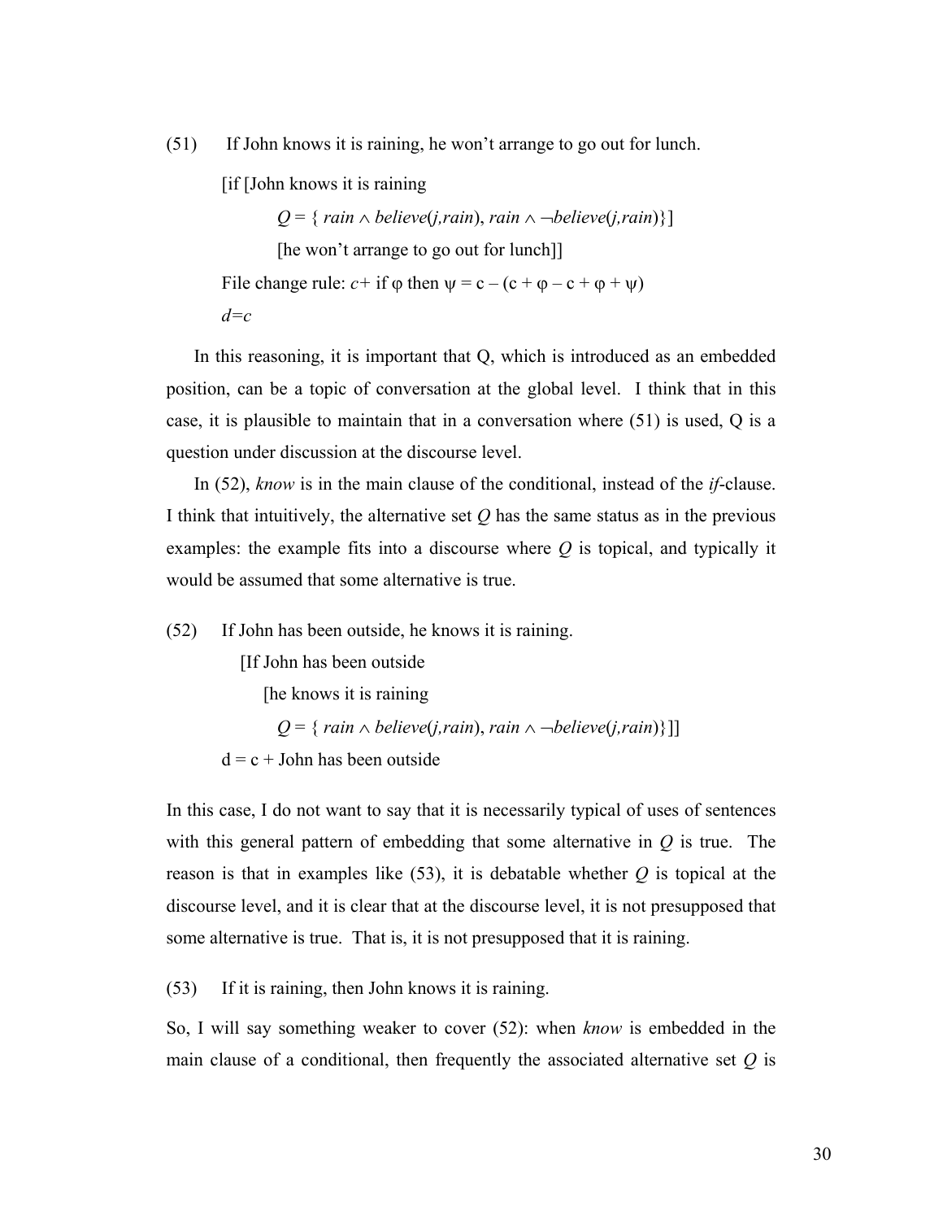(51) If John knows it is raining, he won't arrange to go out for lunch.

[if [John knows it is raining

$Q = \{ \mathit{rain} \wedge \mathit{believe}(j,\mathit{rain}), \mathit{rain} \wedge \neg\mathit{believe}(j,\mathit{rain})\}$]

[he won't arrange to go out for lunch]]

File change rule: $c$+ if $\varphi$ then $\psi = c - (c + \varphi - c + \varphi + \psi)$

$d=c$

In this reasoning, it is important that Q, which is introduced as an embedded position, can be a topic of conversation at the global level. I think that in this case, it is plausible to maintain that in a conversation where (51) is used, Q is a question under discussion at the discourse level.

In (52), *know* is in the main clause of the conditional, instead of the *if*-clause. I think that intuitively, the alternative set *Q* has the same status as in the previous examples: the example fits into a discourse where *Q* is topical, and typically it would be assumed that some alternative is true.

(52) If John has been outside, he knows it is raining.

[If John has been outside

[he knows it is raining

$Q = \{ \mathit{rain} \wedge \mathit{believe}(j,\mathit{rain}), \mathit{rain} \wedge \neg\mathit{believe}(j,\mathit{rain})\}$]]

d = c + John has been outside

In this case, I do not want to say that it is necessarily typical of uses of sentences with this general pattern of embedding that some alternative in *Q* is true. The reason is that in examples like (53), it is debatable whether *Q* is topical at the discourse level, and it is clear that at the discourse level, it is not presupposed that some alternative is true. That is, it is not presupposed that it is raining.

(53) If it is raining, then John knows it is raining.

So, I will say something weaker to cover (52): when *know* is embedded in the main clause of a conditional, then frequently the associated alternative set *Q* is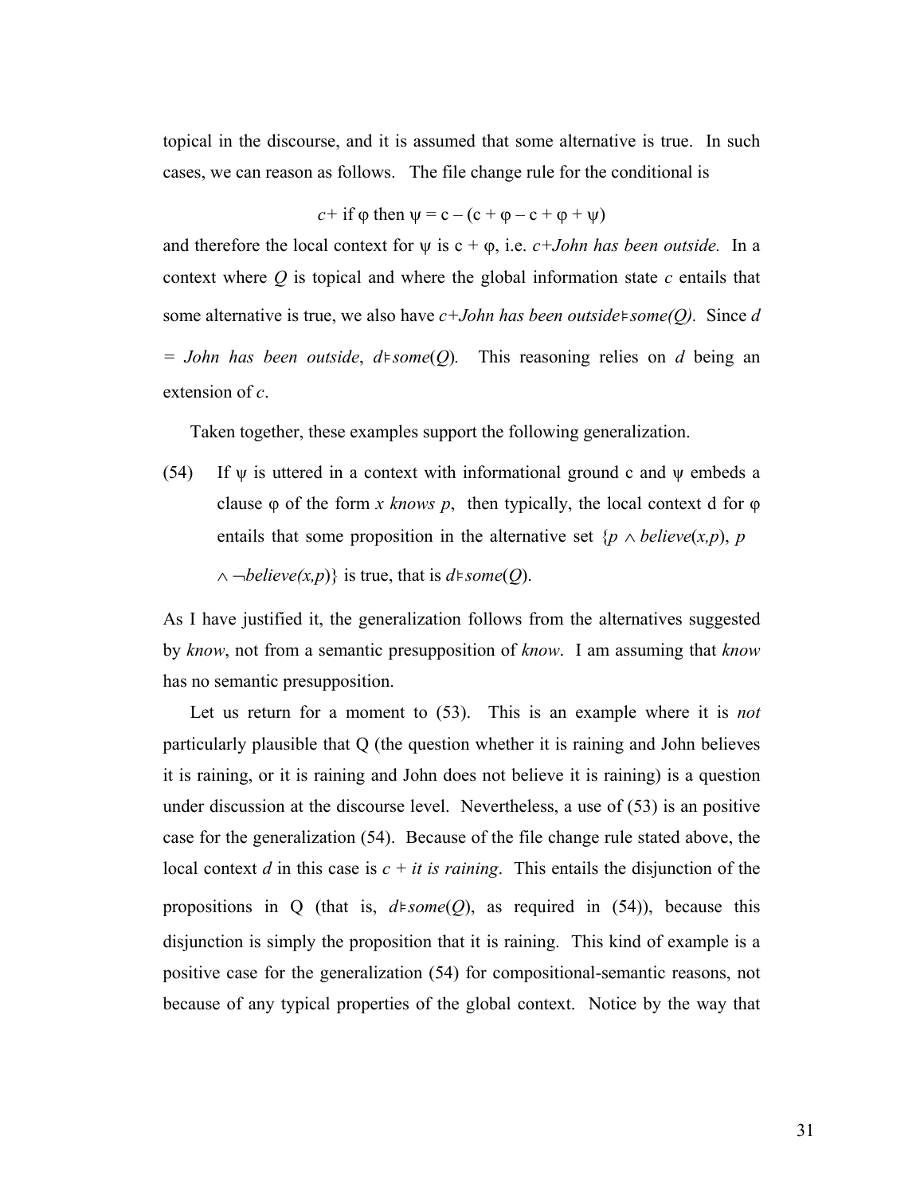topical in the discourse, and it is assumed that some alternative is true. In such cases, we can reason as follows. The file change rule for the conditional is

$$c + \text{if } \varphi \text{ then } \psi = c - (c + \varphi - c + \varphi + \psi)$$

and therefore the local context for $\psi$ is $c + \varphi$, i.e. *c+John has been outside.* In a context where $Q$ is topical and where the global information state $c$ entails that some alternative is true, we also have *c+John has been outside*$\vDash$*some(Q).* Since $d$ = *John has been outside*, $d \vDash some(Q)$*.* This reasoning relies on $d$ being an extension of $c$.

Taken together, these examples support the following generalization.

(54) If $\psi$ is uttered in a context with informational ground c and $\psi$ embeds a clause $\varphi$ of the form *x knows p*, then typically, the local context d for $\varphi$ entails that some proposition in the alternative set $\{p \wedge believe(x,p), p \wedge \neg believe(x,p)\}$ is true, that is $d \vDash some(Q)$.

As I have justified it, the generalization follows from the alternatives suggested by *know*, not from a semantic presupposition of *know*. I am assuming that *know* has no semantic presupposition.

Let us return for a moment to (53). This is an example where it is *not* particularly plausible that Q (the question whether it is raining and John believes it is raining, or it is raining and John does not believe it is raining) is a question under discussion at the discourse level. Nevertheless, a use of (53) is an positive case for the generalization (54). Because of the file change rule stated above, the local context $d$ in this case is $c$ + *it is raining*. This entails the disjunction of the propositions in Q (that is, $d \vDash some(Q)$, as required in (54)), because this disjunction is simply the proposition that it is raining. This kind of example is a positive case for the generalization (54) for compositional-semantic reasons, not because of any typical properties of the global context. Notice by the way that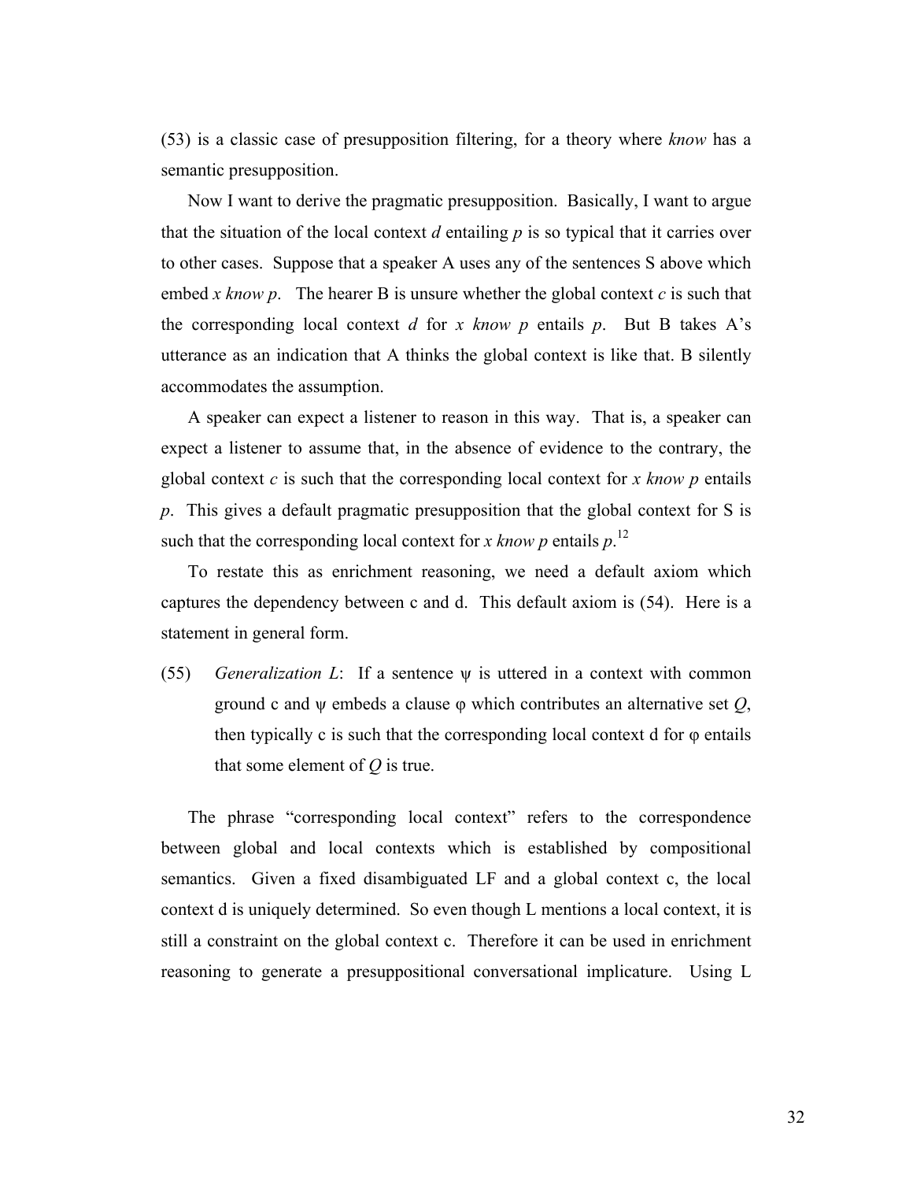(53) is a classic case of presupposition filtering, for a theory where *know* has a semantic presupposition.

Now I want to derive the pragmatic presupposition. Basically, I want to argue that the situation of the local context *d* entailing *p* is so typical that it carries over to other cases. Suppose that a speaker A uses any of the sentences S above which embed *x know p*. The hearer B is unsure whether the global context *c* is such that the corresponding local context *d* for *x know p* entails *p*. But B takes A's utterance as an indication that A thinks the global context is like that. B silently accommodates the assumption.

A speaker can expect a listener to reason in this way. That is, a speaker can expect a listener to assume that, in the absence of evidence to the contrary, the global context *c* is such that the corresponding local context for *x know p* entails *p*. This gives a default pragmatic presupposition that the global context for S is such that the corresponding local context for *x know p* entails *p*.[12]

To restate this as enrichment reasoning, we need a default axiom which captures the dependency between c and d. This default axiom is (54). Here is a statement in general form.

(55) *Generalization L*: If a sentence ψ is uttered in a context with common ground c and ψ embeds a clause φ which contributes an alternative set *Q*, then typically c is such that the corresponding local context d for φ entails that some element of *Q* is true.

The phrase "corresponding local context" refers to the correspondence between global and local contexts which is established by compositional semantics. Given a fixed disambiguated LF and a global context c, the local context d is uniquely determined. So even though L mentions a local context, it is still a constraint on the global context c. Therefore it can be used in enrichment reasoning to generate a presuppositional conversational implicature. Using L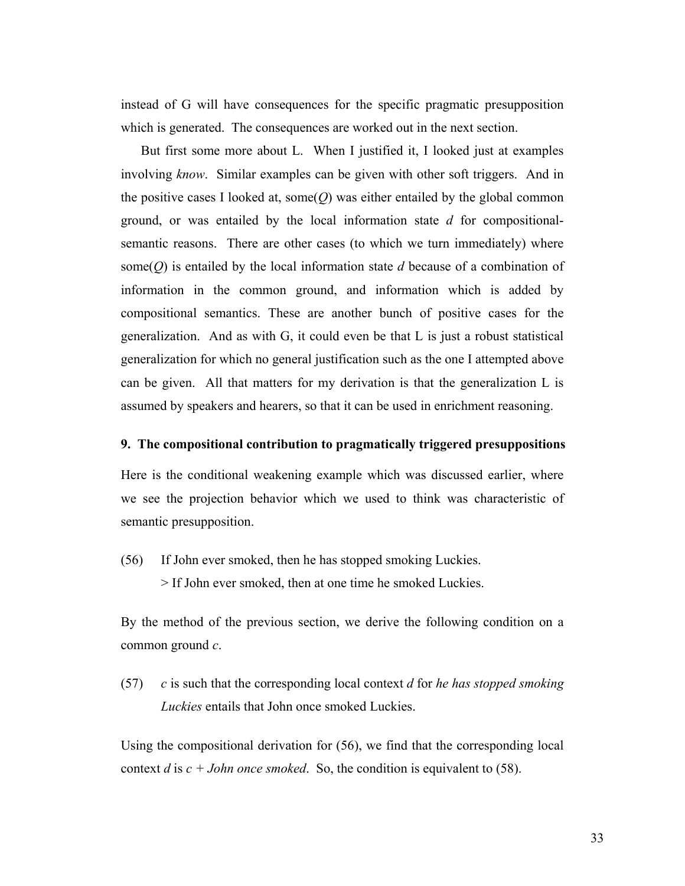instead of G will have consequences for the specific pragmatic presupposition which is generated. The consequences are worked out in the next section.

But first some more about L. When I justified it, I looked just at examples involving *know*. Similar examples can be given with other soft triggers. And in the positive cases I looked at, some($Q$) was either entailed by the global common ground, or was entailed by the local information state $d$ for compositional-semantic reasons. There are other cases (to which we turn immediately) where some($Q$) is entailed by the local information state $d$ because of a combination of information in the common ground, and information which is added by compositional semantics. These are another bunch of positive cases for the generalization. And as with G, it could even be that L is just a robust statistical generalization for which no general justification such as the one I attempted above can be given. All that matters for my derivation is that the generalization L is assumed by speakers and hearers, so that it can be used in enrichment reasoning.

## 9. The compositional contribution to pragmatically triggered presuppositions

Here is the conditional weakening example which was discussed earlier, where we see the projection behavior which we used to think was characteristic of semantic presupposition.

(56) If John ever smoked, then he has stopped smoking Luckies.
 > If John ever smoked, then at one time he smoked Luckies.

By the method of the previous section, we derive the following condition on a common ground $c$.

(57) $c$ is such that the corresponding local context $d$ for *he has stopped smoking Luckies* entails that John once smoked Luckies.

Using the compositional derivation for (56), we find that the corresponding local context $d$ is $c$ + *John once smoked*. So, the condition is equivalent to (58).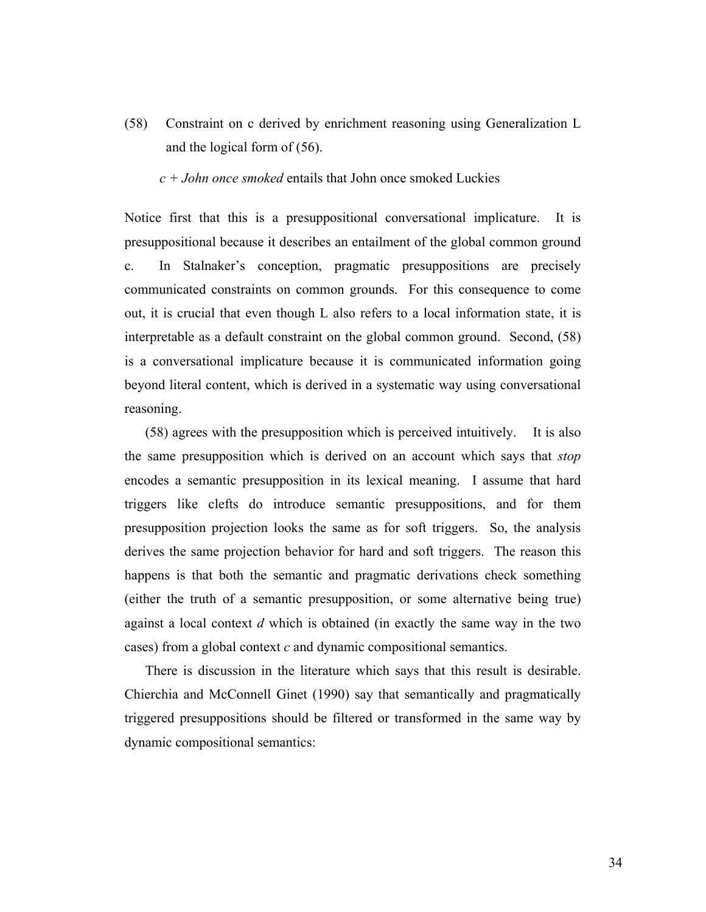(58) Constraint on c derived by enrichment reasoning using Generalization L and the logical form of (56).

*c + John once smoked* entails that John once smoked Luckies

Notice first that this is a presuppositional conversational implicature. It is presuppositional because it describes an entailment of the global common ground c. In Stalnaker's conception, pragmatic presuppositions are precisely communicated constraints on common grounds. For this consequence to come out, it is crucial that even though L also refers to a local information state, it is interpretable as a default constraint on the global common ground. Second, (58) is a conversational implicature because it is communicated information going beyond literal content, which is derived in a systematic way using conversational reasoning.

(58) agrees with the presupposition which is perceived intuitively. It is also the same presupposition which is derived on an account which says that *stop* encodes a semantic presupposition in its lexical meaning. I assume that hard triggers like clefts do introduce semantic presuppositions, and for them presupposition projection looks the same as for soft triggers. So, the analysis derives the same projection behavior for hard and soft triggers. The reason this happens is that both the semantic and pragmatic derivations check something (either the truth of a semantic presupposition, or some alternative being true) against a local context *d* which is obtained (in exactly the same way in the two cases) from a global context *c* and dynamic compositional semantics.

There is discussion in the literature which says that this result is desirable. Chierchia and McConnell Ginet (1990) say that semantically and pragmatically triggered presuppositions should be filtered or transformed in the same way by dynamic compositional semantics: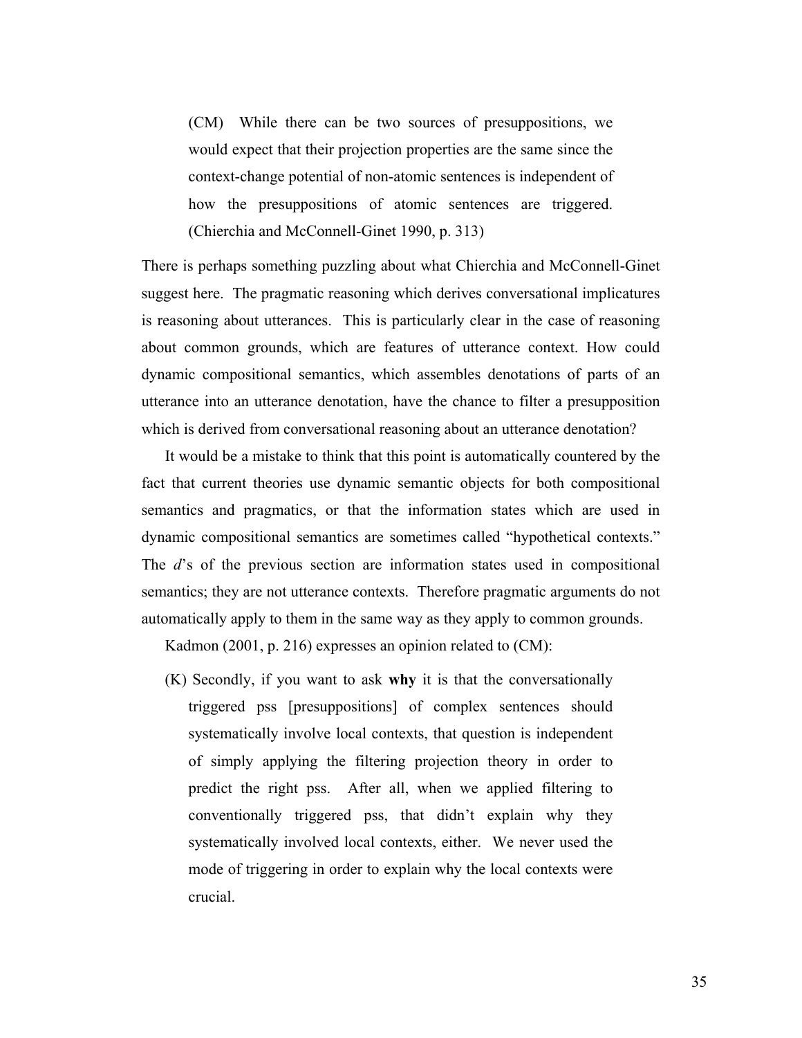> (CM) While there can be two sources of presuppositions, we would expect that their projection properties are the same since the context-change potential of non-atomic sentences is independent of how the presuppositions of atomic sentences are triggered. (Chierchia and McConnell-Ginet 1990, p. 313)

There is perhaps something puzzling about what Chierchia and McConnell-Ginet suggest here. The pragmatic reasoning which derives conversational implicatures is reasoning about utterances. This is particularly clear in the case of reasoning about common grounds, which are features of utterance context. How could dynamic compositional semantics, which assembles denotations of parts of an utterance into an utterance denotation, have the chance to filter a presupposition which is derived from conversational reasoning about an utterance denotation?

It would be a mistake to think that this point is automatically countered by the fact that current theories use dynamic semantic objects for both compositional semantics and pragmatics, or that the information states which are used in dynamic compositional semantics are sometimes called "hypothetical contexts." The *d*'s of the previous section are information states used in compositional semantics; they are not utterance contexts. Therefore pragmatic arguments do not automatically apply to them in the same way as they apply to common grounds.

Kadmon (2001, p. 216) expresses an opinion related to (CM):

> (K) Secondly, if you want to ask **why** it is that the conversationally triggered pss [presuppositions] of complex sentences should systematically involve local contexts, that question is independent of simply applying the filtering projection theory in order to predict the right pss. After all, when we applied filtering to conventionally triggered pss, that didn't explain why they systematically involved local contexts, either. We never used the mode of triggering in order to explain why the local contexts were crucial.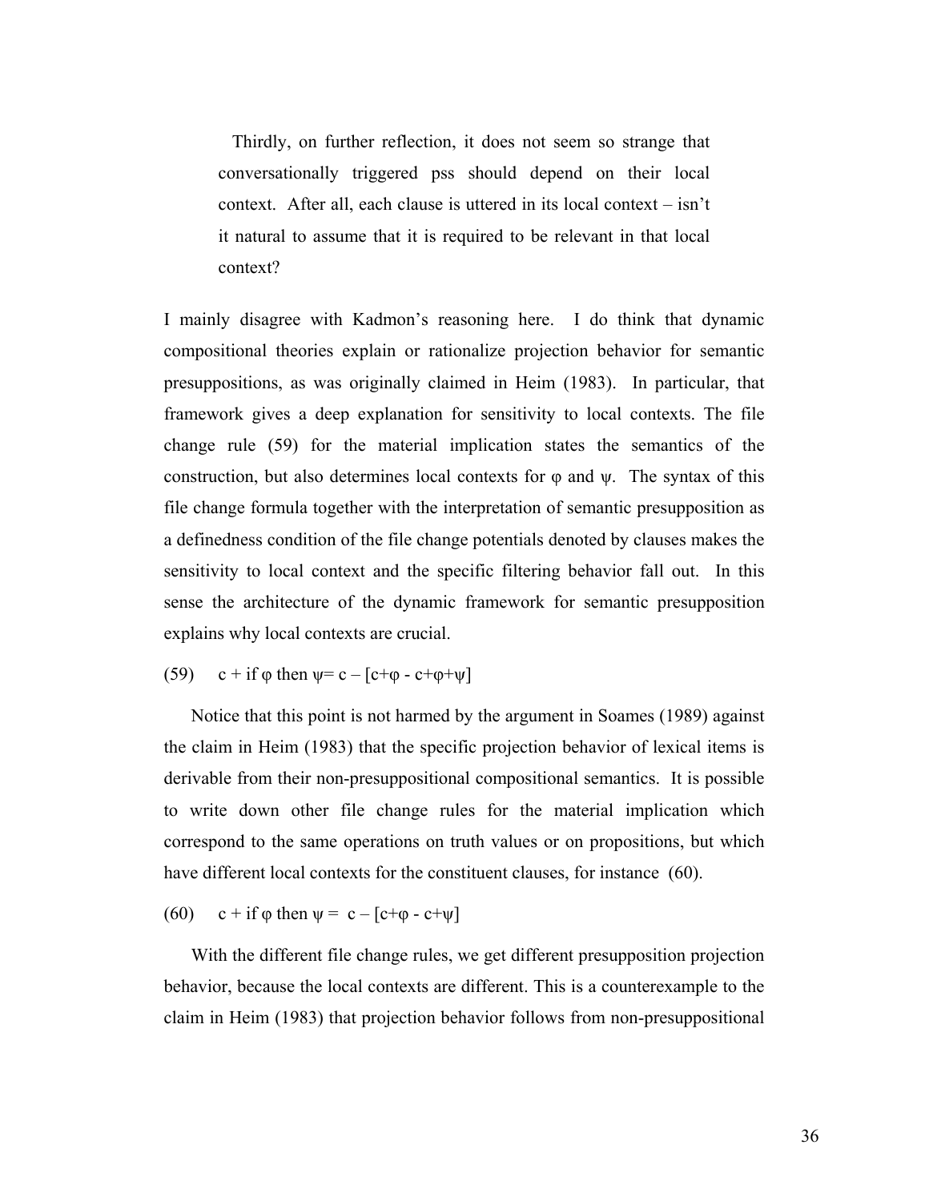> Thirdly, on further reflection, it does not seem so strange that conversationally triggered pss should depend on their local context. After all, each clause is uttered in its local context – isn't it natural to assume that it is required to be relevant in that local context?

I mainly disagree with Kadmon's reasoning here. I do think that dynamic compositional theories explain or rationalize projection behavior for semantic presuppositions, as was originally claimed in Heim (1983). In particular, that framework gives a deep explanation for sensitivity to local contexts. The file change rule (59) for the material implication states the semantics of the construction, but also determines local contexts for $\varphi$ and $\psi$. The syntax of this file change formula together with the interpretation of semantic presupposition as a definedness condition of the file change potentials denoted by clauses makes the sensitivity to local context and the specific filtering behavior fall out. In this sense the architecture of the dynamic framework for semantic presupposition explains why local contexts are crucial.

(59) $c + \text{if } \varphi \text{ then } \psi = c - [c+\varphi - c+\varphi+\psi]$

Notice that this point is not harmed by the argument in Soames (1989) against the claim in Heim (1983) that the specific projection behavior of lexical items is derivable from their non-presuppositional compositional semantics. It is possible to write down other file change rules for the material implication which correspond to the same operations on truth values or on propositions, but which have different local contexts for the constituent clauses, for instance (60).

(60) $c + \text{if } \varphi \text{ then } \psi = c - [c+\varphi - c+\psi]$

With the different file change rules, we get different presupposition projection behavior, because the local contexts are different. This is a counterexample to the claim in Heim (1983) that projection behavior follows from non-presuppositional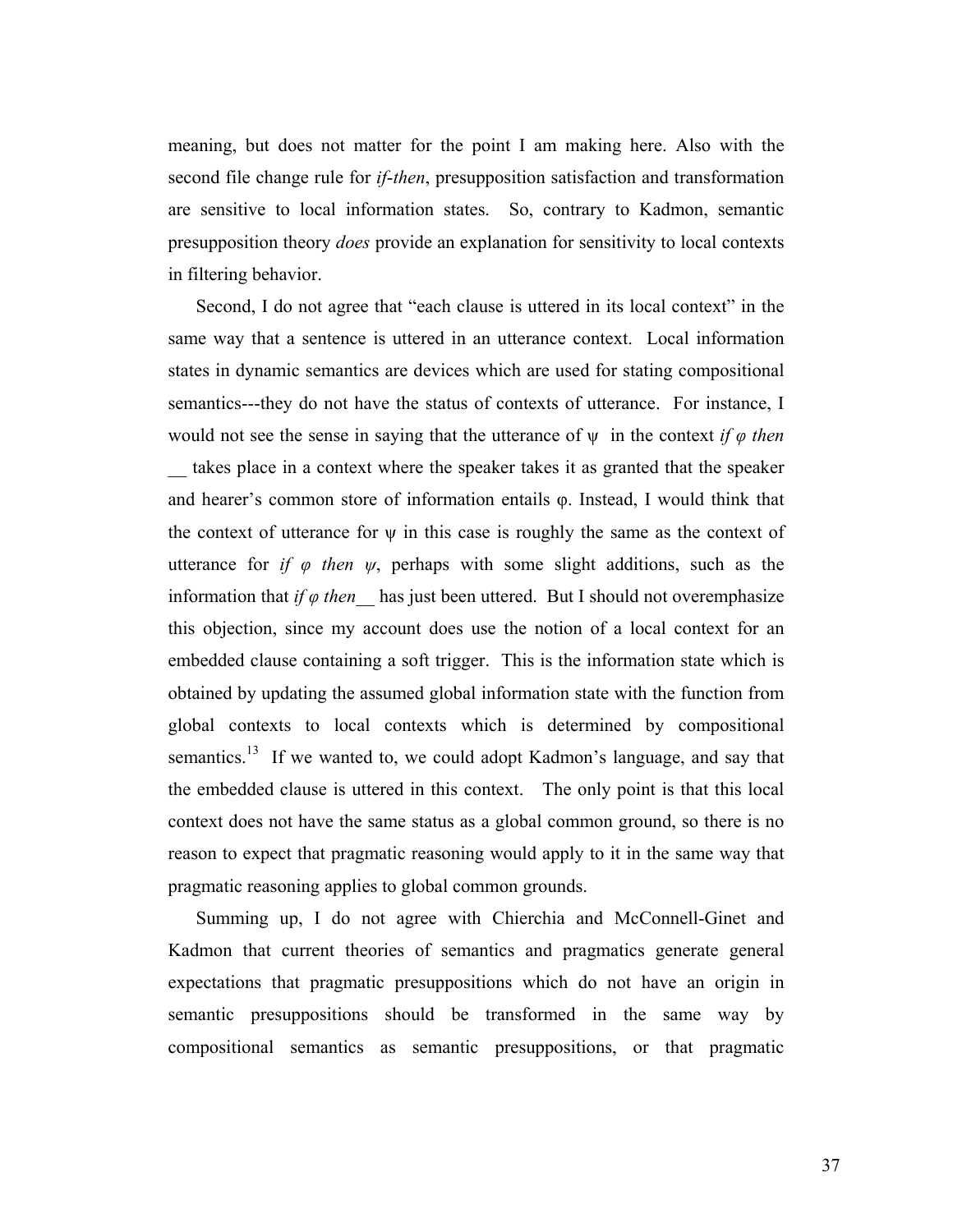meaning, but does not matter for the point I am making here. Also with the second file change rule for *if-then*, presupposition satisfaction and transformation are sensitive to local information states. So, contrary to Kadmon, semantic presupposition theory *does* provide an explanation for sensitivity to local contexts in filtering behavior.

Second, I do not agree that "each clause is uttered in its local context" in the same way that a sentence is uttered in an utterance context. Local information states in dynamic semantics are devices which are used for stating compositional semantics---they do not have the status of contexts of utterance. For instance, I would not see the sense in saying that the utterance of $\psi$ in the context *if $\varphi$ then* __ takes place in a context where the speaker takes it as granted that the speaker and hearer's common store of information entails $\varphi$. Instead, I would think that the context of utterance for $\psi$ in this case is roughly the same as the context of utterance for *if $\varphi$ then $\psi$*, perhaps with some slight additions, such as the information that *if $\varphi$ then*__ has just been uttered. But I should not overemphasize this objection, since my account does use the notion of a local context for an embedded clause containing a soft trigger. This is the information state which is obtained by updating the assumed global information state with the function from global contexts to local contexts which is determined by compositional semantics.[13] If we wanted to, we could adopt Kadmon's language, and say that the embedded clause is uttered in this context. The only point is that this local context does not have the same status as a global common ground, so there is no reason to expect that pragmatic reasoning would apply to it in the same way that pragmatic reasoning applies to global common grounds.

Summing up, I do not agree with Chierchia and McConnell-Ginet and Kadmon that current theories of semantics and pragmatics generate general expectations that pragmatic presuppositions which do not have an origin in semantic presuppositions should be transformed in the same way by compositional semantics as semantic presuppositions, or that pragmatic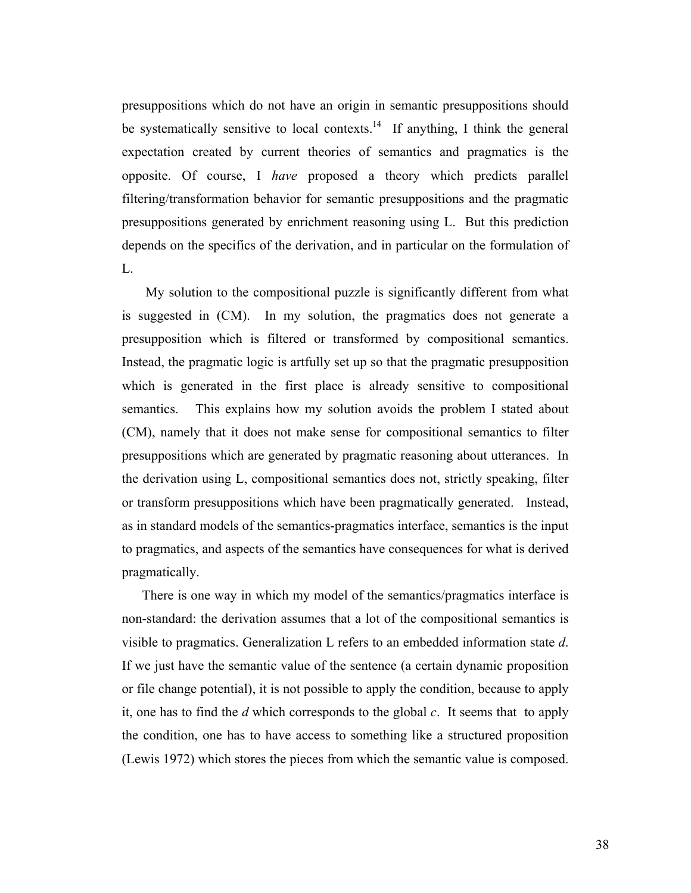presuppositions which do not have an origin in semantic presuppositions should be systematically sensitive to local contexts.[14] If anything, I think the general expectation created by current theories of semantics and pragmatics is the opposite. Of course, I *have* proposed a theory which predicts parallel filtering/transformation behavior for semantic presuppositions and the pragmatic presuppositions generated by enrichment reasoning using L. But this prediction depends on the specifics of the derivation, and in particular on the formulation of L.

My solution to the compositional puzzle is significantly different from what is suggested in (CM). In my solution, the pragmatics does not generate a presupposition which is filtered or transformed by compositional semantics. Instead, the pragmatic logic is artfully set up so that the pragmatic presupposition which is generated in the first place is already sensitive to compositional semantics. This explains how my solution avoids the problem I stated about (CM), namely that it does not make sense for compositional semantics to filter presuppositions which are generated by pragmatic reasoning about utterances. In the derivation using L, compositional semantics does not, strictly speaking, filter or transform presuppositions which have been pragmatically generated. Instead, as in standard models of the semantics-pragmatics interface, semantics is the input to pragmatics, and aspects of the semantics have consequences for what is derived pragmatically.

There is one way in which my model of the semantics/pragmatics interface is non-standard: the derivation assumes that a lot of the compositional semantics is visible to pragmatics. Generalization L refers to an embedded information state *d*. If we just have the semantic value of the sentence (a certain dynamic proposition or file change potential), it is not possible to apply the condition, because to apply it, one has to find the *d* which corresponds to the global *c*. It seems that to apply the condition, one has to have access to something like a structured proposition (Lewis 1972) which stores the pieces from which the semantic value is composed.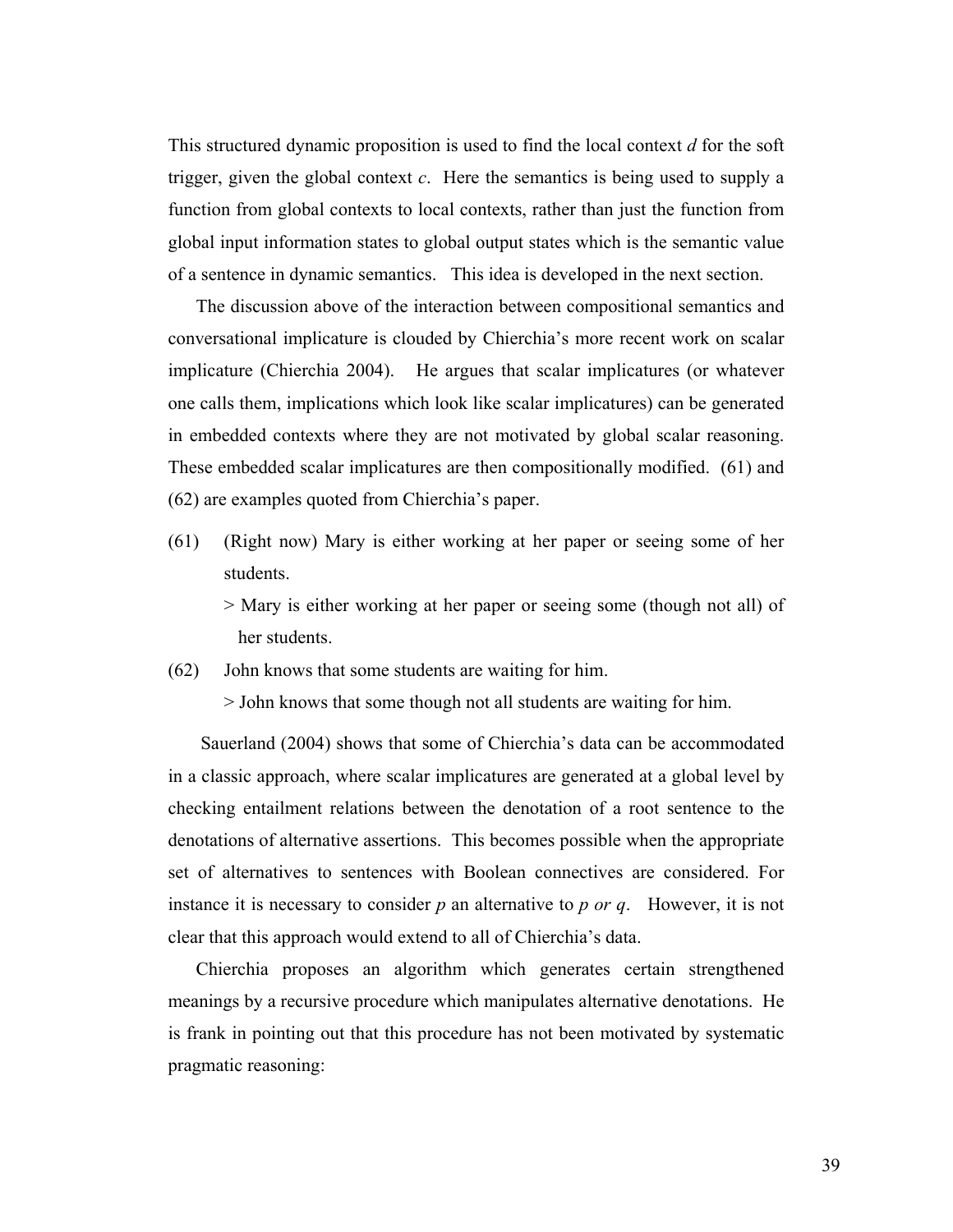This structured dynamic proposition is used to find the local context *d* for the soft trigger, given the global context *c*. Here the semantics is being used to supply a function from global contexts to local contexts, rather than just the function from global input information states to global output states which is the semantic value of a sentence in dynamic semantics. This idea is developed in the next section.

The discussion above of the interaction between compositional semantics and conversational implicature is clouded by Chierchia's more recent work on scalar implicature (Chierchia 2004). He argues that scalar implicatures (or whatever one calls them, implications which look like scalar implicatures) can be generated in embedded contexts where they are not motivated by global scalar reasoning. These embedded scalar implicatures are then compositionally modified. (61) and (62) are examples quoted from Chierchia's paper.

(61) (Right now) Mary is either working at her paper or seeing some of her students.

> Mary is either working at her paper or seeing some (though not all) of her students.

(62) John knows that some students are waiting for him.

> John knows that some though not all students are waiting for him.

Sauerland (2004) shows that some of Chierchia's data can be accommodated in a classic approach, where scalar implicatures are generated at a global level by checking entailment relations between the denotation of a root sentence to the denotations of alternative assertions. This becomes possible when the appropriate set of alternatives to sentences with Boolean connectives are considered. For instance it is necessary to consider *p* an alternative to *p or q*. However, it is not clear that this approach would extend to all of Chierchia's data.

Chierchia proposes an algorithm which generates certain strengthened meanings by a recursive procedure which manipulates alternative denotations. He is frank in pointing out that this procedure has not been motivated by systematic pragmatic reasoning: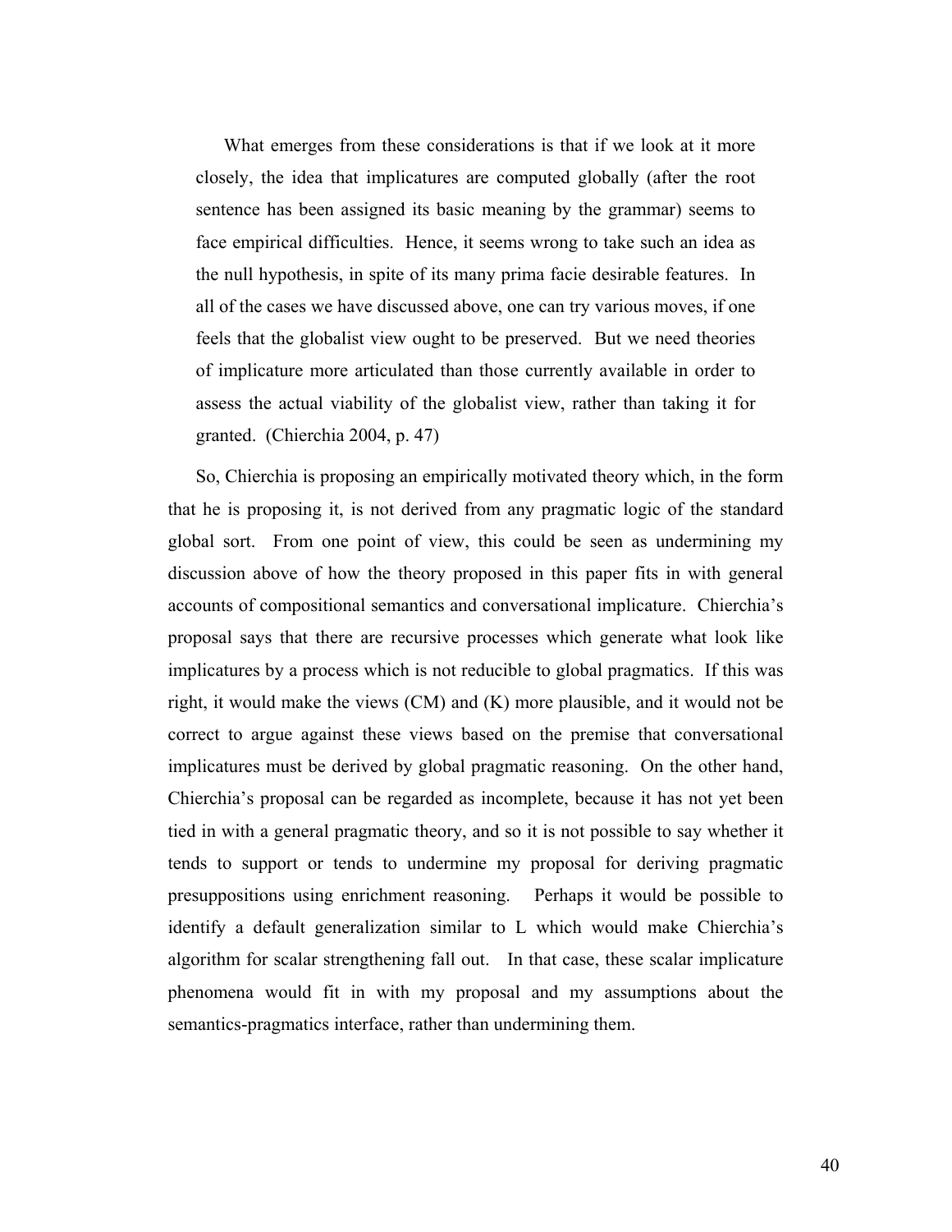> What emerges from these considerations is that if we look at it more closely, the idea that implicatures are computed globally (after the root sentence has been assigned its basic meaning by the grammar) seems to face empirical difficulties. Hence, it seems wrong to take such an idea as the null hypothesis, in spite of its many prima facie desirable features. In all of the cases we have discussed above, one can try various moves, if one feels that the globalist view ought to be preserved. But we need theories of implicature more articulated than those currently available in order to assess the actual viability of the globalist view, rather than taking it for granted. (Chierchia 2004, p. 47)

So, Chierchia is proposing an empirically motivated theory which, in the form that he is proposing it, is not derived from any pragmatic logic of the standard global sort. From one point of view, this could be seen as undermining my discussion above of how the theory proposed in this paper fits in with general accounts of compositional semantics and conversational implicature. Chierchia's proposal says that there are recursive processes which generate what look like implicatures by a process which is not reducible to global pragmatics. If this was right, it would make the views (CM) and (K) more plausible, and it would not be correct to argue against these views based on the premise that conversational implicatures must be derived by global pragmatic reasoning. On the other hand, Chierchia's proposal can be regarded as incomplete, because it has not yet been tied in with a general pragmatic theory, and so it is not possible to say whether it tends to support or tends to undermine my proposal for deriving pragmatic presuppositions using enrichment reasoning. Perhaps it would be possible to identify a default generalization similar to L which would make Chierchia's algorithm for scalar strengthening fall out. In that case, these scalar implicature phenomena would fit in with my proposal and my assumptions about the semantics-pragmatics interface, rather than undermining them.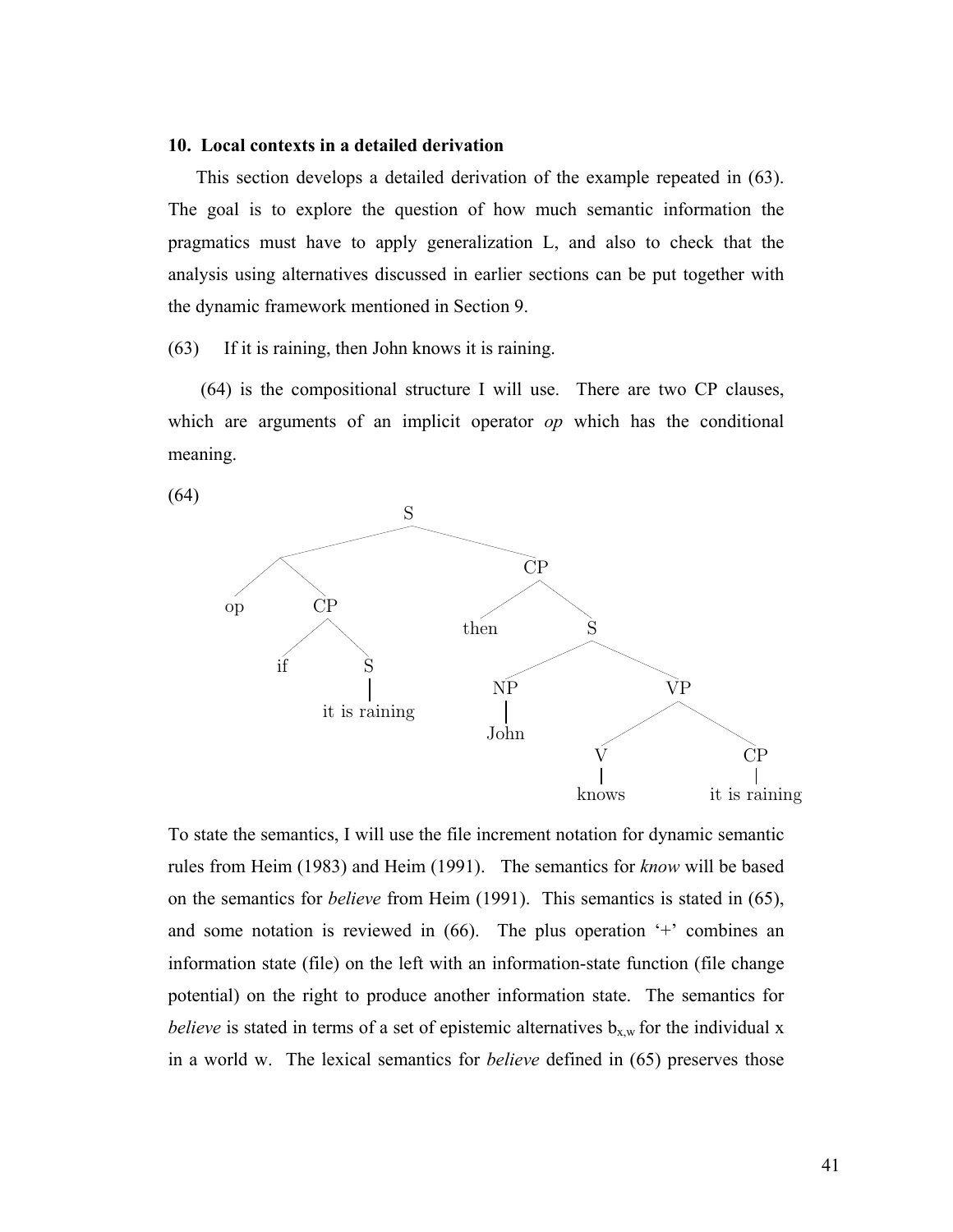### 10. Local contexts in a detailed derivation

This section develops a detailed derivation of the example repeated in (63). The goal is to explore the question of how much semantic information the pragmatics must have to apply generalization L, and also to check that the analysis using alternatives discussed in earlier sections can be put together with the dynamic framework mentioned in Section 9.

(63) If it is raining, then John knows it is raining.

(64) is the compositional structure I will use. There are two CP clauses, which are arguments of an implicit operator *op* which has the conditional meaning.

(64)

```
[S [ op [CP if [S it is raining]]] [CP then [S [NP John] [VP [V knows] [CP it is raining]]]]]
```

To state the semantics, I will use the file increment notation for dynamic semantic rules from Heim (1983) and Heim (1991). The semantics for *know* will be based on the semantics for *believe* from Heim (1991). This semantics is stated in (65), and some notation is reviewed in (66). The plus operation '+' combines an information state (file) on the left with an information-state function (file change potential) on the right to produce another information state. The semantics for *believe* is stated in terms of a set of epistemic alternatives $b_{x,w}$ for the individual x in a world w. The lexical semantics for *believe* defined in (65) preserves those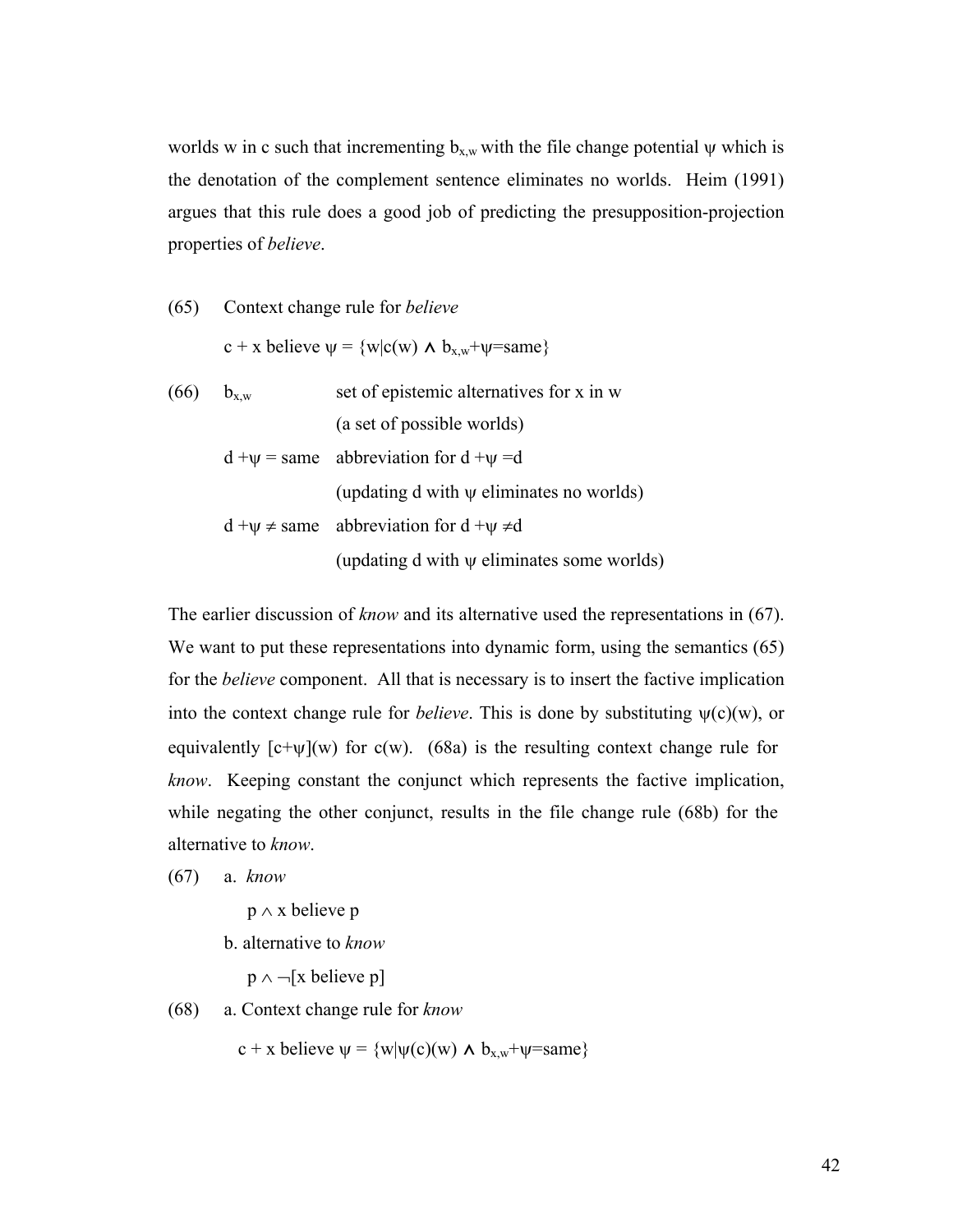worlds w in c such that incrementing $b_{x,w}$ with the file change potential $\psi$ which is the denotation of the complement sentence eliminates no worlds. Heim (1991) argues that this rule does a good job of predicting the presupposition-projection properties of *believe*.

(65) Context change rule for *believe*

$$c + x \text{ believe } \psi = \{w | c(w) \wedge b_{x,w} + \psi = \text{same}\}$$

(66) $b_{x,w}$ — set of epistemic alternatives for x in w (a set of possible worlds)

$d + \psi = \text{same}$ — abbreviation for $d + \psi = d$ (updating d with $\psi$ eliminates no worlds)

$d + \psi \neq \text{same}$ — abbreviation for $d + \psi \neq d$ (updating d with $\psi$ eliminates some worlds)

The earlier discussion of *know* and its alternative used the representations in (67). We want to put these representations into dynamic form, using the semantics (65) for the *believe* component. All that is necessary is to insert the factive implication into the context change rule for *believe*. This is done by substituting $\psi(c)(w)$, or equivalently $[c+\psi](w)$ for $c(w)$. (68a) is the resulting context change rule for *know*. Keeping constant the conjunct which represents the factive implication, while negating the other conjunct, results in the file change rule (68b) for the alternative to *know*.

(67) a. *know*

$$p \wedge x \text{ believe } p$$

b. alternative to *know*

$$p \wedge \neg[x \text{ believe } p]$$

(68) a. Context change rule for *know*

$$c + x \text{ believe } \psi = \{w | \psi(c)(w) \wedge b_{x,w} + \psi = \text{same}\}$$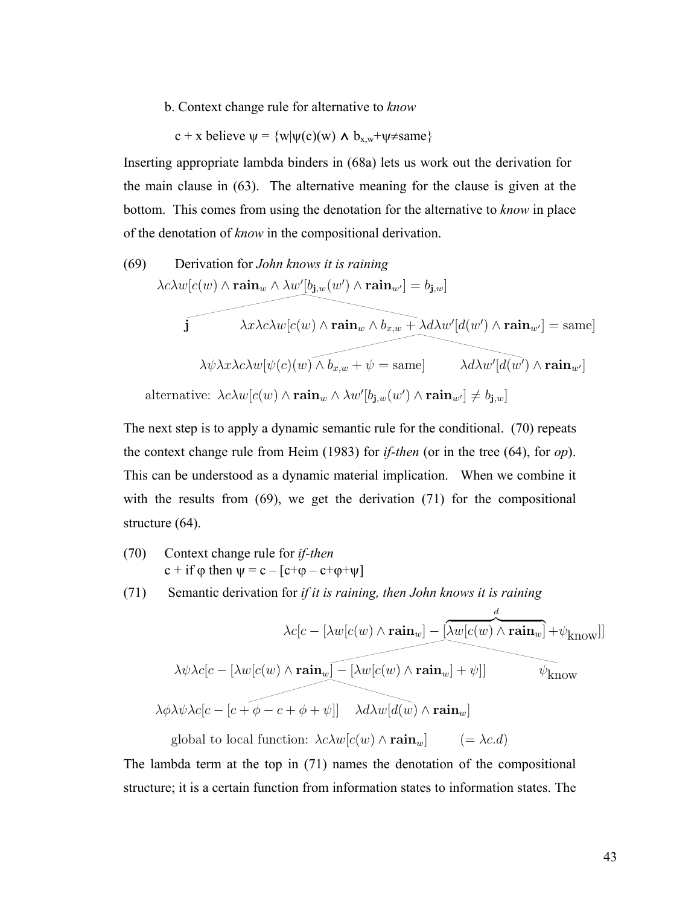b. Context change rule for alternative to *know*

c + x believe ψ = {w|ψ(c)(w) ∧ $b_{x,w}$+ψ≠same}

Inserting appropriate lambda binders in (68a) lets us work out the derivation for the main clause in (63). The alternative meaning for the clause is given at the bottom. This comes from using the denotation for the alternative to *know* in place of the denotation of *know* in the compositional derivation.

(69) Derivation for *John knows it is raining*

$$\lambda c \lambda w[c(w) \wedge \mathbf{rain}_w \wedge \lambda w'[b_{\mathbf{j},w}(w') \wedge \mathbf{rain}_{w'}] = b_{\mathbf{j},w}]$$

$$\mathbf{j} \qquad \lambda x \lambda c \lambda w[c(w) \wedge \mathbf{rain}_w \wedge b_{x,w} + \lambda d \lambda w'[d(w') \wedge \mathbf{rain}_{w'}] = \text{same}]$$

$$\lambda \psi \lambda x \lambda c \lambda w[\psi(c)(w) \wedge b_{x,w} + \psi = \text{same}] \qquad \lambda d \lambda w'[d(w') \wedge \mathbf{rain}_{w'}]$$

alternative: $\lambda c \lambda w[c(w) \wedge \mathbf{rain}_w \wedge \lambda w'[b_{\mathbf{j},w}(w') \wedge \mathbf{rain}_{w'}] \neq b_{\mathbf{j},w}]$

The next step is to apply a dynamic semantic rule for the conditional. (70) repeats the context change rule from Heim (1983) for *if-then* (or in the tree (64), for *op*). This can be understood as a dynamic material implication. When we combine it with the results from (69), we get the derivation (71) for the compositional structure (64).

(70) Context change rule for *if-then*
c + if φ then ψ = c – [c+φ – c+φ+ψ]

(71) Semantic derivation for *if it is raining, then John knows it is raining*

$$\lambda c[c - [\lambda w[c(w) \wedge \mathbf{rain}_w] - \overbrace{[\lambda w[c(w) \wedge \mathbf{rain}_w]}^{d} + \psi_{\text{know}}]]$$

$$\lambda \psi \lambda c[c - [\lambda w[c(w) \wedge \mathbf{rain}_w] - [\lambda w[c(w) \wedge \mathbf{rain}_w] + \psi]] \qquad \psi_{\text{know}}$$

$$\lambda \phi \lambda \psi \lambda c[c - [c + \phi - c + \phi + \psi]] \qquad \lambda d \lambda w[d(w) \wedge \mathbf{rain}_w]$$

global to local function: $\lambda c \lambda w[c(w) \wedge \mathbf{rain}_w] \qquad (= \lambda c.d)$

The lambda term at the top in (71) names the denotation of the compositional structure; it is a certain function from information states to information states. The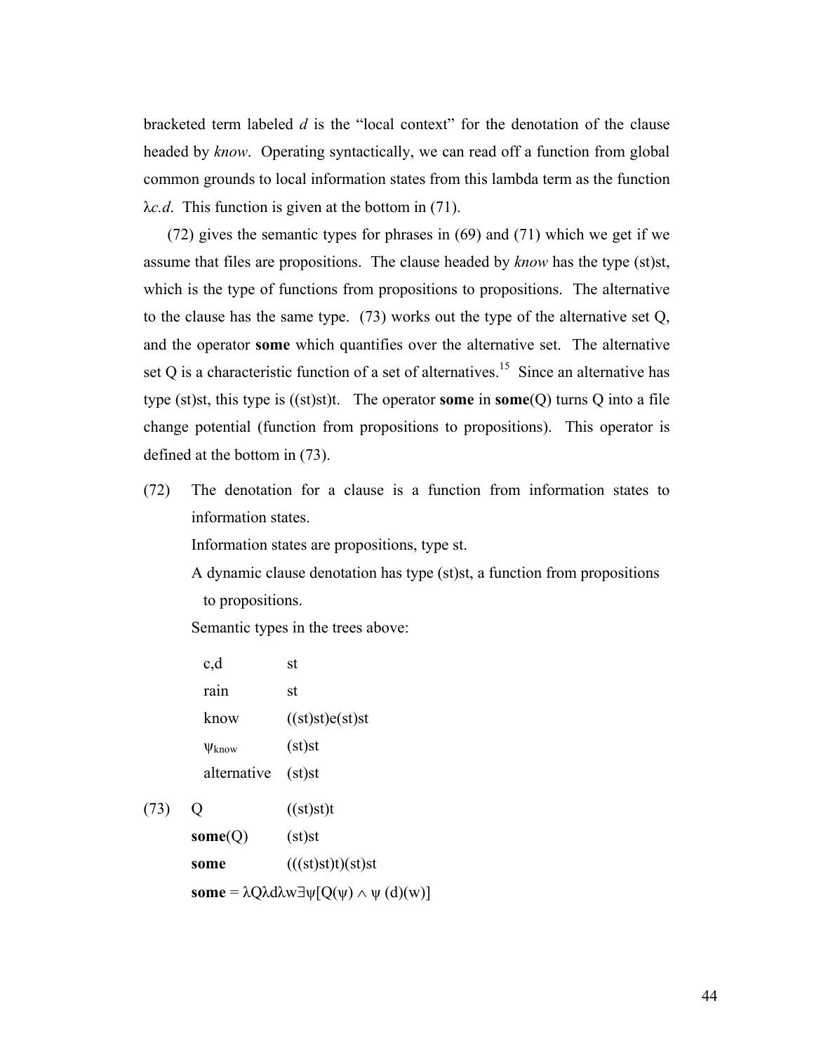bracketed term labeled *d* is the "local context" for the denotation of the clause headed by *know*. Operating syntactically, we can read off a function from global common grounds to local information states from this lambda term as the function $\lambda c.d$. This function is given at the bottom in (71).

(72) gives the semantic types for phrases in (69) and (71) which we get if we assume that files are propositions. The clause headed by *know* has the type (st)st, which is the type of functions from propositions to propositions. The alternative to the clause has the same type. (73) works out the type of the alternative set Q, and the operator **some** which quantifies over the alternative set. The alternative set Q is a characteristic function of a set of alternatives.[15] Since an alternative has type (st)st, this type is ((st)st)t. The operator **some** in **some**(Q) turns Q into a file change potential (function from propositions to propositions). This operator is defined at the bottom in (73).

(72) The denotation for a clause is a function from information states to information states.

Information states are propositions, type st.

A dynamic clause denotation has type (st)st, a function from propositions to propositions.

Semantic types in the trees above:

| | |
|---|---|
| c,d | st |
| rain | st |
| know | ((st)st)e(st)st |
| $\psi_{\text{know}}$ | (st)st |
| alternative | (st)st |

(73)

| | |
|---|---|
| Q | ((st)st)t |
| **some**(Q) | (st)st |
| **some** | (((st)st)t)(st)st |

**some** = $\lambda Q \lambda d \lambda w \exists \psi[Q(\psi) \wedge \psi\,(d)(w)]$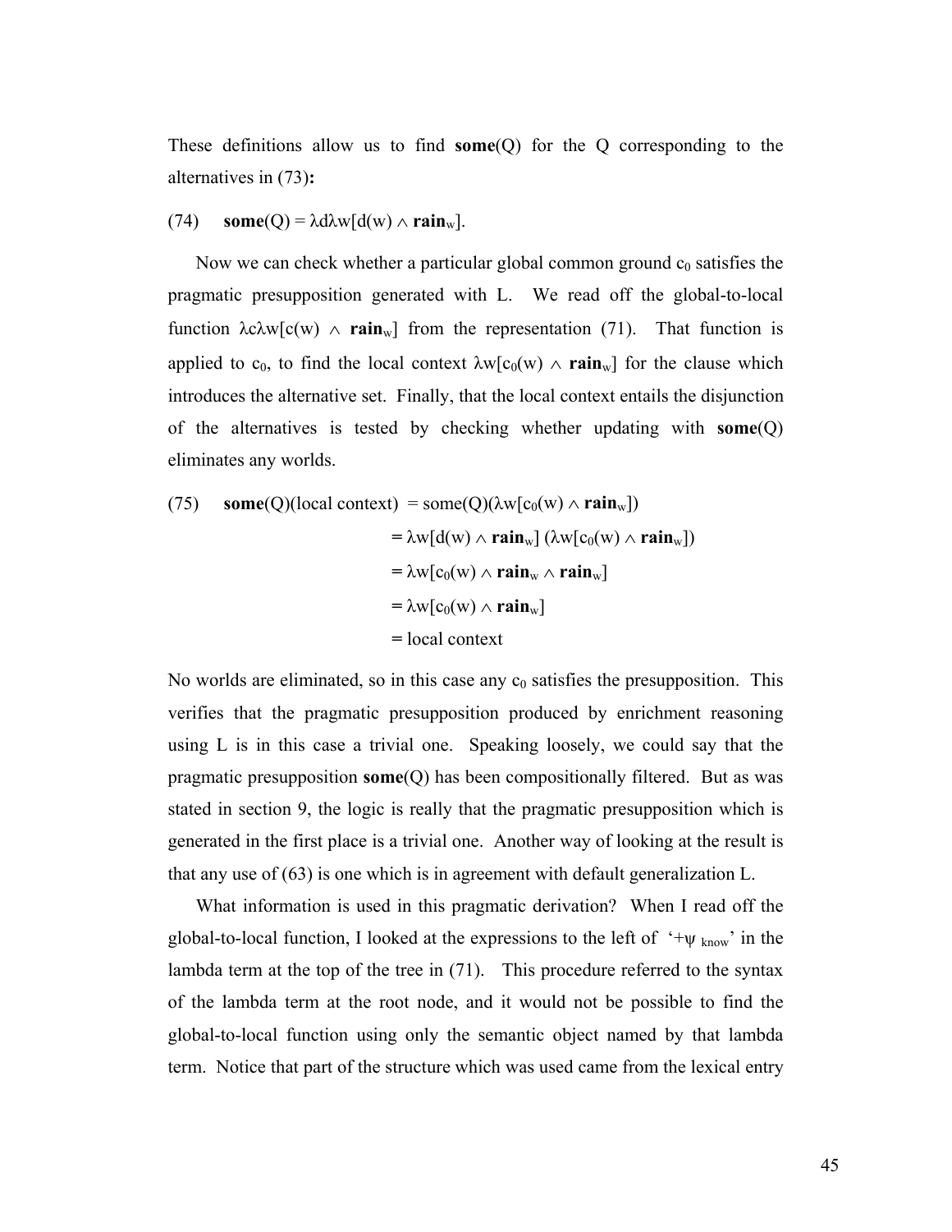These definitions allow us to find **some**(Q) for the Q corresponding to the alternatives in (73)**:**

(74) $\quad$ $\textbf{some}(Q) = \lambda d \lambda w[d(w) \wedge \textbf{rain}_w]$.

Now we can check whether a particular global common ground $c_0$ satisfies the pragmatic presupposition generated with L. We read off the global-to-local function $\lambda c \lambda w[c(w) \wedge \textbf{rain}_w]$ from the representation (71). That function is applied to $c_0$, to find the local context $\lambda w[c_0(w) \wedge \textbf{rain}_w]$ for the clause which introduces the alternative set. Finally, that the local context entails the disjunction of the alternatives is tested by checking whether updating with **some**(Q) eliminates any worlds.

(75)
$$
\begin{aligned}
\textbf{some}(Q)(\text{local context}) &= \text{some}(Q)(\lambda w[c_0(w) \wedge \textbf{rain}_w]) \\
&= \lambda w[d(w) \wedge \textbf{rain}_w]\ (\lambda w[c_0(w) \wedge \textbf{rain}_w]) \\
&= \lambda w[c_0(w) \wedge \textbf{rain}_w \wedge \textbf{rain}_w] \\
&= \lambda w[c_0(w) \wedge \textbf{rain}_w] \\
&= \text{local context}
\end{aligned}
$$

No worlds are eliminated, so in this case any $c_0$ satisfies the presupposition. This verifies that the pragmatic presupposition produced by enrichment reasoning using L is in this case a trivial one. Speaking loosely, we could say that the pragmatic presupposition **some**(Q) has been compositionally filtered. But as was stated in section 9, the logic is really that the pragmatic presupposition which is generated in the first place is a trivial one. Another way of looking at the result is that any use of (63) is one which is in agreement with default generalization L.

What information is used in this pragmatic derivation? When I read off the global-to-local function, I looked at the expressions to the left of '$+\psi_{\text{know}}$' in the lambda term at the top of the tree in (71). This procedure referred to the syntax of the lambda term at the root node, and it would not be possible to find the global-to-local function using only the semantic object named by that lambda term. Notice that part of the structure which was used came from the lexical entry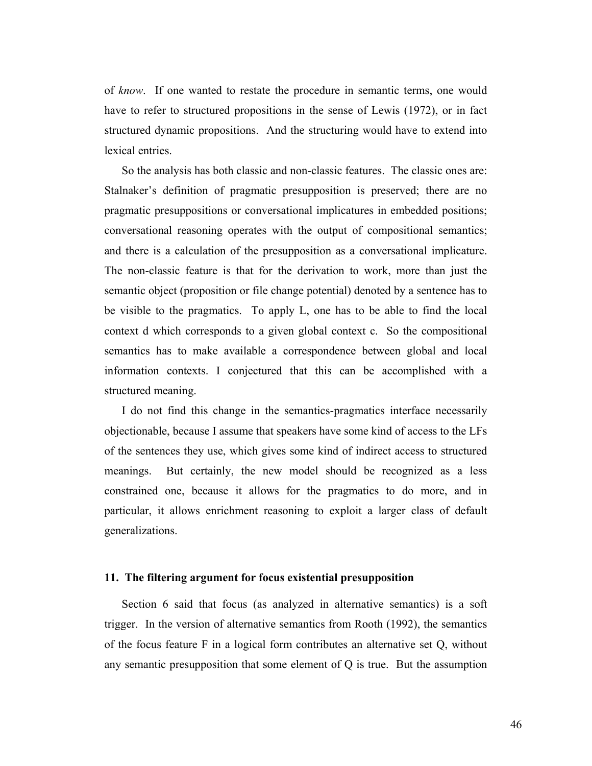of *know*. If one wanted to restate the procedure in semantic terms, one would have to refer to structured propositions in the sense of Lewis (1972), or in fact structured dynamic propositions. And the structuring would have to extend into lexical entries.

So the analysis has both classic and non-classic features. The classic ones are: Stalnaker's definition of pragmatic presupposition is preserved; there are no pragmatic presuppositions or conversational implicatures in embedded positions; conversational reasoning operates with the output of compositional semantics; and there is a calculation of the presupposition as a conversational implicature. The non-classic feature is that for the derivation to work, more than just the semantic object (proposition or file change potential) denoted by a sentence has to be visible to the pragmatics. To apply L, one has to be able to find the local context d which corresponds to a given global context c. So the compositional semantics has to make available a correspondence between global and local information contexts. I conjectured that this can be accomplished with a structured meaning.

I do not find this change in the semantics-pragmatics interface necessarily objectionable, because I assume that speakers have some kind of access to the LFs of the sentences they use, which gives some kind of indirect access to structured meanings. But certainly, the new model should be recognized as a less constrained one, because it allows for the pragmatics to do more, and in particular, it allows enrichment reasoning to exploit a larger class of default generalizations.

## 11. The filtering argument for focus existential presupposition

Section 6 said that focus (as analyzed in alternative semantics) is a soft trigger. In the version of alternative semantics from Rooth (1992), the semantics of the focus feature F in a logical form contributes an alternative set Q, without any semantic presupposition that some element of Q is true. But the assumption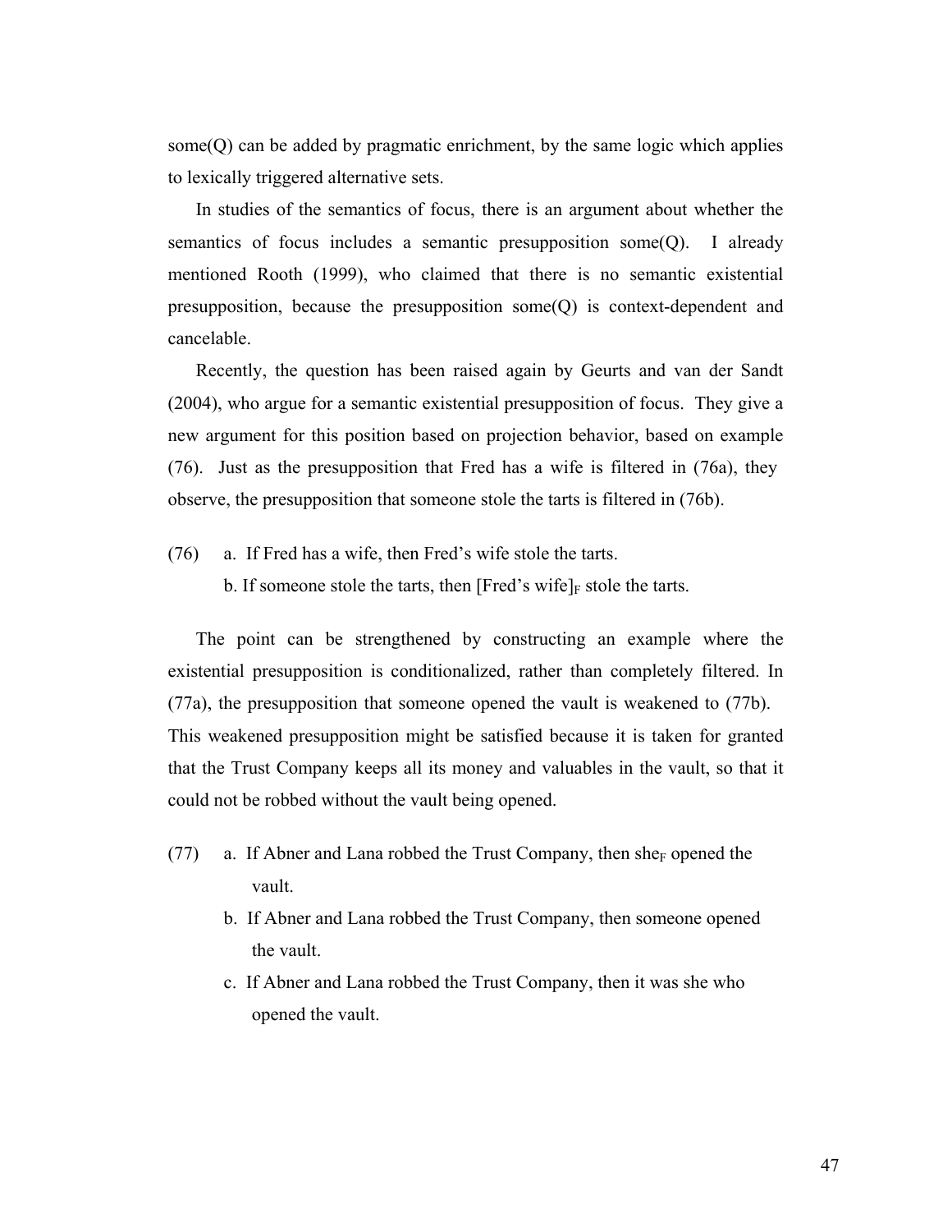some(Q) can be added by pragmatic enrichment, by the same logic which applies to lexically triggered alternative sets.

In studies of the semantics of focus, there is an argument about whether the semantics of focus includes a semantic presupposition some(Q). I already mentioned Rooth (1999), who claimed that there is no semantic existential presupposition, because the presupposition some(Q) is context-dependent and cancelable.

Recently, the question has been raised again by Geurts and van der Sandt (2004), who argue for a semantic existential presupposition of focus. They give a new argument for this position based on projection behavior, based on example (76). Just as the presupposition that Fred has a wife is filtered in (76a), they observe, the presupposition that someone stole the tarts is filtered in (76b).

(76) a. If Fred has a wife, then Fred's wife stole the tarts.
 b. If someone stole the tarts, then [Fred's wife]$_F$ stole the tarts.

The point can be strengthened by constructing an example where the existential presupposition is conditionalized, rather than completely filtered. In (77a), the presupposition that someone opened the vault is weakened to (77b). This weakened presupposition might be satisfied because it is taken for granted that the Trust Company keeps all its money and valuables in the vault, so that it could not be robbed without the vault being opened.

(77) a. If Abner and Lana robbed the Trust Company, then she$_F$ opened the vault.
 b. If Abner and Lana robbed the Trust Company, then someone opened the vault.
 c. If Abner and Lana robbed the Trust Company, then it was she who opened the vault.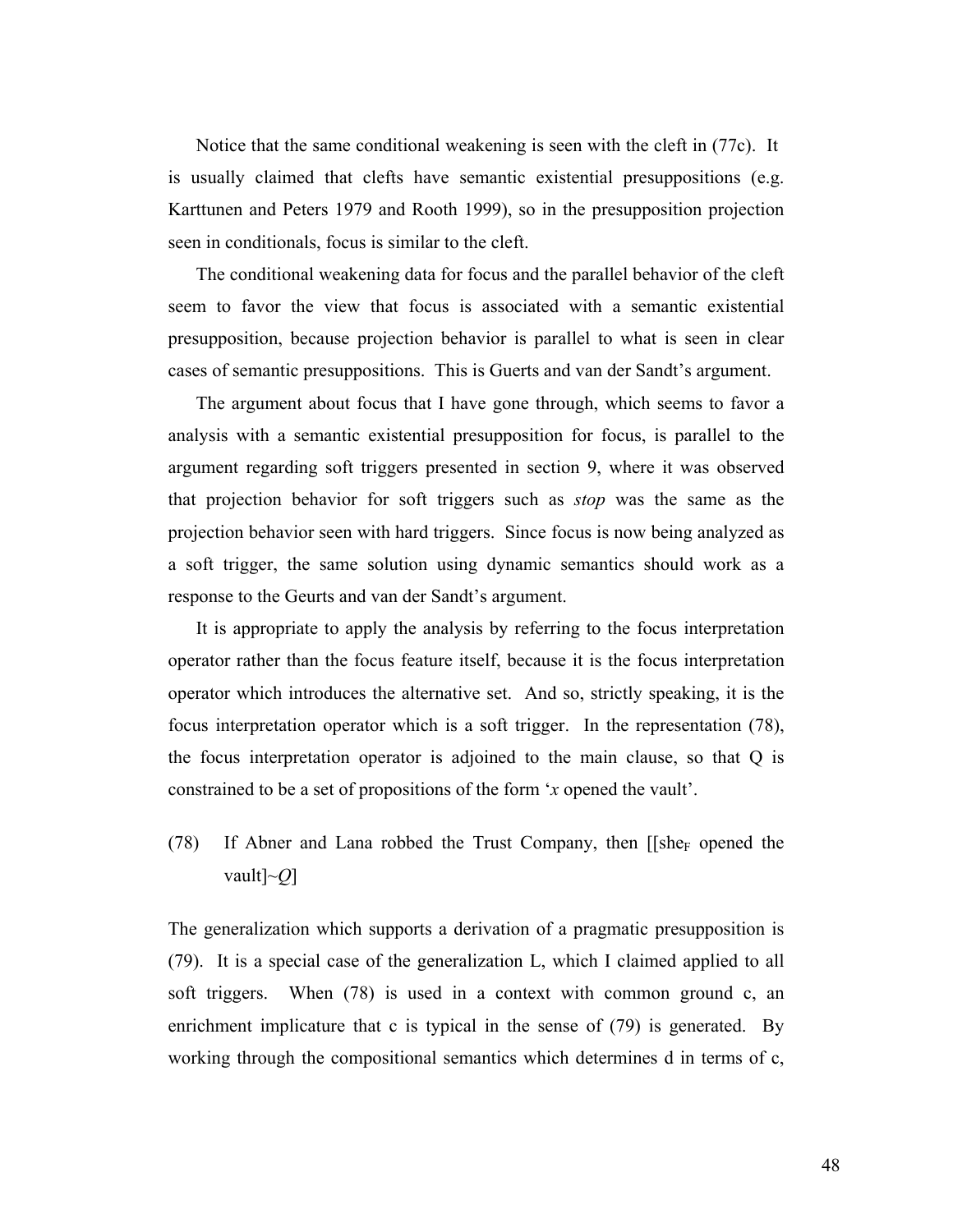Notice that the same conditional weakening is seen with the cleft in (77c). It is usually claimed that clefts have semantic existential presuppositions (e.g. Karttunen and Peters 1979 and Rooth 1999), so in the presupposition projection seen in conditionals, focus is similar to the cleft.

The conditional weakening data for focus and the parallel behavior of the cleft seem to favor the view that focus is associated with a semantic existential presupposition, because projection behavior is parallel to what is seen in clear cases of semantic presuppositions. This is Guerts and van der Sandt's argument.

The argument about focus that I have gone through, which seems to favor a analysis with a semantic existential presupposition for focus, is parallel to the argument regarding soft triggers presented in section 9, where it was observed that projection behavior for soft triggers such as *stop* was the same as the projection behavior seen with hard triggers. Since focus is now being analyzed as a soft trigger, the same solution using dynamic semantics should work as a response to the Geurts and van der Sandt's argument.

It is appropriate to apply the analysis by referring to the focus interpretation operator rather than the focus feature itself, because it is the focus interpretation operator which introduces the alternative set. And so, strictly speaking, it is the focus interpretation operator which is a soft trigger. In the representation (78), the focus interpretation operator is adjoined to the main clause, so that Q is constrained to be a set of propositions of the form '*x* opened the vault'.

(78) If Abner and Lana robbed the Trust Company, then [[she$_F$ opened the vault]~$Q$]

The generalization which supports a derivation of a pragmatic presupposition is (79). It is a special case of the generalization L, which I claimed applied to all soft triggers. When (78) is used in a context with common ground c, an enrichment implicature that c is typical in the sense of (79) is generated. By working through the compositional semantics which determines d in terms of c,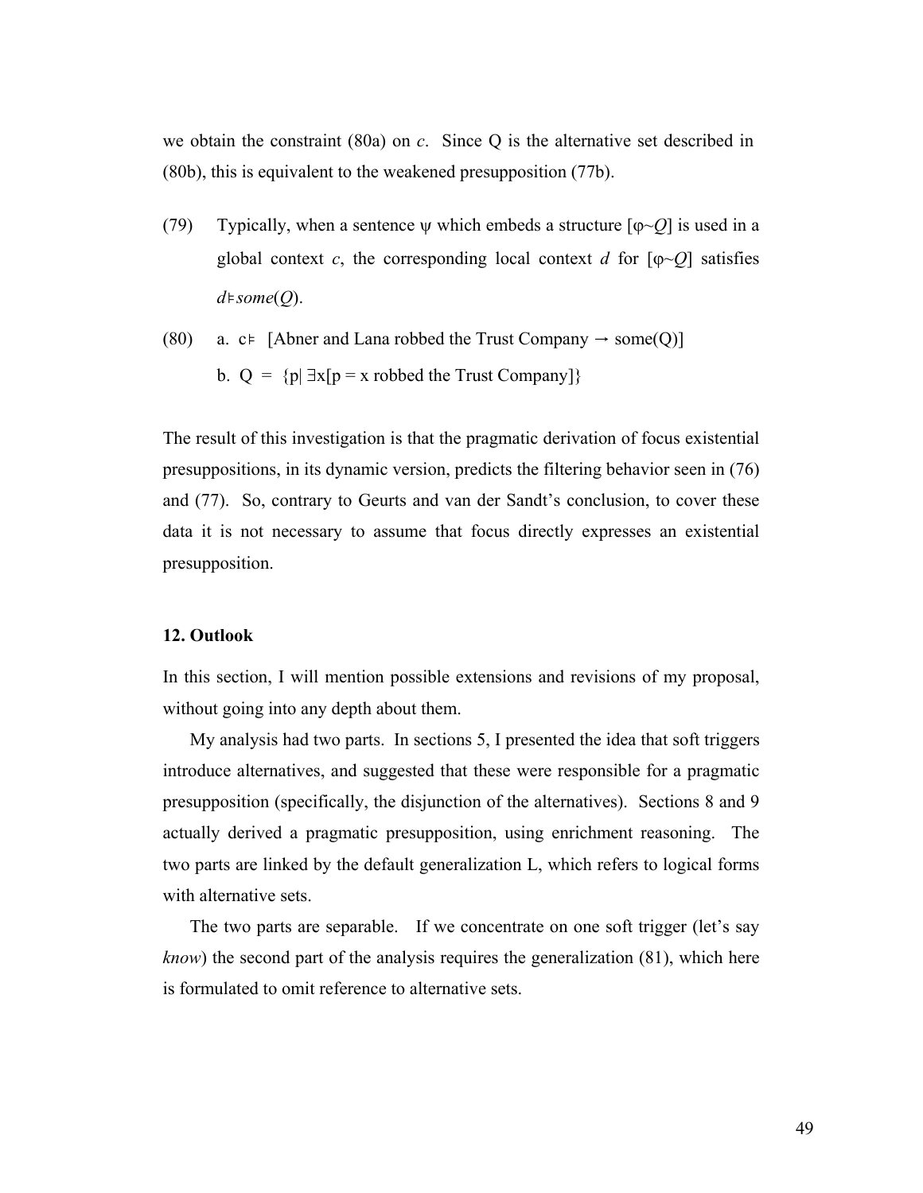we obtain the constraint (80a) on *c*. Since Q is the alternative set described in (80b), this is equivalent to the weakened presupposition (77b).

(79) Typically, when a sentence ψ which embeds a structure [φ~*Q*] is used in a global context *c*, the corresponding local context *d* for [φ~*Q*] satisfies $d \vDash some(Q)$.

(80) a. $c \vDash$ [Abner and Lana robbed the Trust Company → some(Q)]

b. Q = {p| ∃x[p = x robbed the Trust Company]}

The result of this investigation is that the pragmatic derivation of focus existential presuppositions, in its dynamic version, predicts the filtering behavior seen in (76) and (77). So, contrary to Geurts and van der Sandt's conclusion, to cover these data it is not necessary to assume that focus directly expresses an existential presupposition.

## 12. Outlook

In this section, I will mention possible extensions and revisions of my proposal, without going into any depth about them.

My analysis had two parts. In sections 5, I presented the idea that soft triggers introduce alternatives, and suggested that these were responsible for a pragmatic presupposition (specifically, the disjunction of the alternatives). Sections 8 and 9 actually derived a pragmatic presupposition, using enrichment reasoning. The two parts are linked by the default generalization L, which refers to logical forms with alternative sets.

The two parts are separable. If we concentrate on one soft trigger (let's say *know*) the second part of the analysis requires the generalization (81), which here is formulated to omit reference to alternative sets.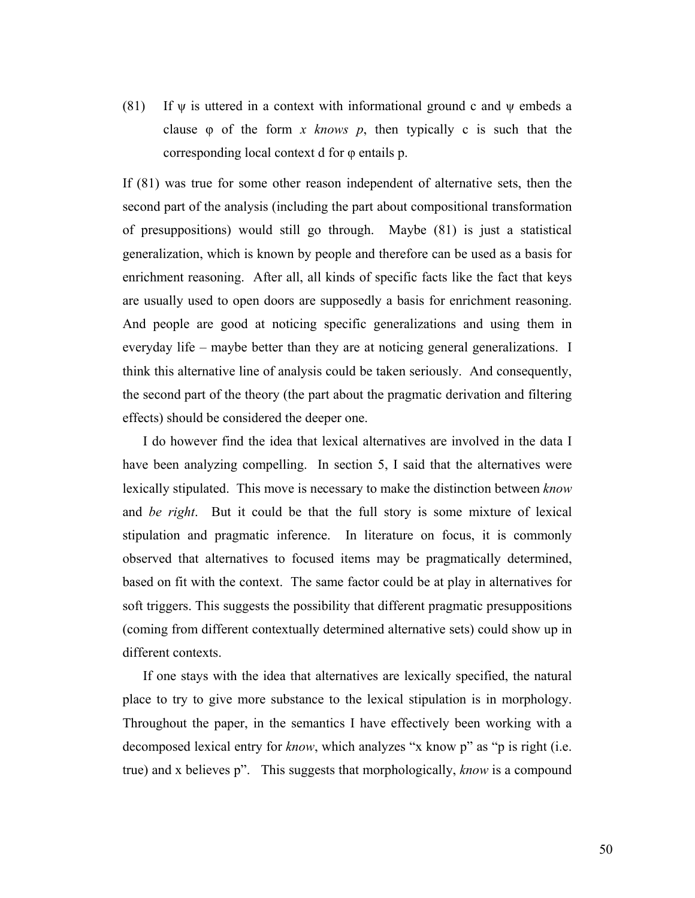(81) If $\psi$ is uttered in a context with informational ground c and $\psi$ embeds a clause $\varphi$ of the form *x knows p*, then typically c is such that the corresponding local context d for $\varphi$ entails p.

If (81) was true for some other reason independent of alternative sets, then the second part of the analysis (including the part about compositional transformation of presuppositions) would still go through. Maybe (81) is just a statistical generalization, which is known by people and therefore can be used as a basis for enrichment reasoning. After all, all kinds of specific facts like the fact that keys are usually used to open doors are supposedly a basis for enrichment reasoning. And people are good at noticing specific generalizations and using them in everyday life – maybe better than they are at noticing general generalizations. I think this alternative line of analysis could be taken seriously. And consequently, the second part of the theory (the part about the pragmatic derivation and filtering effects) should be considered the deeper one.

I do however find the idea that lexical alternatives are involved in the data I have been analyzing compelling. In section 5, I said that the alternatives were lexically stipulated. This move is necessary to make the distinction between *know* and *be right*. But it could be that the full story is some mixture of lexical stipulation and pragmatic inference. In literature on focus, it is commonly observed that alternatives to focused items may be pragmatically determined, based on fit with the context. The same factor could be at play in alternatives for soft triggers. This suggests the possibility that different pragmatic presuppositions (coming from different contextually determined alternative sets) could show up in different contexts.

If one stays with the idea that alternatives are lexically specified, the natural place to try to give more substance to the lexical stipulation is in morphology. Throughout the paper, in the semantics I have effectively been working with a decomposed lexical entry for *know*, which analyzes "x know p" as "p is right (i.e. true) and x believes p". This suggests that morphologically, *know* is a compound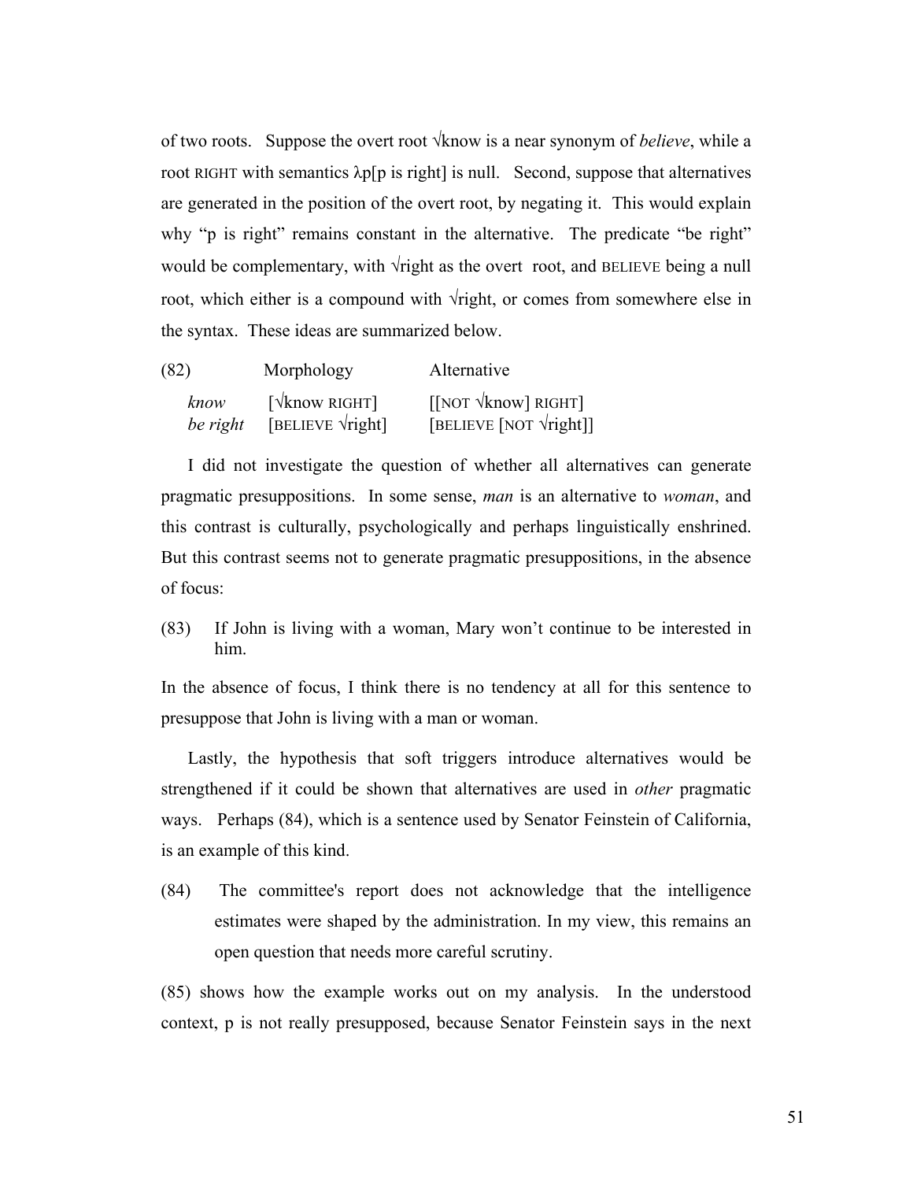of two roots. Suppose the overt root √know is a near synonym of *believe*, while a root RIGHT with semantics λp[p is right] is null. Second, suppose that alternatives are generated in the position of the overt root, by negating it. This would explain why "p is right" remains constant in the alternative. The predicate "be right" would be complementary, with √right as the overt root, and BELIEVE being a null root, which either is a compound with √right, or comes from somewhere else in the syntax. These ideas are summarized below.

| (82) | Morphology | Alternative |
|---|---|---|
| *know* | [√know RIGHT] | [[NOT √know] RIGHT] |
| *be right* | [BELIEVE √right] | [BELIEVE [NOT √right]] |

I did not investigate the question of whether all alternatives can generate pragmatic presuppositions. In some sense, *man* is an alternative to *woman*, and this contrast is culturally, psychologically and perhaps linguistically enshrined. But this contrast seems not to generate pragmatic presuppositions, in the absence of focus:

(83) If John is living with a woman, Mary won't continue to be interested in him.

In the absence of focus, I think there is no tendency at all for this sentence to presuppose that John is living with a man or woman.

Lastly, the hypothesis that soft triggers introduce alternatives would be strengthened if it could be shown that alternatives are used in *other* pragmatic ways. Perhaps (84), which is a sentence used by Senator Feinstein of California, is an example of this kind.

(84) The committee's report does not acknowledge that the intelligence estimates were shaped by the administration. In my view, this remains an open question that needs more careful scrutiny.

(85) shows how the example works out on my analysis. In the understood context, p is not really presupposed, because Senator Feinstein says in the next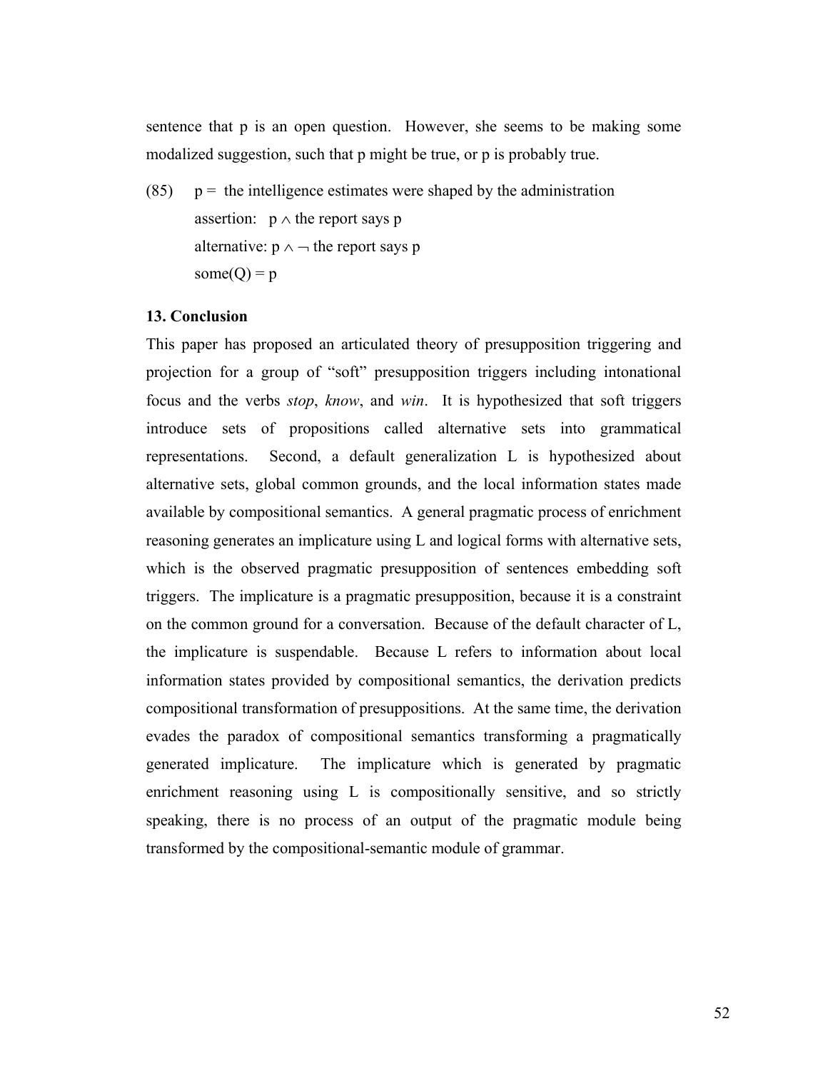sentence that p is an open question. However, she seems to be making some modalized suggestion, such that p might be true, or p is probably true.

(85) p = the intelligence estimates were shaped by the administration
assertion: $p \wedge$ the report says p
alternative: $p \wedge \neg$ the report says p
some(Q) = p

**13. Conclusion**

This paper has proposed an articulated theory of presupposition triggering and projection for a group of "soft" presupposition triggers including intonational focus and the verbs *stop*, *know*, and *win*. It is hypothesized that soft triggers introduce sets of propositions called alternative sets into grammatical representations. Second, a default generalization L is hypothesized about alternative sets, global common grounds, and the local information states made available by compositional semantics. A general pragmatic process of enrichment reasoning generates an implicature using L and logical forms with alternative sets, which is the observed pragmatic presupposition of sentences embedding soft triggers. The implicature is a pragmatic presupposition, because it is a constraint on the common ground for a conversation. Because of the default character of L, the implicature is suspendable. Because L refers to information about local information states provided by compositional semantics, the derivation predicts compositional transformation of presuppositions. At the same time, the derivation evades the paradox of compositional semantics transforming a pragmatically generated implicature. The implicature which is generated by pragmatic enrichment reasoning using L is compositionally sensitive, and so strictly speaking, there is no process of an output of the pragmatic module being transformed by the compositional-semantic module of grammar.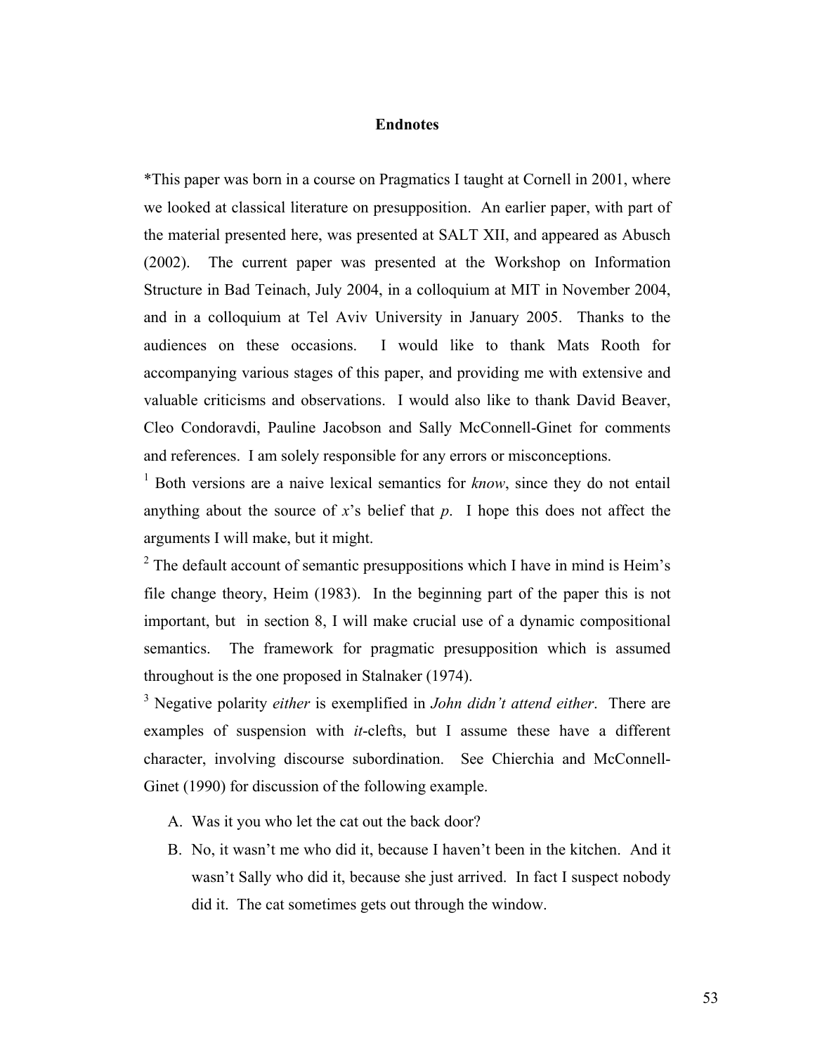## Endnotes

*This paper was born in a course on Pragmatics I taught at Cornell in 2001, where we looked at classical literature on presupposition. An earlier paper, with part of the material presented here, was presented at SALT XII, and appeared as Abusch (2002). The current paper was presented at the Workshop on Information Structure in Bad Teinach, July 2004, in a colloquium at MIT in November 2004, and in a colloquium at Tel Aviv University in January 2005. Thanks to the audiences on these occasions. I would like to thank Mats Rooth for accompanying various stages of this paper, and providing me with extensive and valuable criticisms and observations. I would also like to thank David Beaver, Cleo Condoravdi, Pauline Jacobson and Sally McConnell-Ginet for comments and references. I am solely responsible for any errors or misconceptions.

[1] Both versions are a naive lexical semantics for *know*, since they do not entail anything about the source of *x*'s belief that *p*. I hope this does not affect the arguments I will make, but it might.

[2] The default account of semantic presuppositions which I have in mind is Heim's file change theory, Heim (1983). In the beginning part of the paper this is not important, but in section 8, I will make crucial use of a dynamic compositional semantics. The framework for pragmatic presupposition which is assumed throughout is the one proposed in Stalnaker (1974).

[3] Negative polarity *either* is exemplified in *John didn't attend either*. There are examples of suspension with *it*-clefts, but I assume these have a different character, involving discourse subordination. See Chierchia and McConnell-Ginet (1990) for discussion of the following example.

A. Was it you who let the cat out the back door?

B. No, it wasn't me who did it, because I haven't been in the kitchen. And it wasn't Sally who did it, because she just arrived. In fact I suspect nobody did it. The cat sometimes gets out through the window.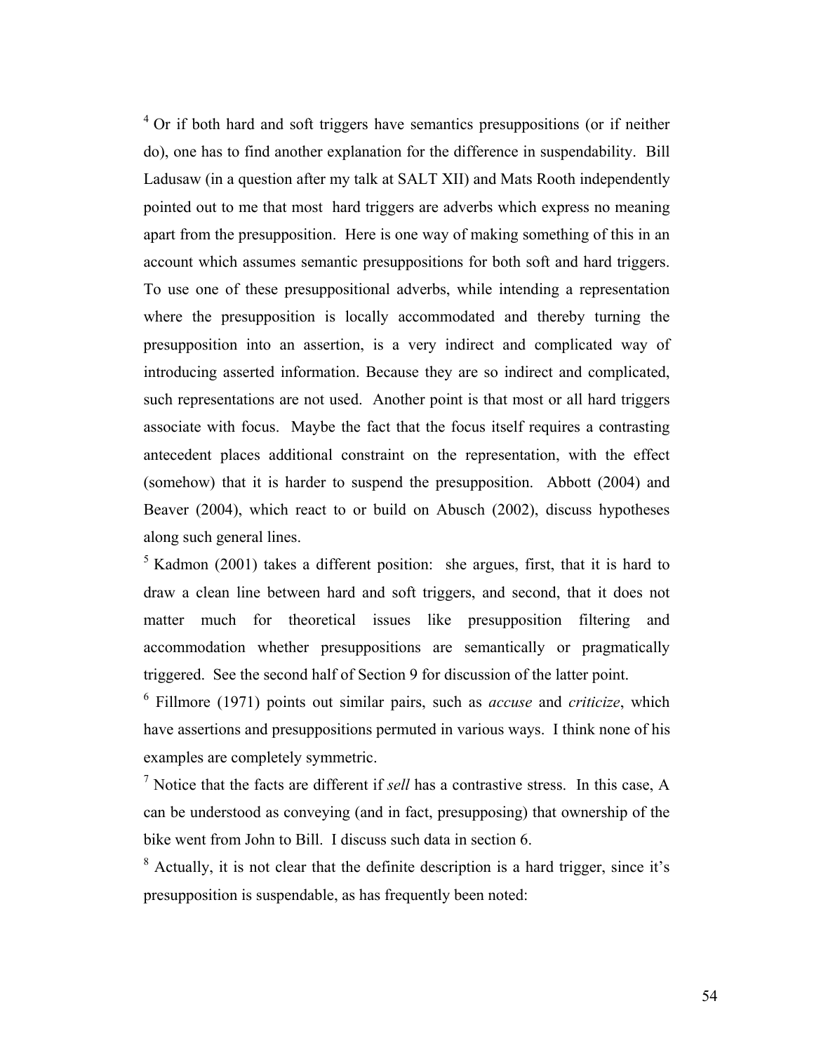[4] Or if both hard and soft triggers have semantics presuppositions (or if neither do), one has to find another explanation for the difference in suspendability. Bill Ladusaw (in a question after my talk at SALT XII) and Mats Rooth independently pointed out to me that most hard triggers are adverbs which express no meaning apart from the presupposition. Here is one way of making something of this in an account which assumes semantic presuppositions for both soft and hard triggers. To use one of these presuppositional adverbs, while intending a representation where the presupposition is locally accommodated and thereby turning the presupposition into an assertion, is a very indirect and complicated way of introducing asserted information. Because they are so indirect and complicated, such representations are not used. Another point is that most or all hard triggers associate with focus. Maybe the fact that the focus itself requires a contrasting antecedent places additional constraint on the representation, with the effect (somehow) that it is harder to suspend the presupposition. Abbott (2004) and Beaver (2004), which react to or build on Abusch (2002), discuss hypotheses along such general lines.

[5] Kadmon (2001) takes a different position: she argues, first, that it is hard to draw a clean line between hard and soft triggers, and second, that it does not matter much for theoretical issues like presupposition filtering and accommodation whether presuppositions are semantically or pragmatically triggered. See the second half of Section 9 for discussion of the latter point.

[6] Fillmore (1971) points out similar pairs, such as *accuse* and *criticize*, which have assertions and presuppositions permuted in various ways. I think none of his examples are completely symmetric.

[7] Notice that the facts are different if *sell* has a contrastive stress. In this case, A can be understood as conveying (and in fact, presupposing) that ownership of the bike went from John to Bill. I discuss such data in section 6.

[8] Actually, it is not clear that the definite description is a hard trigger, since it's presupposition is suspendable, as has frequently been noted: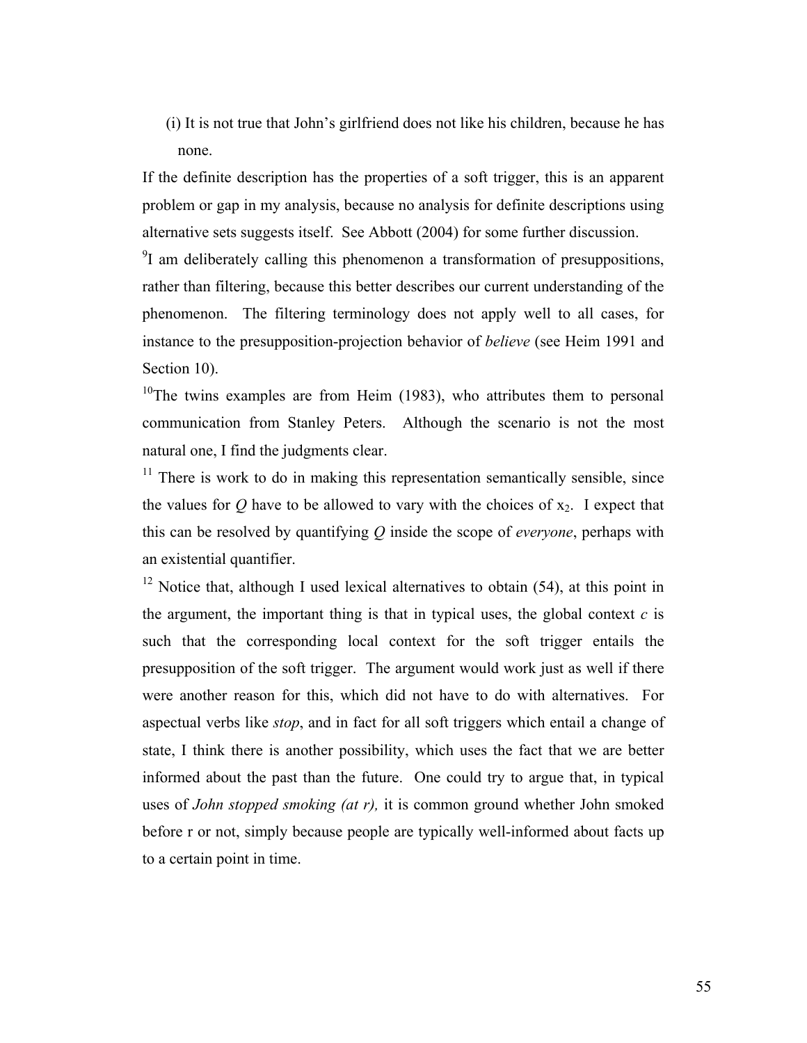(i) It is not true that John's girlfriend does not like his children, because he has none.

If the definite description has the properties of a soft trigger, this is an apparent problem or gap in my analysis, because no analysis for definite descriptions using alternative sets suggests itself. See Abbott (2004) for some further discussion.

[9] I am deliberately calling this phenomenon a transformation of presuppositions, rather than filtering, because this better describes our current understanding of the phenomenon. The filtering terminology does not apply well to all cases, for instance to the presupposition-projection behavior of *believe* (see Heim 1991 and Section 10).

[10] The twins examples are from Heim (1983), who attributes them to personal communication from Stanley Peters. Although the scenario is not the most natural one, I find the judgments clear.

[11] There is work to do in making this representation semantically sensible, since the values for $Q$ have to be allowed to vary with the choices of $x_2$. I expect that this can be resolved by quantifying $Q$ inside the scope of *everyone*, perhaps with an existential quantifier.

[12] Notice that, although I used lexical alternatives to obtain (54), at this point in the argument, the important thing is that in typical uses, the global context $c$ is such that the corresponding local context for the soft trigger entails the presupposition of the soft trigger. The argument would work just as well if there were another reason for this, which did not have to do with alternatives. For aspectual verbs like *stop*, and in fact for all soft triggers which entail a change of state, I think there is another possibility, which uses the fact that we are better informed about the past than the future. One could try to argue that, in typical uses of *John stopped smoking (at r),* it is common ground whether John smoked before r or not, simply because people are typically well-informed about facts up to a certain point in time.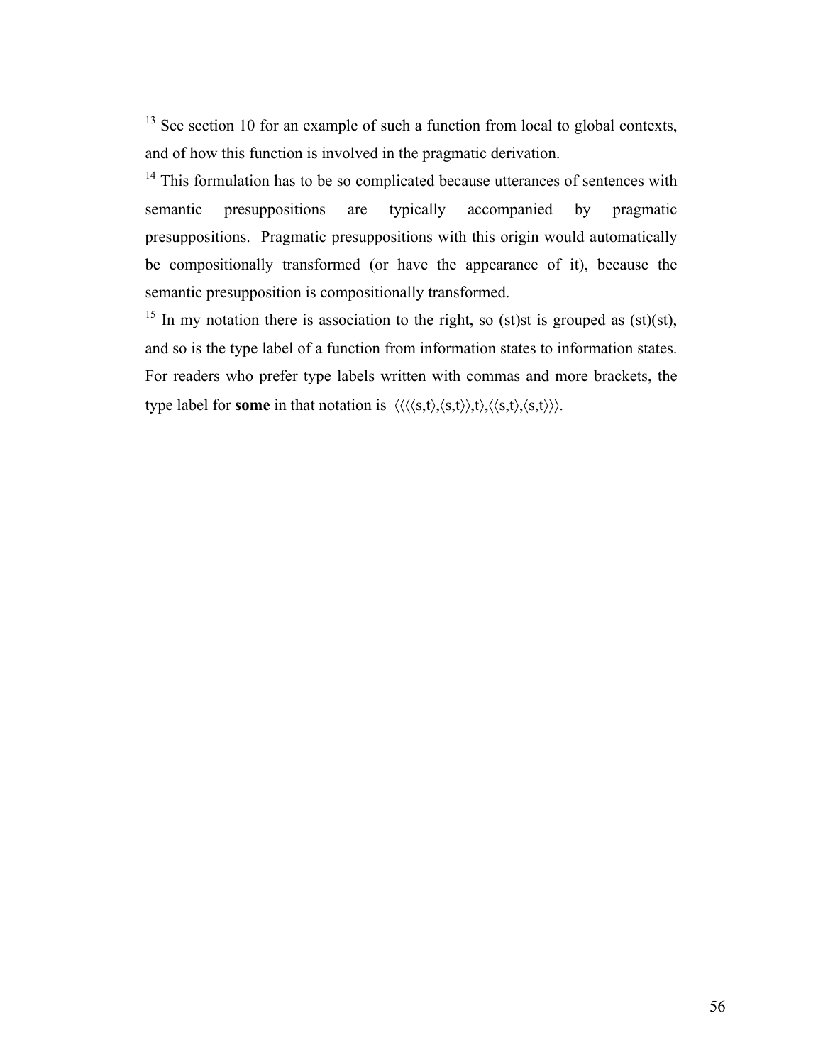[13] See section 10 for an example of such a function from local to global contexts, and of how this function is involved in the pragmatic derivation.

[14] This formulation has to be so complicated because utterances of sentences with semantic presuppositions are typically accompanied by pragmatic presuppositions. Pragmatic presuppositions with this origin would automatically be compositionally transformed (or have the appearance of it), because the semantic presupposition is compositionally transformed.

[15] In my notation there is association to the right, so (st)st is grouped as (st)(st), and so is the type label of a function from information states to information states. For readers who prefer type labels written with commas and more brackets, the type label for **some** in that notation is ⟨⟨⟨⟨s,t⟩,⟨s,t⟩⟩,t⟩,⟨⟨s,t⟩,⟨s,t⟩⟩⟩.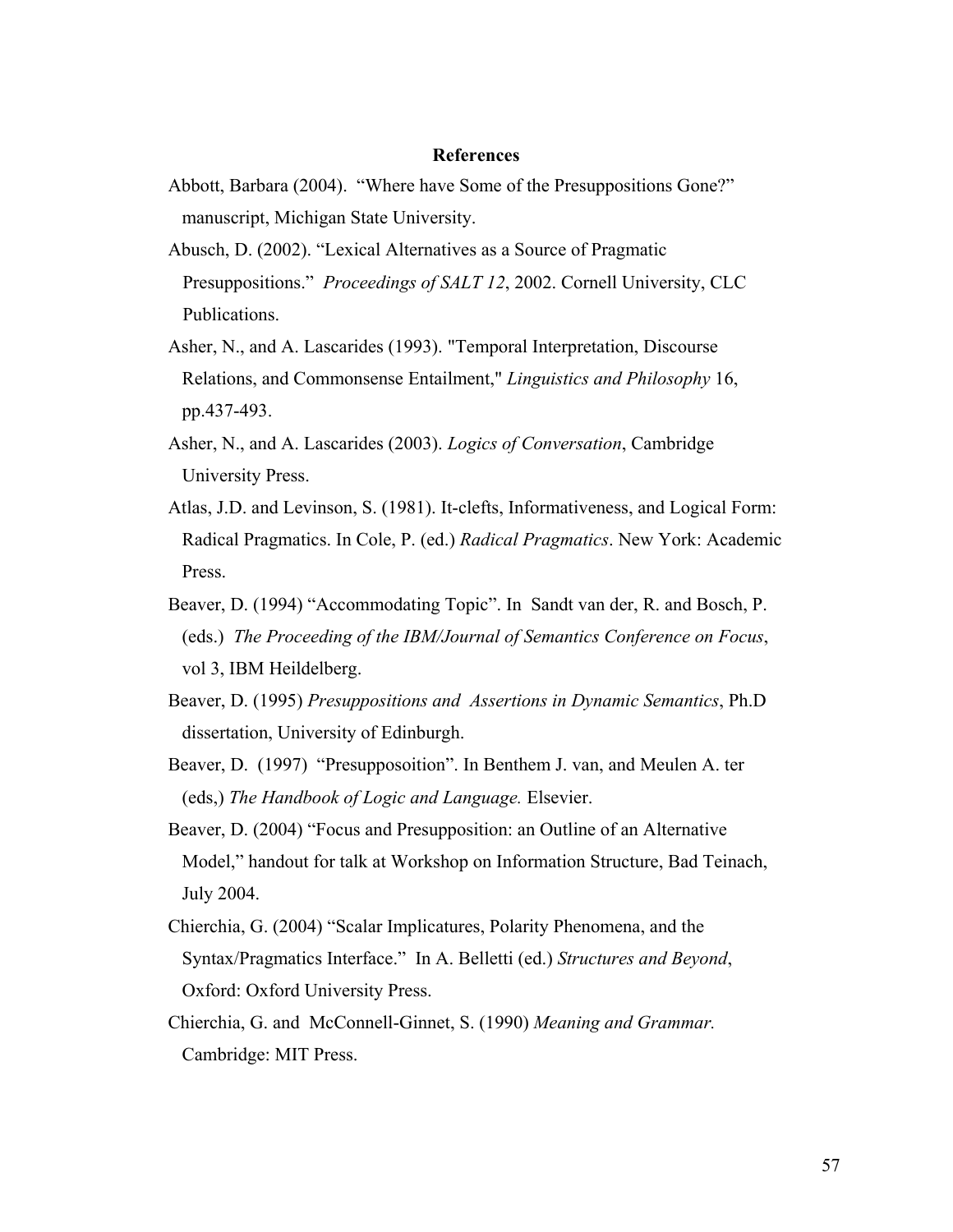## References

Abbott, Barbara (2004). "Where have Some of the Presuppositions Gone?" manuscript, Michigan State University.

Abusch, D. (2002). "Lexical Alternatives as a Source of Pragmatic Presuppositions." *Proceedings of SALT 12*, 2002. Cornell University, CLC Publications.

Asher, N., and A. Lascarides (1993). "Temporal Interpretation, Discourse Relations, and Commonsense Entailment," *Linguistics and Philosophy* 16, pp.437-493.

Asher, N., and A. Lascarides (2003). *Logics of Conversation*, Cambridge University Press.

Atlas, J.D. and Levinson, S. (1981). It-clefts, Informativeness, and Logical Form: Radical Pragmatics. In Cole, P. (ed.) *Radical Pragmatics*. New York: Academic Press.

Beaver, D. (1994) "Accommodating Topic". In Sandt van der, R. and Bosch, P. (eds.) *The Proceeding of the IBM/Journal of Semantics Conference on Focus*, vol 3, IBM Heildelberg.

Beaver, D. (1995) *Presuppositions and Assertions in Dynamic Semantics*, Ph.D dissertation, University of Edinburgh.

Beaver, D. (1997) "Presupposoition". In Benthem J. van, and Meulen A. ter (eds,) *The Handbook of Logic and Language.* Elsevier.

Beaver, D. (2004) "Focus and Presupposition: an Outline of an Alternative Model," handout for talk at Workshop on Information Structure, Bad Teinach, July 2004.

Chierchia, G. (2004) "Scalar Implicatures, Polarity Phenomena, and the Syntax/Pragmatics Interface." In A. Belletti (ed.) *Structures and Beyond*, Oxford: Oxford University Press.

Chierchia, G. and McConnell-Ginnet, S. (1990) *Meaning and Grammar.* Cambridge: MIT Press.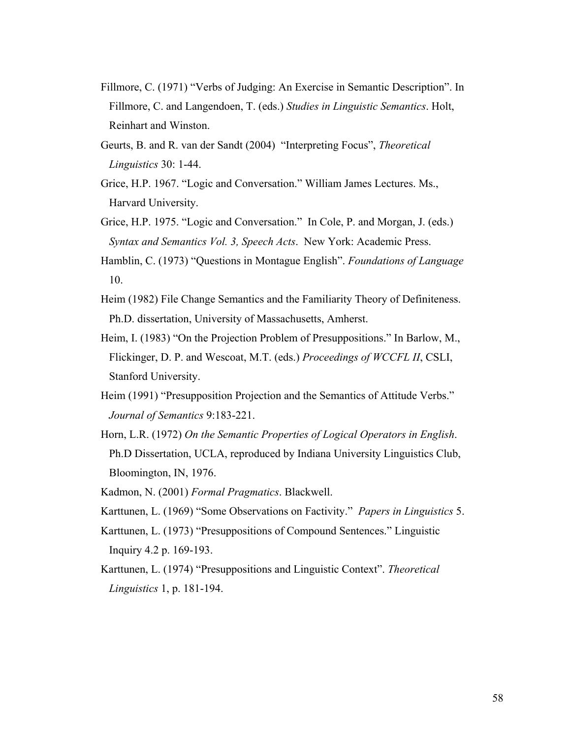Fillmore, C. (1971) “Verbs of Judging: An Exercise in Semantic Description”. In Fillmore, C. and Langendoen, T. (eds.) *Studies in Linguistic Semantics*. Holt, Reinhart and Winston.

Geurts, B. and R. van der Sandt (2004) “Interpreting Focus”, *Theoretical Linguistics* 30: 1-44.

Grice, H.P. 1967. “Logic and Conversation.” William James Lectures. Ms., Harvard University.

Grice, H.P. 1975. “Logic and Conversation.” In Cole, P. and Morgan, J. (eds.) *Syntax and Semantics Vol. 3, Speech Acts*. New York: Academic Press.

Hamblin, C. (1973) “Questions in Montague English”. *Foundations of Language* 10.

Heim (1982) File Change Semantics and the Familiarity Theory of Definiteness. Ph.D. dissertation, University of Massachusetts, Amherst.

Heim, I. (1983) “On the Projection Problem of Presuppositions.” In Barlow, M., Flickinger, D. P. and Wescoat, M.T. (eds.) *Proceedings of WCCFL II*, CSLI, Stanford University.

Heim (1991) “Presupposition Projection and the Semantics of Attitude Verbs.” *Journal of Semantics* 9:183-221.

Horn, L.R. (1972) *On the Semantic Properties of Logical Operators in English*. Ph.D Dissertation, UCLA, reproduced by Indiana University Linguistics Club, Bloomington, IN, 1976.

Kadmon, N. (2001) *Formal Pragmatics*. Blackwell.

Karttunen, L. (1969) “Some Observations on Factivity.” *Papers in Linguistics* 5.

Karttunen, L. (1973) “Presuppositions of Compound Sentences.” Linguistic Inquiry 4.2 p. 169-193.

Karttunen, L. (1974) “Presuppositions and Linguistic Context”. *Theoretical Linguistics* 1, p. 181-194.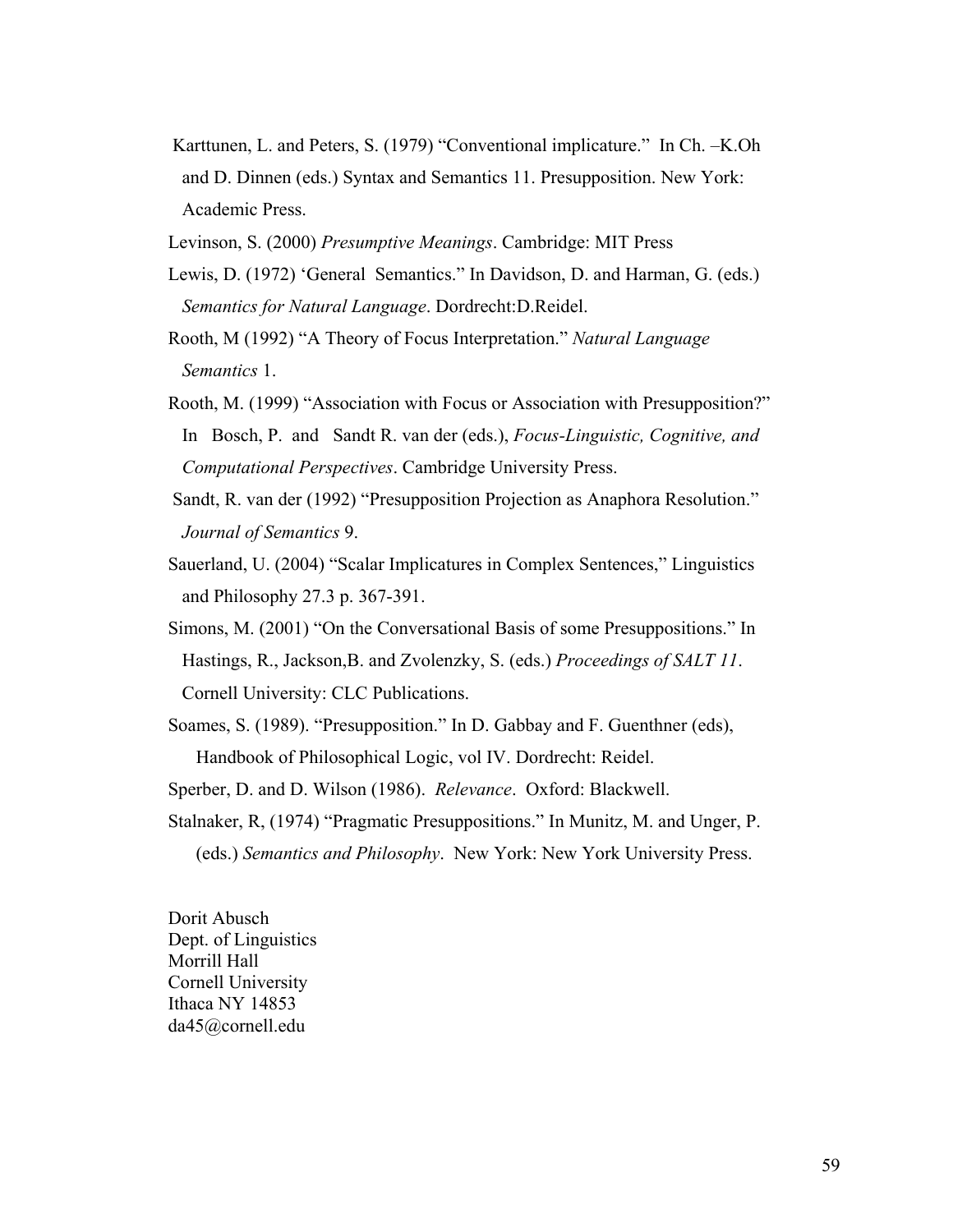Karttunen, L. and Peters, S. (1979) "Conventional implicature." In Ch. –K.Oh and D. Dinnen (eds.) Syntax and Semantics 11. Presupposition. New York: Academic Press.

Levinson, S. (2000) *Presumptive Meanings*. Cambridge: MIT Press

Lewis, D. (1972) 'General Semantics." In Davidson, D. and Harman, G. (eds.) *Semantics for Natural Language*. Dordrecht:D.Reidel.

Rooth, M (1992) "A Theory of Focus Interpretation." *Natural Language Semantics* 1.

Rooth, M. (1999) "Association with Focus or Association with Presupposition?" In Bosch, P. and Sandt R. van der (eds.), *Focus-Linguistic, Cognitive, and Computational Perspectives*. Cambridge University Press.

Sandt, R. van der (1992) "Presupposition Projection as Anaphora Resolution." *Journal of Semantics* 9.

Sauerland, U. (2004) "Scalar Implicatures in Complex Sentences," Linguistics and Philosophy 27.3 p. 367-391.

Simons, M. (2001) "On the Conversational Basis of some Presuppositions." In Hastings, R., Jackson,B. and Zvolenzky, S. (eds.) *Proceedings of SALT 11*. Cornell University: CLC Publications.

Soames, S. (1989). "Presupposition." In D. Gabbay and F. Guenthner (eds), Handbook of Philosophical Logic, vol IV. Dordrecht: Reidel.

Sperber, D. and D. Wilson (1986). *Relevance*. Oxford: Blackwell.

Stalnaker, R, (1974) "Pragmatic Presuppositions." In Munitz, M. and Unger, P. (eds.) *Semantics and Philosophy*. New York: New York University Press.

Dorit Abusch
Dept. of Linguistics
Morrill Hall
Cornell University
Ithaca NY 14853
da45@cornell.edu